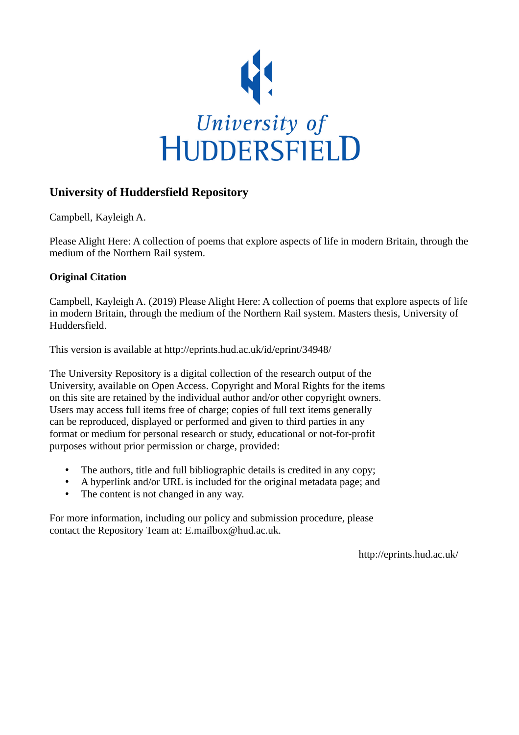University of HUDDERSFIELD

## University of Huddersfield Repository

Campbell, Kayleigh A.

Please Alight Here: A collection of poems that explore aspects of life in modern Britain, through the medium of the Northern Rail system.

### Original Citation

Campbell, Kayleigh A. (2019) Please Alight Here: A collection of poems that explore aspects of life in modern Britain, through the medium of the Northern Rail system. Masters thesis, University of Huddersfield.

This version is available at http://eprints.hud.ac.uk/id/eprint/34948/

The University Repository is a digital collection of the research output of the University, available on Open Access. Copyright and Moral Rights for the items on this site are retained by the individual author and/or other copyright owners. Users may access full items free of charge; copies of full text items generally can be reproduced, displayed or performed and given to third parties in any format or medium for personal research or study, educational or not-for-profit purposes without prior permission or charge, provided:

- The authors, title and full bibliographic details is credited in any copy;
- A hyperlink and/or URL is included for the original metadata page; and
- The content is not changed in any way.

For more information, including our policy and submission procedure, please contact the Repository Team at: E.mailbox@hud.ac.uk.

http://eprints.hud.ac.uk/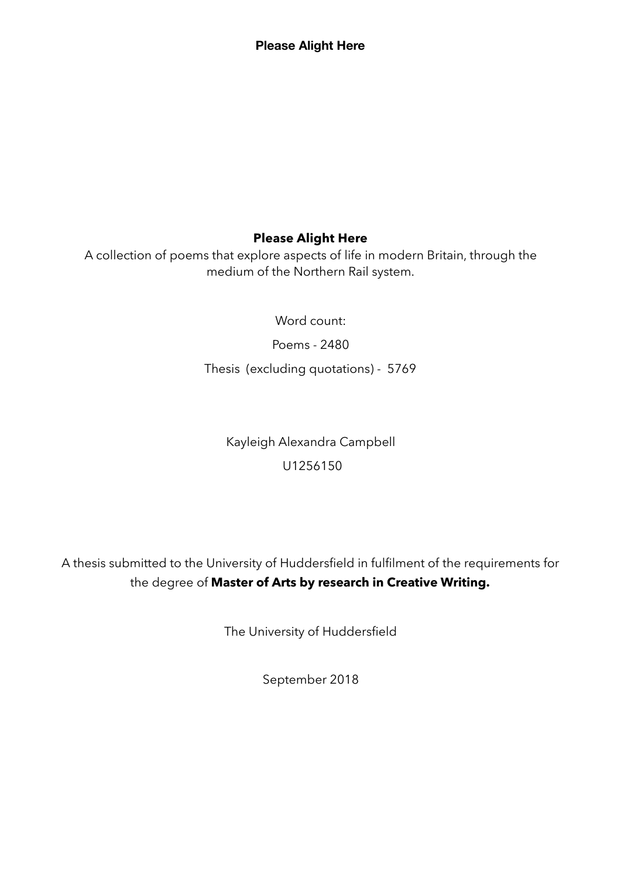**Please Alight Here**

# Please Alight Here

A collection of poems that explore aspects of life in modern Britain, through the medium of the Northern Rail system.

Word count:

Poems - 2480

Thesis (excluding quotations) - 5769

Kayleigh Alexandra Campbell

U1256150

A thesis submitted to the University of Huddersfield in fulfilment of the requirements for the degree of **Master of Arts by research in Creative Writing.**

The University of Huddersfield

September 2018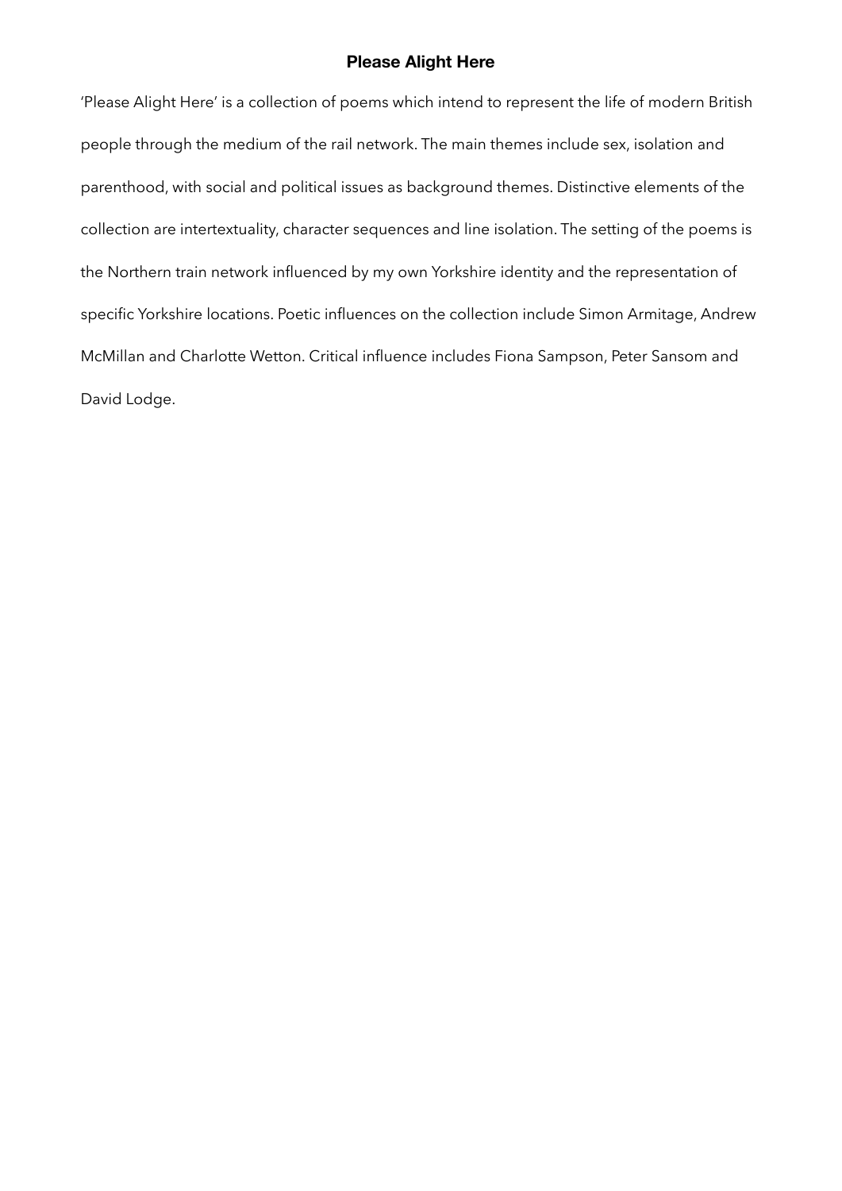# Please Alight Here

'Please Alight Here' is a collection of poems which intend to represent the life of modern British people through the medium of the rail network. The main themes include sex, isolation and parenthood, with social and political issues as background themes. Distinctive elements of the collection are intertextuality, character sequences and line isolation. The setting of the poems is the Northern train network influenced by my own Yorkshire identity and the representation of specific Yorkshire locations. Poetic influences on the collection include Simon Armitage, Andrew McMillan and Charlotte Wetton. Critical influence includes Fiona Sampson, Peter Sansom and David Lodge.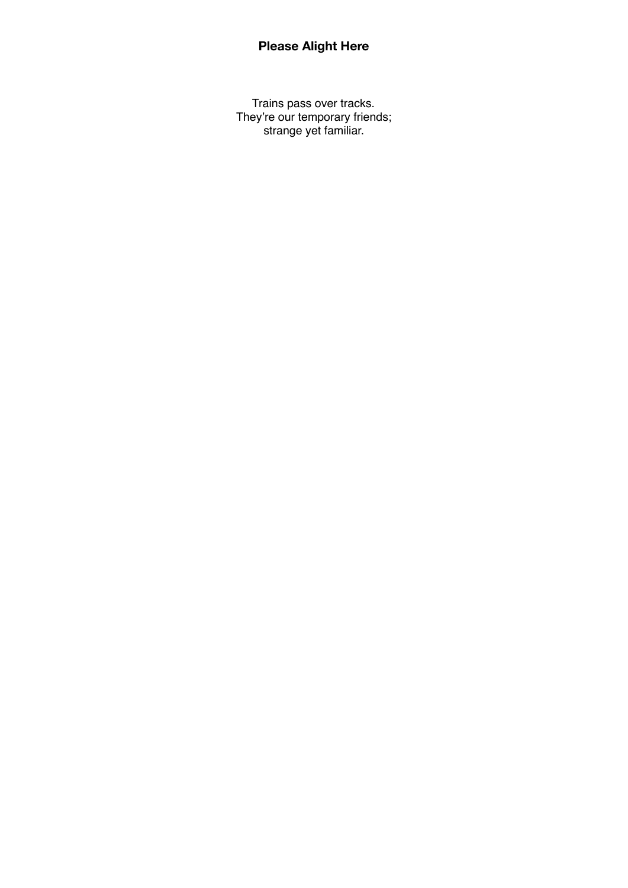## Please Alight Here

Trains pass over tracks.  
They’re our temporary friends;  
strange yet familiar.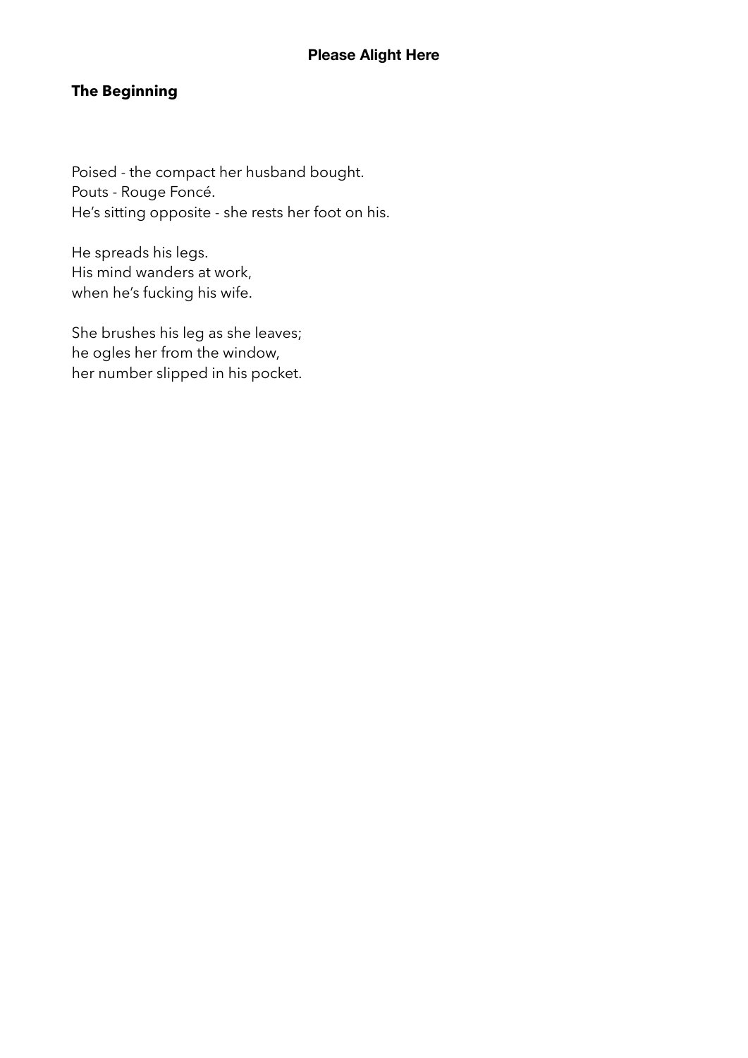## The Beginning

Poised - the compact her husband bought.
Pouts - Rouge Foncé.
He's sitting opposite - she rests her foot on his.

He spreads his legs.
His mind wanders at work,
when he's fucking his wife.

She brushes his leg as she leaves;
he ogles her from the window,
her number slipped in his pocket.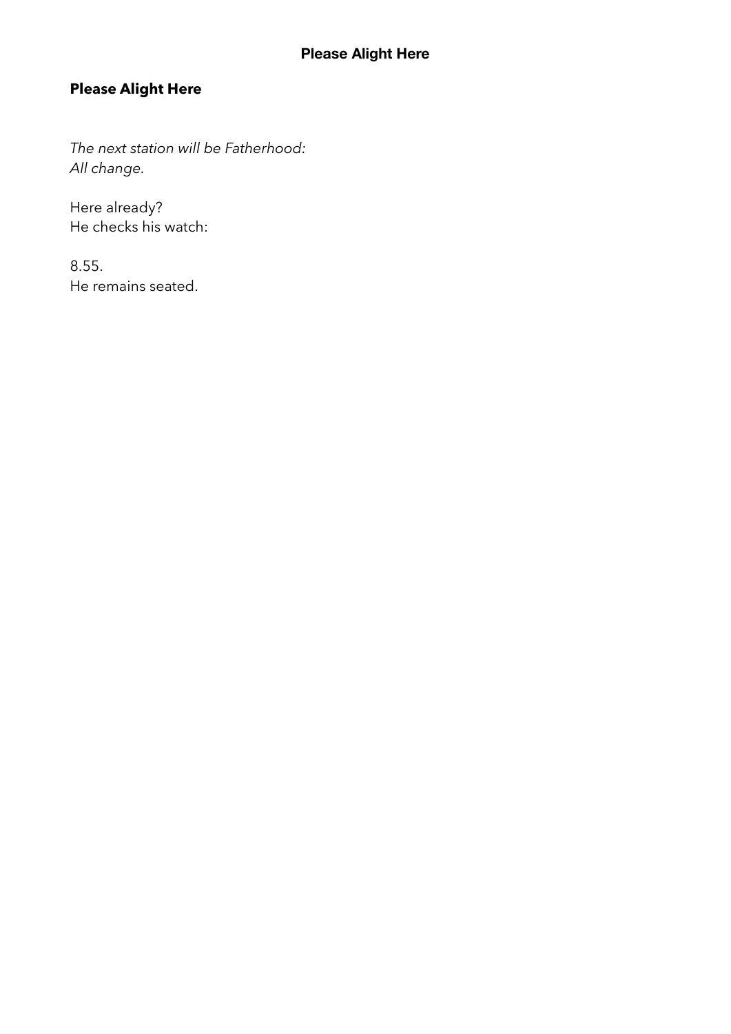## Please Alight Here

*The next station will be Fatherhood:*
*All change.*

Here already?
He checks his watch:

8.55.
He remains seated.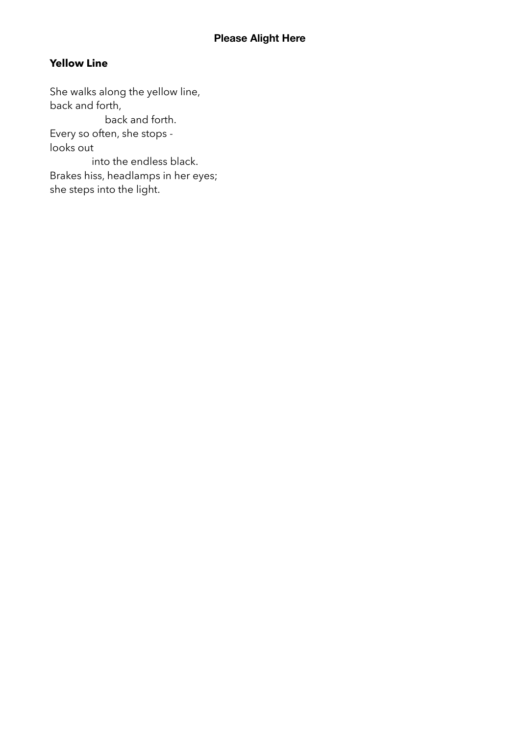## Yellow Line

She walks along the yellow line,  
back and forth,  
back and forth.  
Every so often, she stops -  
looks out  
into the endless black.  
Brakes hiss, headlamps in her eyes;  
she steps into the light.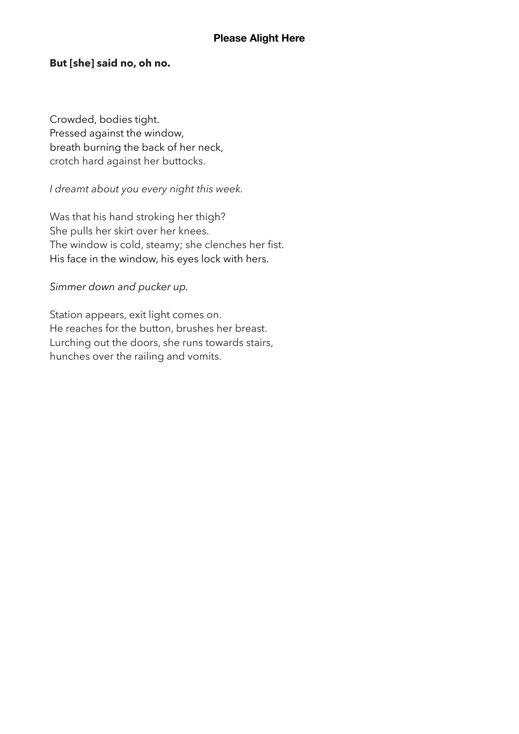## Please Alight Here

**But [she] said no, oh no.**

Crowded, bodies tight.
Pressed against the window,
breath burning the back of her neck,
crotch hard against her buttocks.

*I dreamt about you every night this week.*

Was that his hand stroking her thigh?
She pulls her skirt over her knees.
The window is cold, steamy; she clenches her fist.
His face in the window, his eyes lock with hers.

*Simmer down and pucker up.*

Station appears, exit light comes on.
He reaches for the button, brushes her breast.
Lurching out the doors, she runs towards stairs,
hunches over the railing and vomits.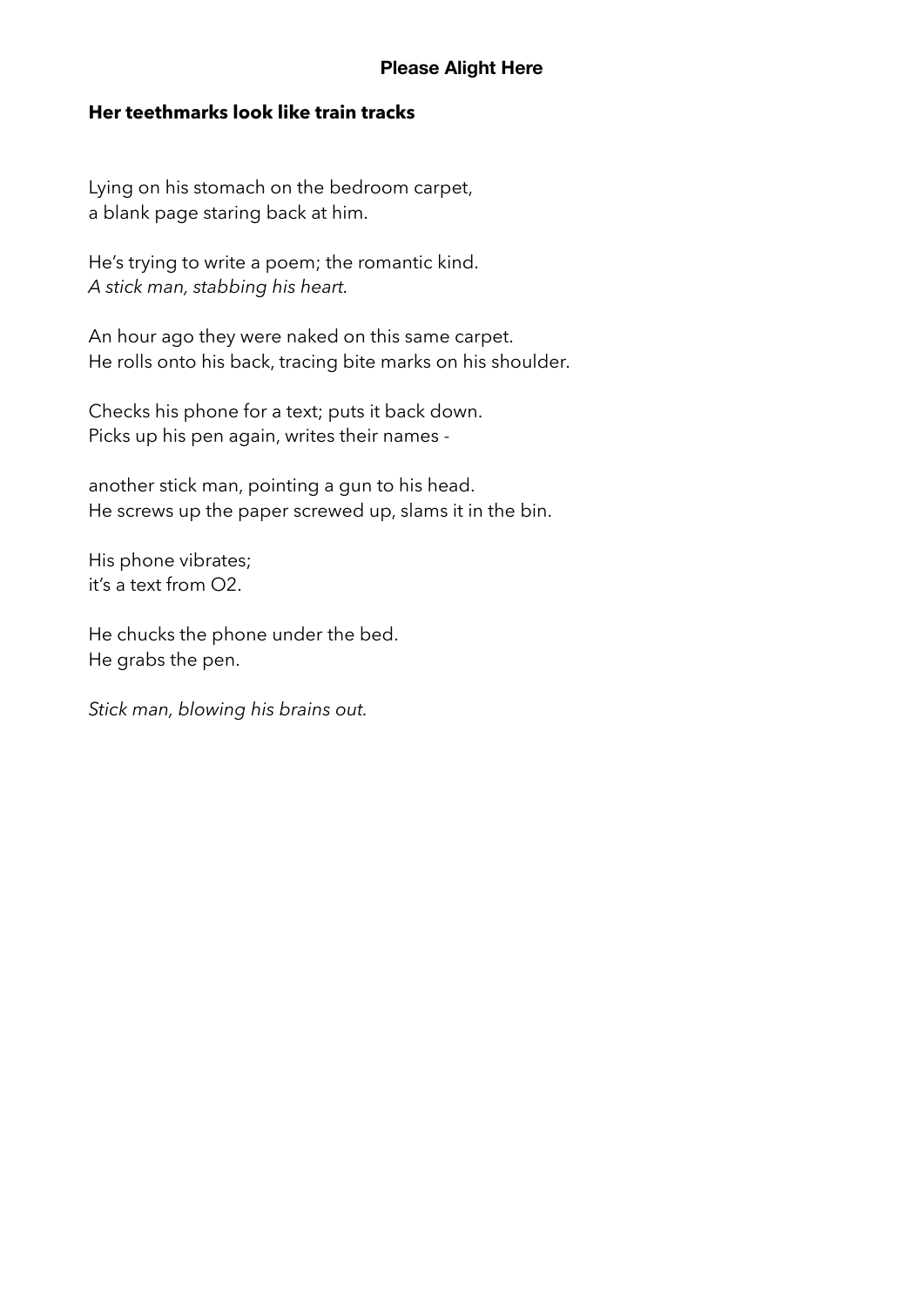## Her teethmarks look like train tracks

Lying on his stomach on the bedroom carpet,
a blank page staring back at him.

He's trying to write a poem; the romantic kind.
*A stick man, stabbing his heart.*

An hour ago they were naked on this same carpet.
He rolls onto his back, tracing bite marks on his shoulder.

Checks his phone for a text; puts it back down.
Picks up his pen again, writes their names -

another stick man, pointing a gun to his head.
He screws up the paper screwed up, slams it in the bin.

His phone vibrates;
it's a text from O2.

He chucks the phone under the bed.
He grabs the pen.

*Stick man, blowing his brains out.*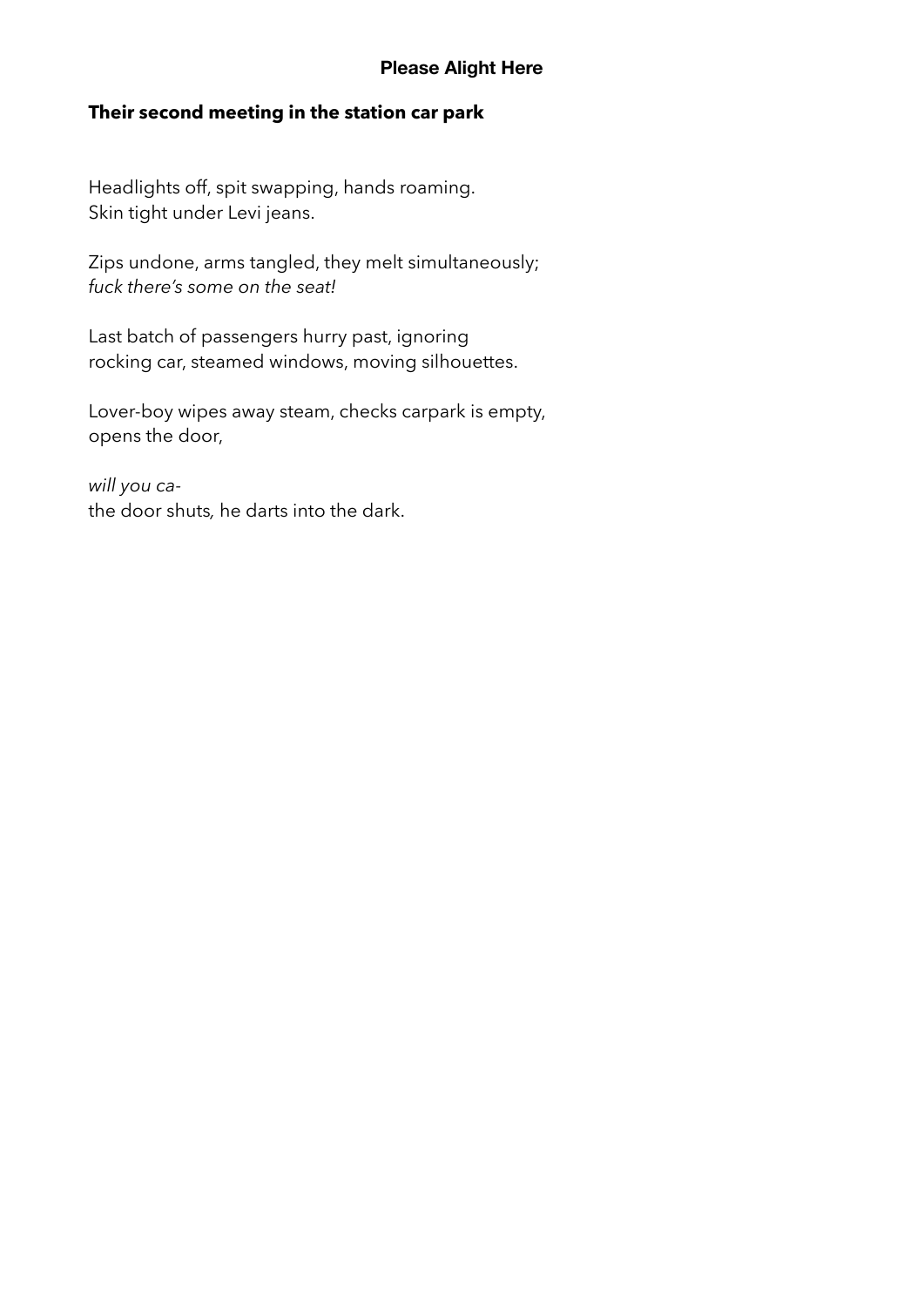## Their second meeting in the station car park

Headlights off, spit swapping, hands roaming.
Skin tight under Levi jeans.

Zips undone, arms tangled, they melt simultaneously;
*fuck there's some on the seat!*

Last batch of passengers hurry past, ignoring
rocking car, steamed windows, moving silhouettes.

Lover-boy wipes away steam, checks carpark is empty,
opens the door,

*will you ca-*
the door shuts, he darts into the dark.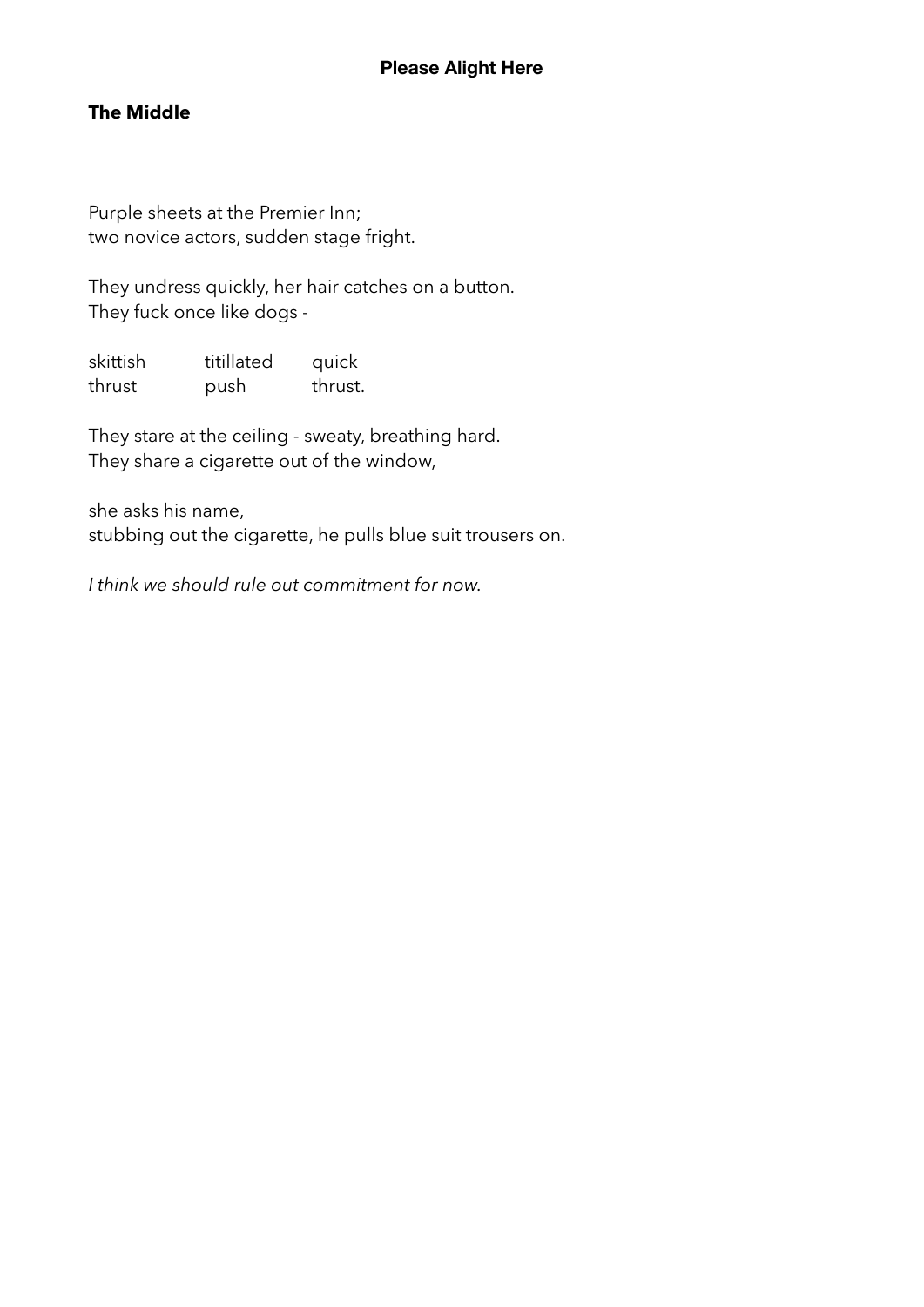## The Middle

Purple sheets at the Premier Inn;
two novice actors, sudden stage fright.

They undress quickly, her hair catches on a button.
They fuck once like dogs -

skittish     titillated     quick
thrust     push     thrust.

They stare at the ceiling - sweaty, breathing hard.
They share a cigarette out of the window,

she asks his name,
stubbing out the cigarette, he pulls blue suit trousers on.

*I think we should rule out commitment for now.*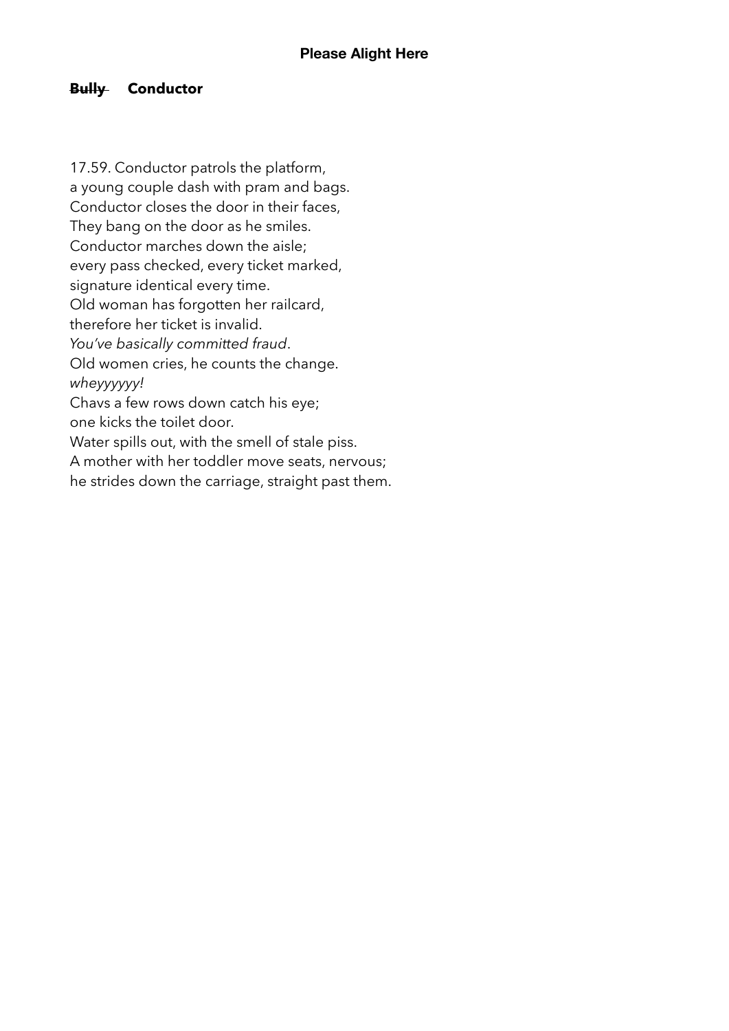**Please Alight Here**

**~~Bully~~ Conductor**

17.59. Conductor patrols the platform,
a young couple dash with pram and bags.
Conductor closes the door in their faces,
They bang on the door as he smiles.
Conductor marches down the aisle;
every pass checked, every ticket marked,
signature identical every time.
Old woman has forgotten her railcard,
therefore her ticket is invalid.
*You've basically committed fraud*.
Old women cries, he counts the change.
*wheyyyyyy!*
Chavs a few rows down catch his eye;
one kicks the toilet door.
Water spills out, with the smell of stale piss.
A mother with her toddler move seats, nervous;
he strides down the carriage, straight past them.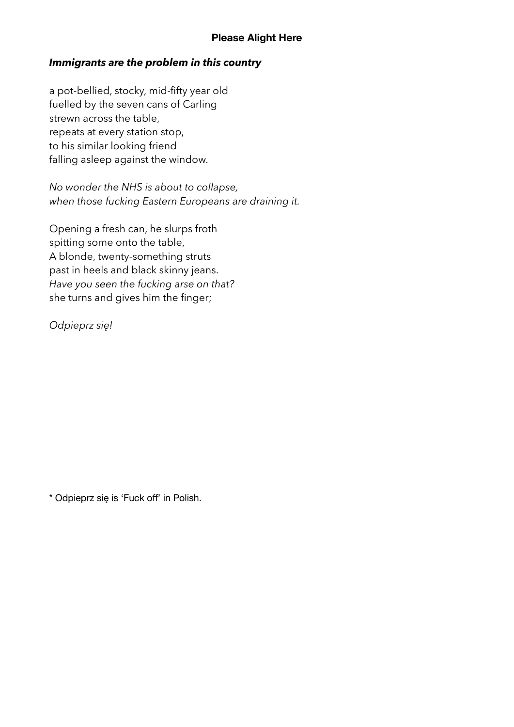## Please Alight Here

***Immigrants are the problem in this country***

a pot-bellied, stocky, mid-fifty year old
fuelled by the seven cans of Carling
strewn across the table,
repeats at every station stop,
to his similar looking friend
falling asleep against the window.

*No wonder the NHS is about to collapse,*
*when those fucking Eastern Europeans are draining it.*

Opening a fresh can, he slurps froth
spitting some onto the table,
A blonde, twenty-something struts
past in heels and black skinny jeans.
*Have you seen the fucking arse on that?*
she turns and gives him the finger;

*Odpieprz się!*

* Odpieprz się is 'Fuck off' in Polish.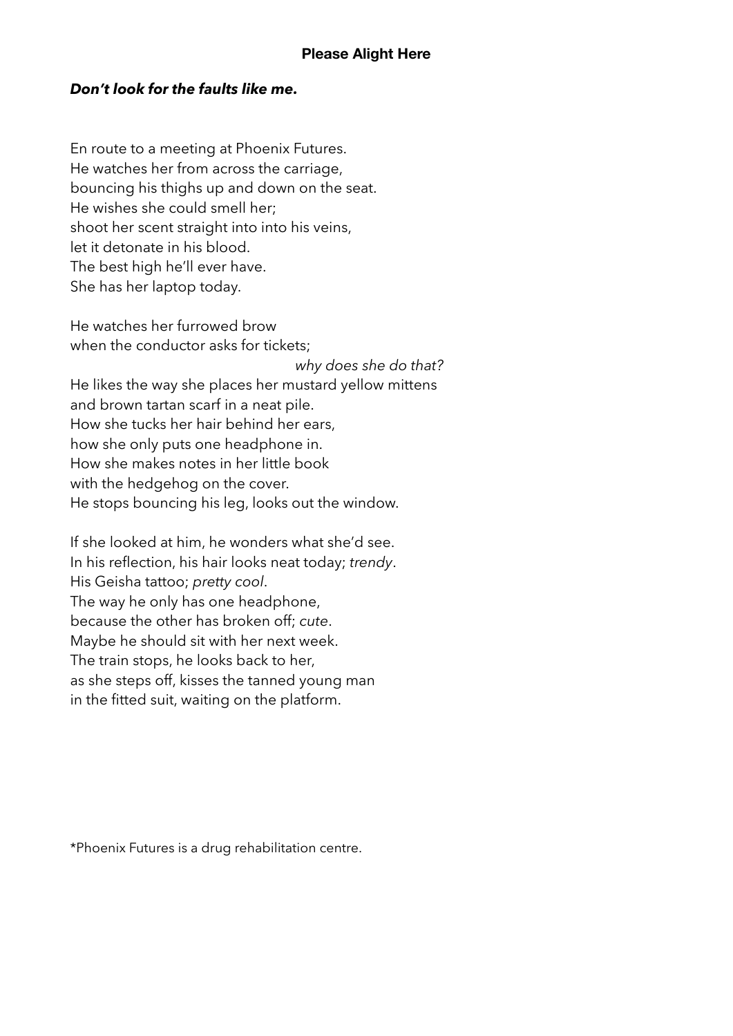## Please Alight Here

***Don't look for the faults like me.***

En route to a meeting at Phoenix Futures.
He watches her from across the carriage,
bouncing his thighs up and down on the seat.
He wishes she could smell her;
shoot her scent straight into into his veins,
let it detonate in his blood.
The best high he'll ever have.
She has her laptop today.

He watches her furrowed brow
when the conductor asks for tickets;
*why does she do that?*
He likes the way she places her mustard yellow mittens
and brown tartan scarf in a neat pile.
How she tucks her hair behind her ears,
how she only puts one headphone in.
How she makes notes in her little book
with the hedgehog on the cover.
He stops bouncing his leg, looks out the window.

If she looked at him, he wonders what she'd see.
In his reflection, his hair looks neat today; *trendy*.
His Geisha tattoo; *pretty cool*.
The way he only has one headphone,
because the other has broken off; *cute*.
Maybe he should sit with her next week.
The train stops, he looks back to her,
as she steps off, kisses the tanned young man
in the fitted suit, waiting on the platform.

*Phoenix Futures is a drug rehabilitation centre.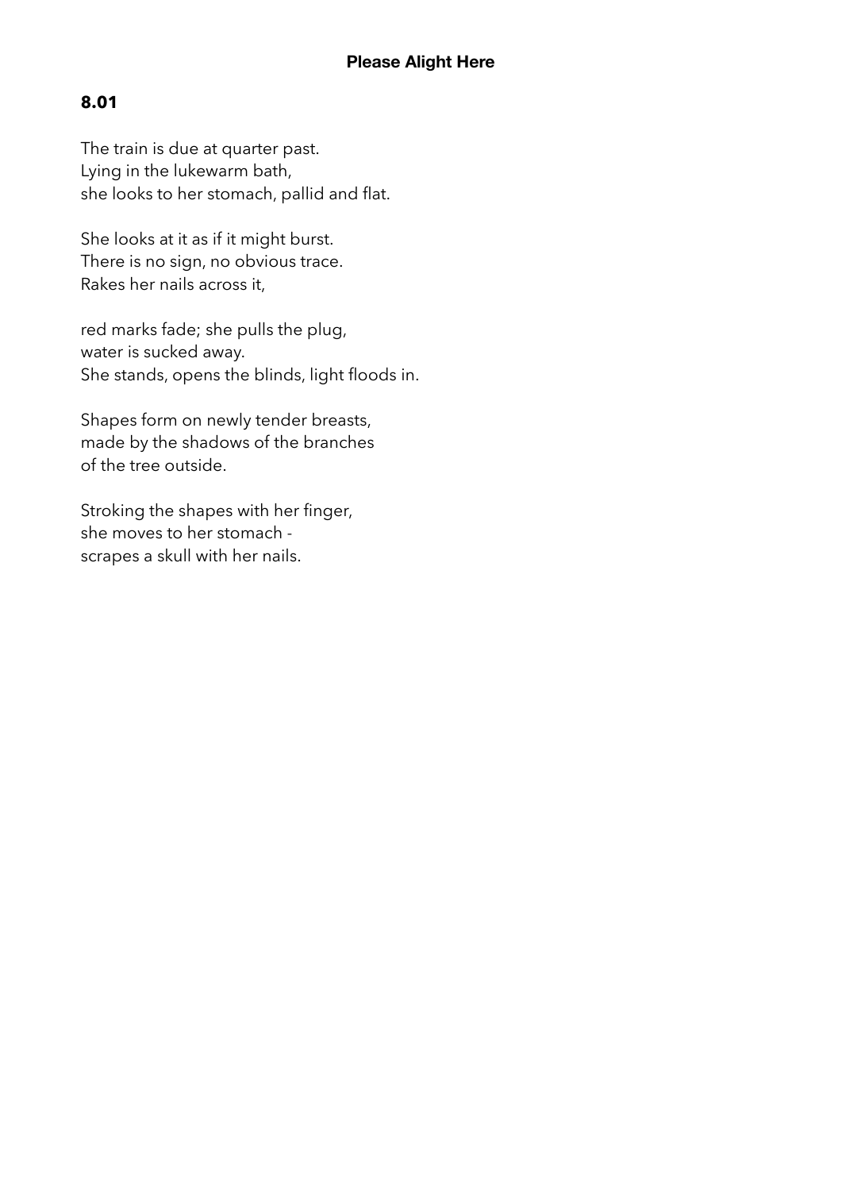## Please Alight Here

### 8.01

The train is due at quarter past.  
Lying in the lukewarm bath,  
she looks to her stomach, pallid and flat.

She looks at it as if it might burst.  
There is no sign, no obvious trace.  
Rakes her nails across it,

red marks fade; she pulls the plug,  
water is sucked away.  
She stands, opens the blinds, light floods in.

Shapes form on newly tender breasts,  
made by the shadows of the branches  
of the tree outside.

Stroking the shapes with her finger,  
she moves to her stomach -  
scrapes a skull with her nails.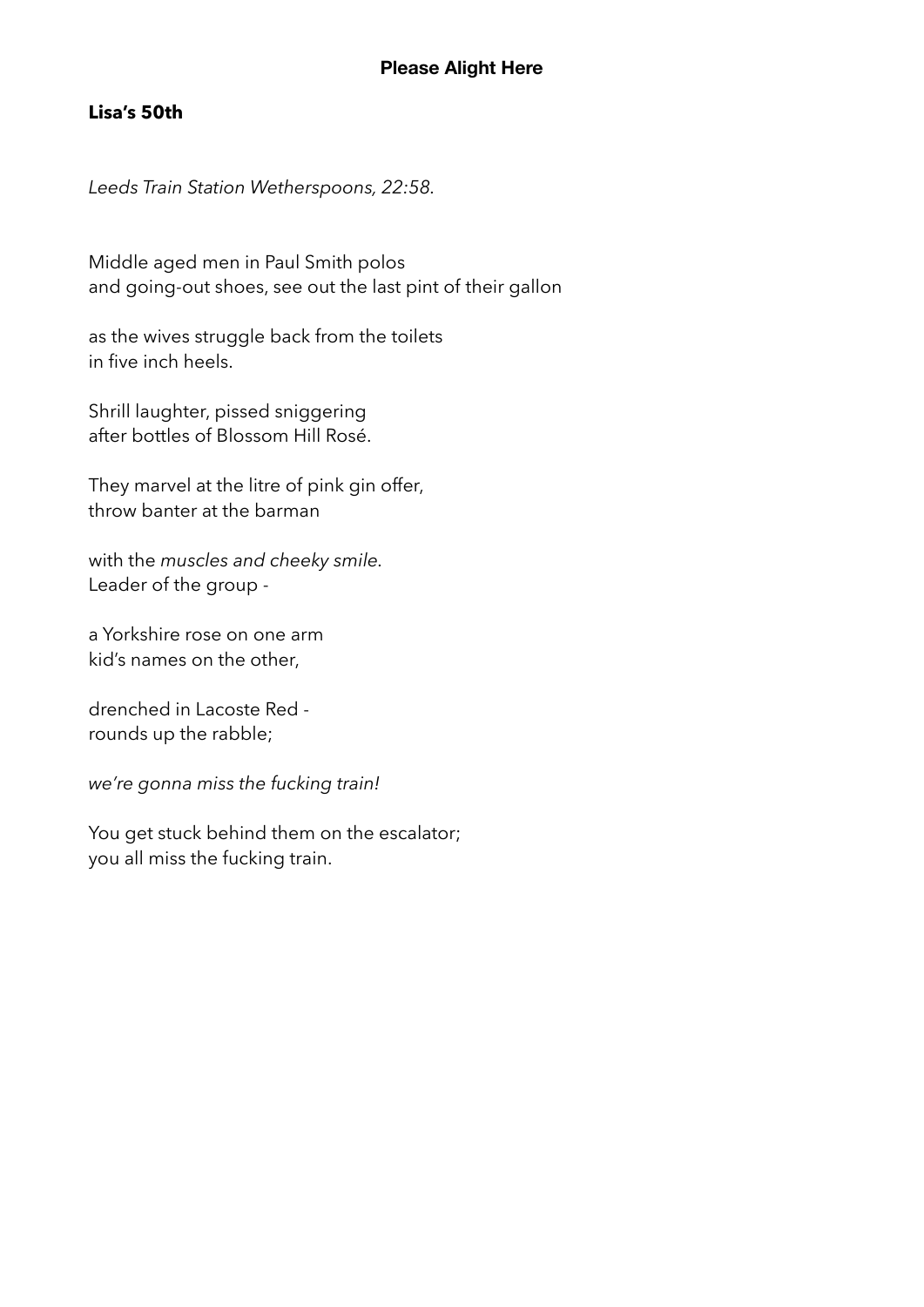## Lisa's 50th

*Leeds Train Station Wetherspoons, 22:58.*

Middle aged men in Paul Smith polos  
and going-out shoes, see out the last pint of their gallon

as the wives struggle back from the toilets  
in five inch heels.

Shrill laughter, pissed sniggering  
after bottles of Blossom Hill Rosé.

They marvel at the litre of pink gin offer,  
throw banter at the barman

with the *muscles and cheeky smile*.  
Leader of the group -

a Yorkshire rose on one arm  
kid's names on the other,

drenched in Lacoste Red -  
rounds up the rabble;

*we're gonna miss the fucking train!*

You get stuck behind them on the escalator;  
you all miss the fucking train.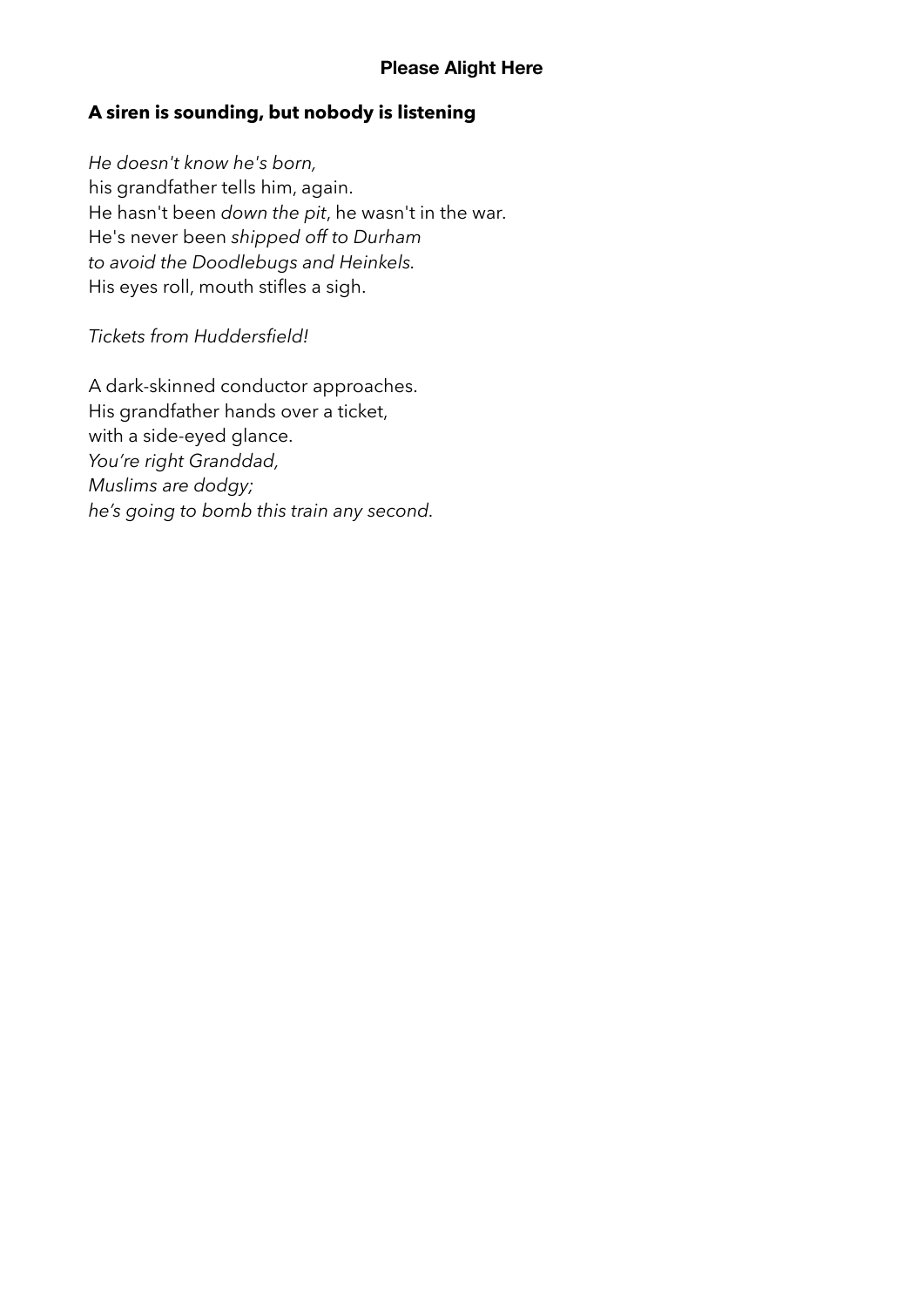**A siren is sounding, but nobody is listening**

*He doesn't know he's born,*
his grandfather tells him, again.
He hasn't been *down the pit*, he wasn't in the war.
He's never been *shipped off to Durham*
*to avoid the Doodlebugs and Heinkels*.
His eyes roll, mouth stifles a sigh.

*Tickets from Huddersfield!*

A dark-skinned conductor approaches.
His grandfather hands over a ticket,
with a side-eyed glance.
*You're right Granddad,*
*Muslims are dodgy;*
*he's going to bomb this train any second*.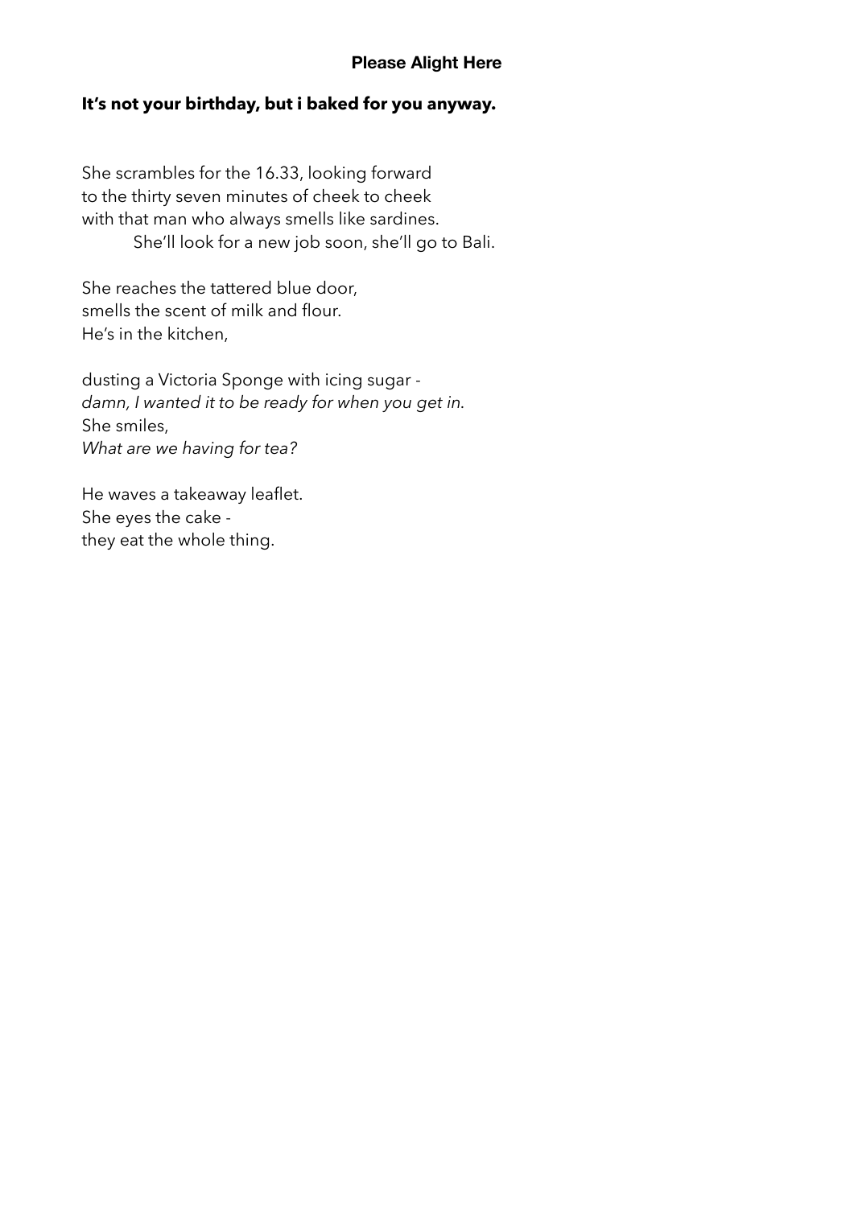**It's not your birthday, but i baked for you anyway.**

She scrambles for the 16.33, looking forward  
to the thirty seven minutes of cheek to cheek  
with that man who always smells like sardines.  
She'll look for a new job soon, she'll go to Bali.

She reaches the tattered blue door,  
smells the scent of milk and flour.  
He's in the kitchen,

dusting a Victoria Sponge with icing sugar -  
*damn, I wanted it to be ready for when you get in.*  
She smiles,  
*What are we having for tea?*

He waves a takeaway leaflet.  
She eyes the cake -  
they eat the whole thing.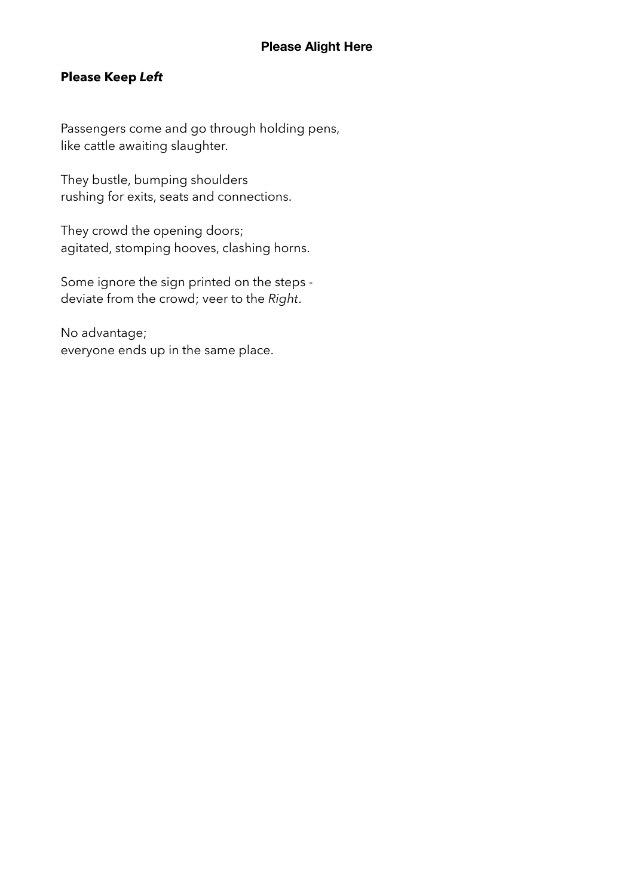## Please Keep *Left*

Passengers come and go through holding pens,
like cattle awaiting slaughter.

They bustle, bumping shoulders
rushing for exits, seats and connections.

They crowd the opening doors;
agitated, stomping hooves, clashing horns.

Some ignore the sign printed on the steps -
deviate from the crowd; veer to the *Right*.

No advantage;
everyone ends up in the same place.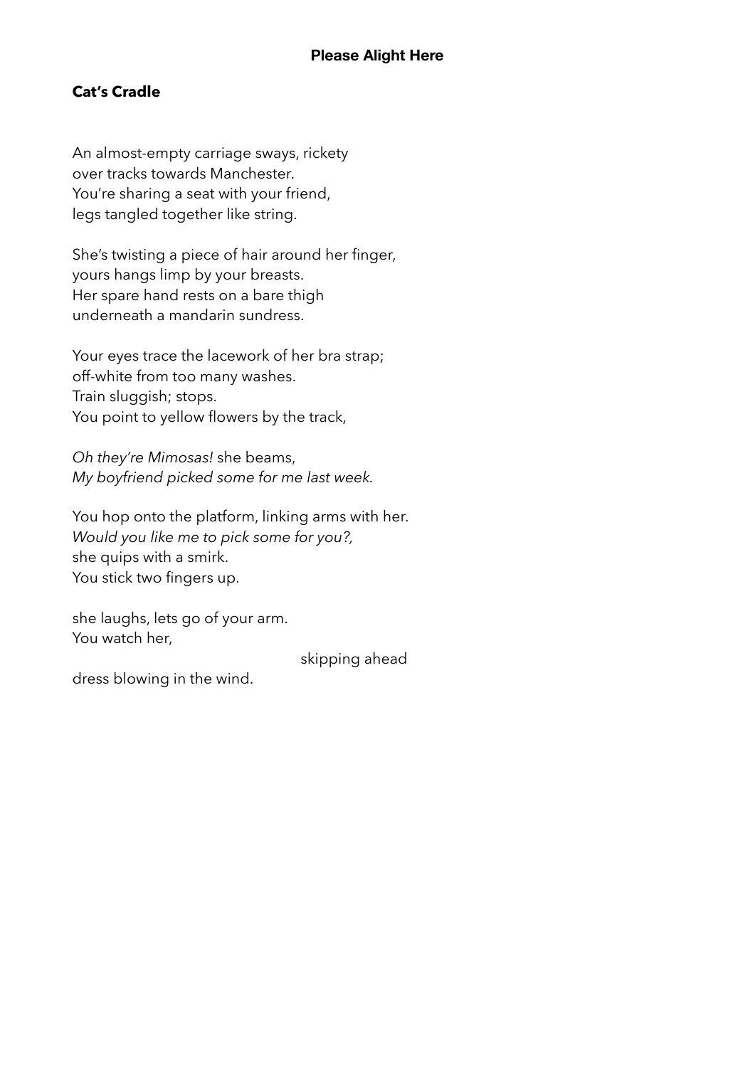## Cat's Cradle

An almost-empty carriage sways, rickety
over tracks towards Manchester.
You're sharing a seat with your friend,
legs tangled together like string.

She's twisting a piece of hair around her finger,
yours hangs limp by your breasts.
Her spare hand rests on a bare thigh
underneath a mandarin sundress.

Your eyes trace the lacework of her bra strap;
off-white from too many washes.
Train sluggish; stops.
You point to yellow flowers by the track,

*Oh they're Mimosas!* she beams,
*My boyfriend picked some for me last week.*

You hop onto the platform, linking arms with her.
*Would you like me to pick some for you?,*
she quips with a smirk.
You stick two fingers up.

she laughs, lets go of your arm.
You watch her,
                                                            skipping ahead
dress blowing in the wind.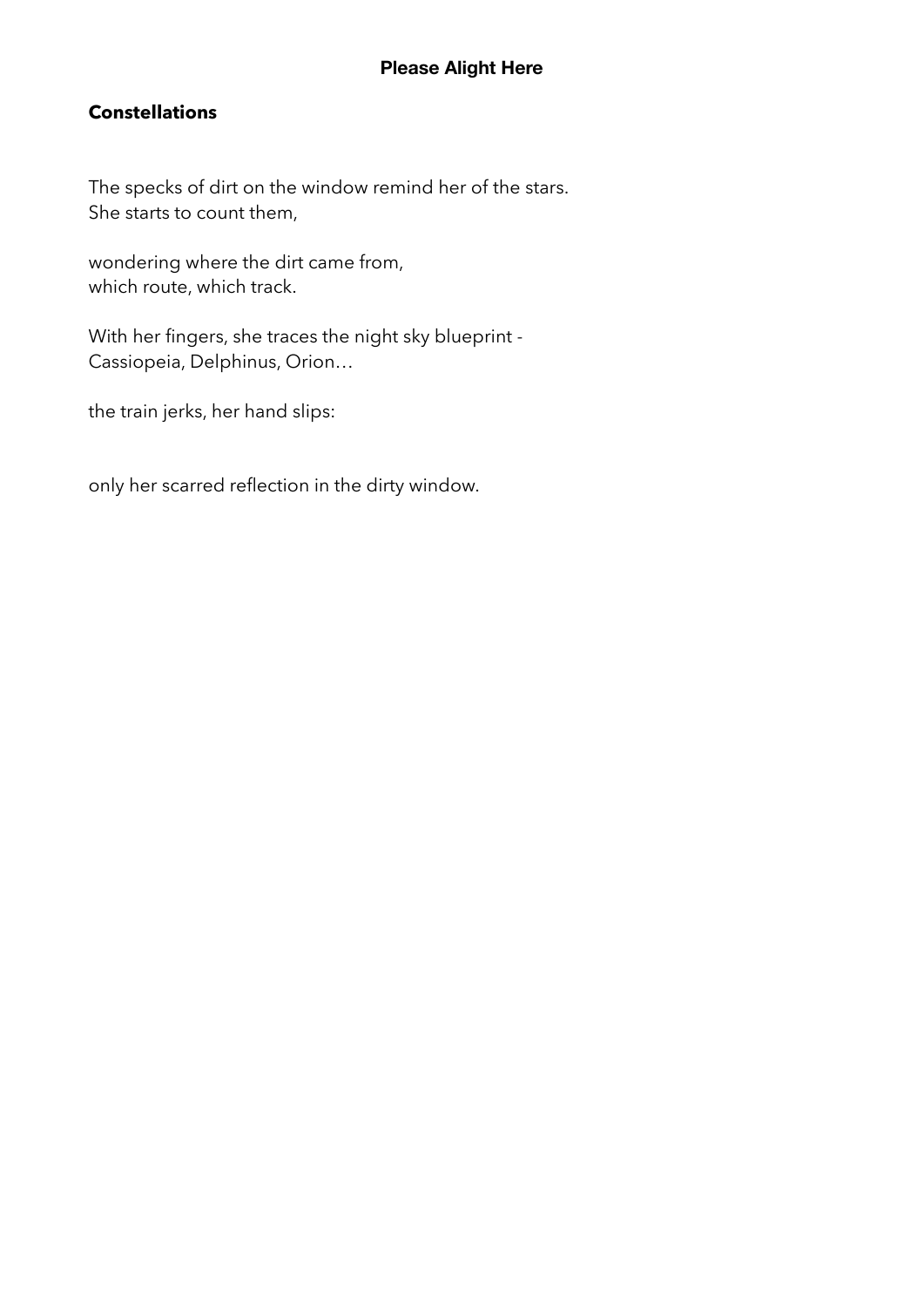## Constellations

The specks of dirt on the window remind her of the stars.  
She starts to count them,

wondering where the dirt came from,  
which route, which track.

With her fingers, she traces the night sky blueprint -  
Cassiopeia, Delphinus, Orion…

the train jerks, her hand slips:

only her scarred reflection in the dirty window.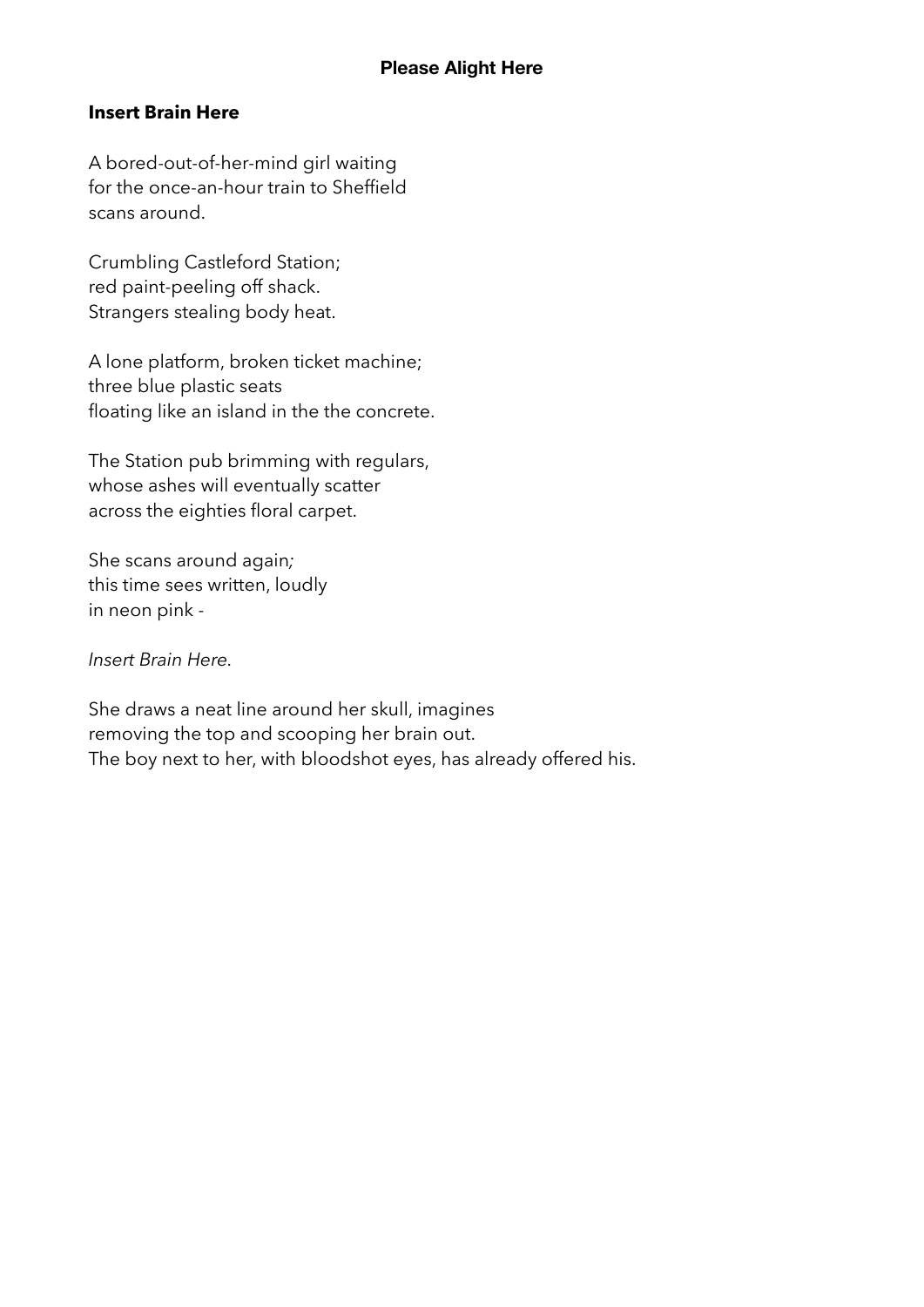## Insert Brain Here

A bored-out-of-her-mind girl waiting  
for the once-an-hour train to Sheffield  
scans around.

Crumbling Castleford Station;  
red paint-peeling off shack.  
Strangers stealing body heat.

A lone platform, broken ticket machine;  
three blue plastic seats  
floating like an island in the the concrete.

The Station pub brimming with regulars,  
whose ashes will eventually scatter  
across the eighties floral carpet.

She scans around again;  
this time sees written, loudly  
in neon pink -

*Insert Brain Here.*

She draws a neat line around her skull, imagines  
removing the top and scooping her brain out.  
The boy next to her, with bloodshot eyes, has already offered his.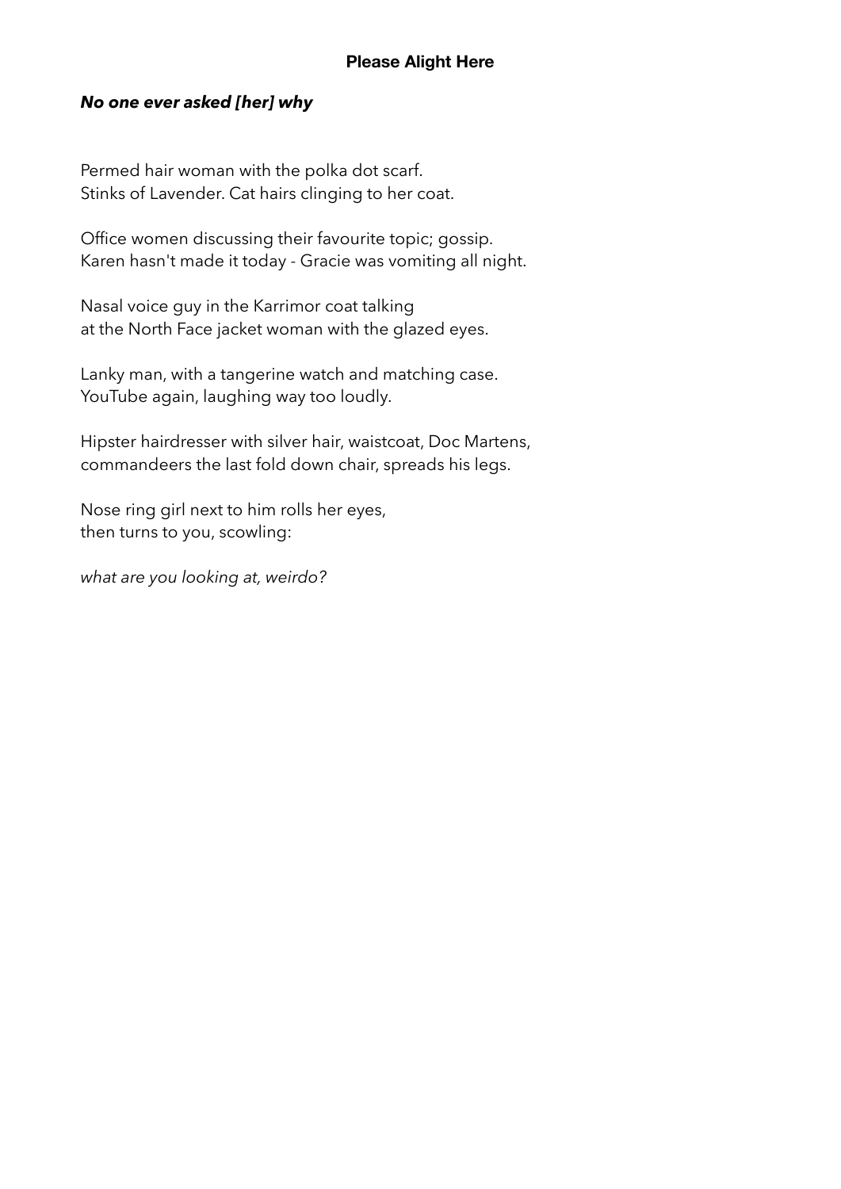## **Please Alight Here**

***No one ever asked [her] why***

Permed hair woman with the polka dot scarf.
Stinks of Lavender. Cat hairs clinging to her coat.

Office women discussing their favourite topic; gossip.
Karen hasn't made it today - Gracie was vomiting all night.

Nasal voice guy in the Karrimor coat talking
at the North Face jacket woman with the glazed eyes.

Lanky man, with a tangerine watch and matching case.
YouTube again, laughing way too loudly.

Hipster hairdresser with silver hair, waistcoat, Doc Martens,
commandeers the last fold down chair, spreads his legs.

Nose ring girl next to him rolls her eyes,
then turns to you, scowling:

*what are you looking at, weirdo?*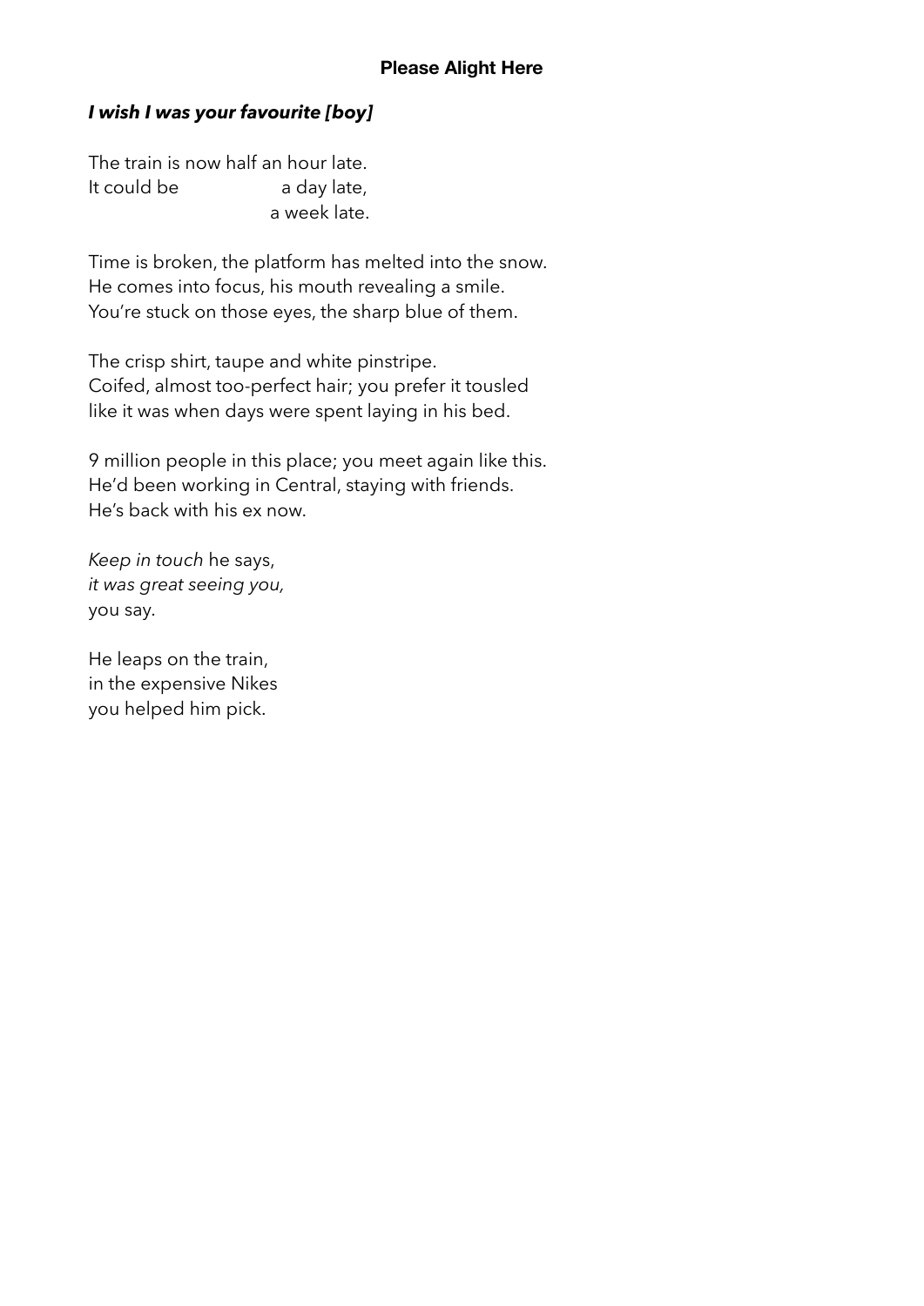## Please Alight Here

### *I wish I was your favourite [boy]*

The train is now half an hour late.  
It could be                  a day late,  
                                    a week late.

Time is broken, the platform has melted into the snow.  
He comes into focus, his mouth revealing a smile.  
You're stuck on those eyes, the sharp blue of them.

The crisp shirt, taupe and white pinstripe.  
Coifed, almost too-perfect hair; you prefer it tousled  
like it was when days were spent laying in his bed.

9 million people in this place; you meet again like this.  
He'd been working in Central, staying with friends.  
He's back with his ex now.

*Keep in touch* he says,  
*it was great seeing you,*  
you say.

He leaps on the train,  
in the expensive Nikes  
you helped him pick.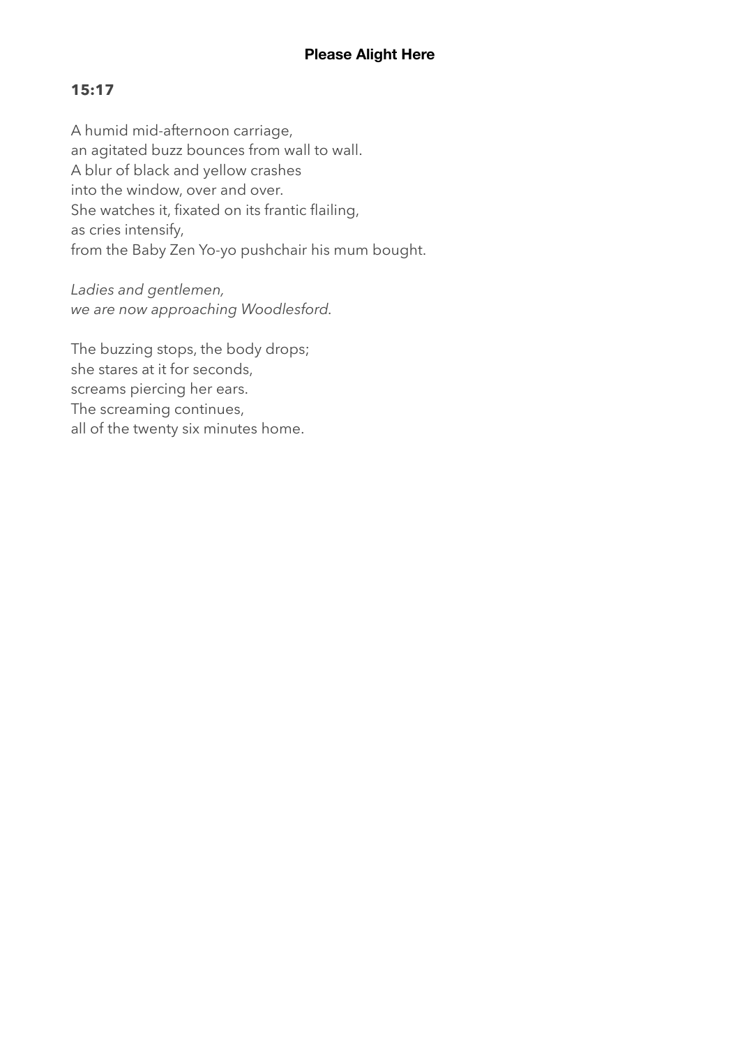**15:17**

A humid mid-afternoon carriage,
an agitated buzz bounces from wall to wall.
A blur of black and yellow crashes
into the window, over and over.
She watches it, fixated on its frantic flailing,
as cries intensify,
from the Baby Zen Yo-yo pushchair his mum bought.

*Ladies and gentlemen,*
*we are now approaching Woodlesford.*

The buzzing stops, the body drops;
she stares at it for seconds,
screams piercing her ears.
The screaming continues,
all of the twenty six minutes home.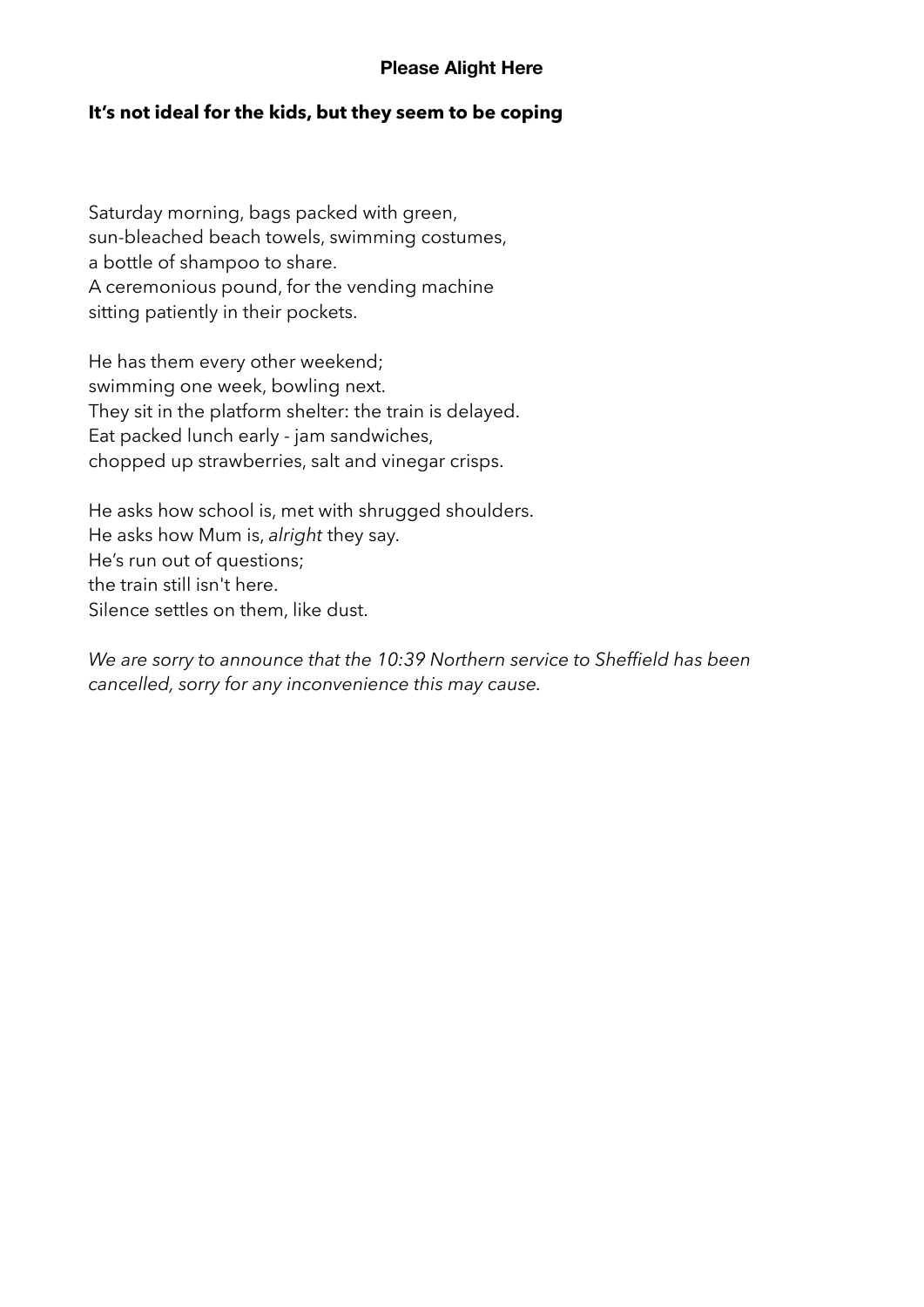## It’s not ideal for the kids, but they seem to be coping

Saturday morning, bags packed with green,
sun-bleached beach towels, swimming costumes,
a bottle of shampoo to share.
A ceremonious pound, for the vending machine
sitting patiently in their pockets.

He has them every other weekend;
swimming one week, bowling next.
They sit in the platform shelter: the train is delayed.
Eat packed lunch early - jam sandwiches,
chopped up strawberries, salt and vinegar crisps.

He asks how school is, met with shrugged shoulders.
He asks how Mum is, *alright* they say.
He’s run out of questions;
the train still isn't here.
Silence settles on them, like dust.

*We are sorry to announce that the 10:39 Northern service to Sheffield has been cancelled, sorry for any inconvenience this may cause.*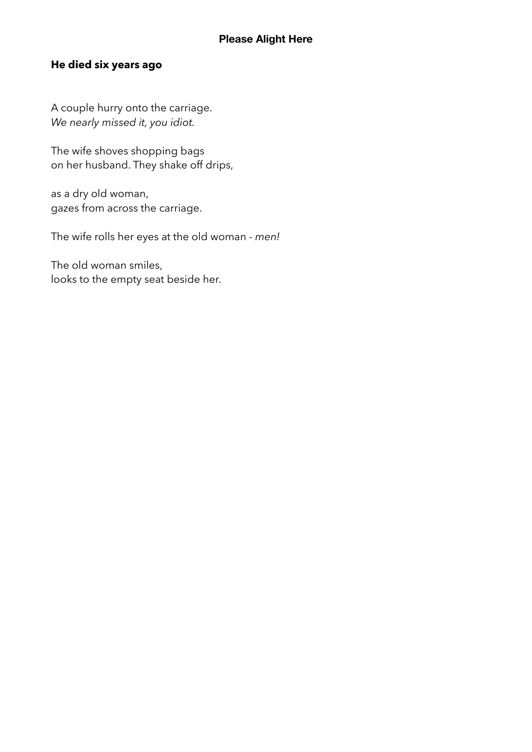## He died six years ago

A couple hurry onto the carriage.
*We nearly missed it, you idiot.*

The wife shoves shopping bags
on her husband. They shake off drips,

as a dry old woman,
gazes from across the carriage.

The wife rolls her eyes at the old woman - *men!*

The old woman smiles,
looks to the empty seat beside her.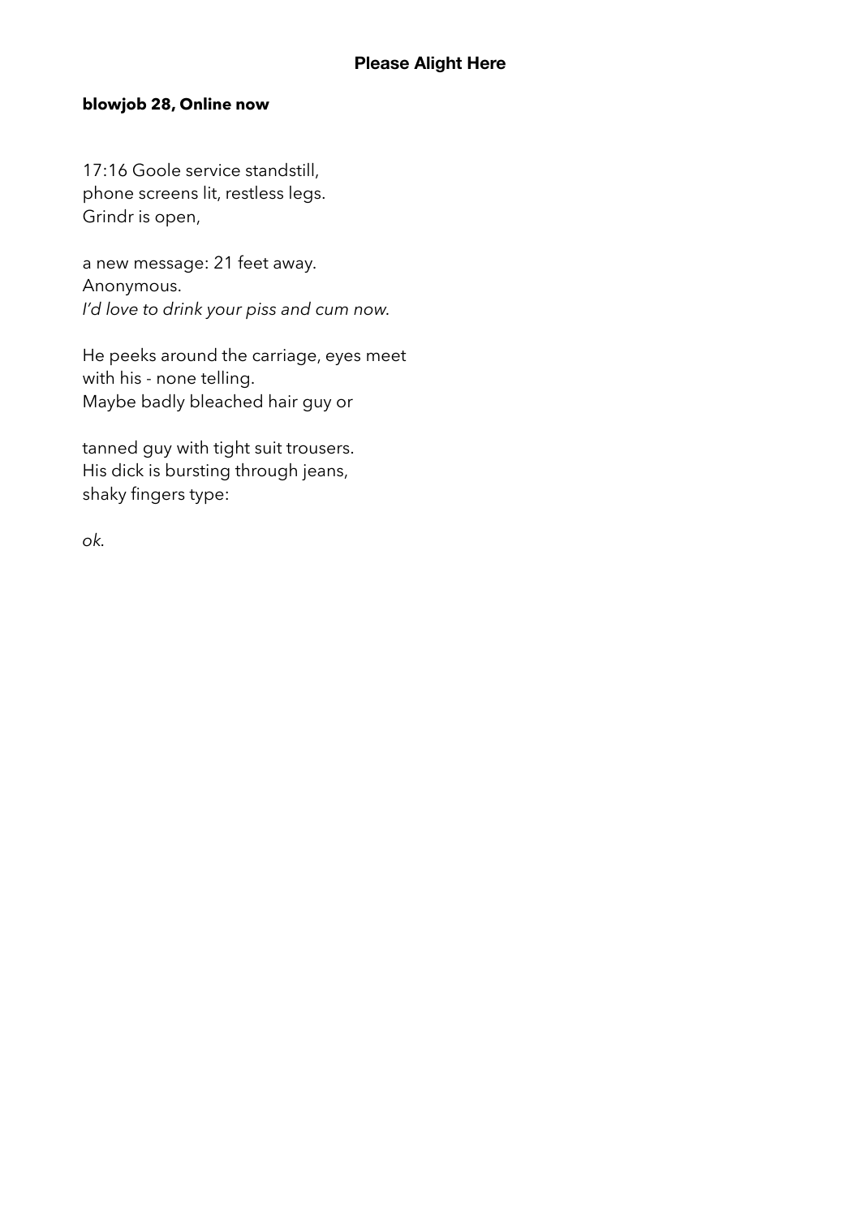## Please Alight Here

**blowjob 28, Online now**

17:16 Goole service standstill,  
phone screens lit, restless legs.  
Grindr is open,

a new message: 21 feet away.  
Anonymous.  
*I'd love to drink your piss and cum now.*

He peeks around the carriage, eyes meet  
with his - none telling.  
Maybe badly bleached hair guy or

tanned guy with tight suit trousers.  
His dick is bursting through jeans,  
shaky fingers type:

*ok.*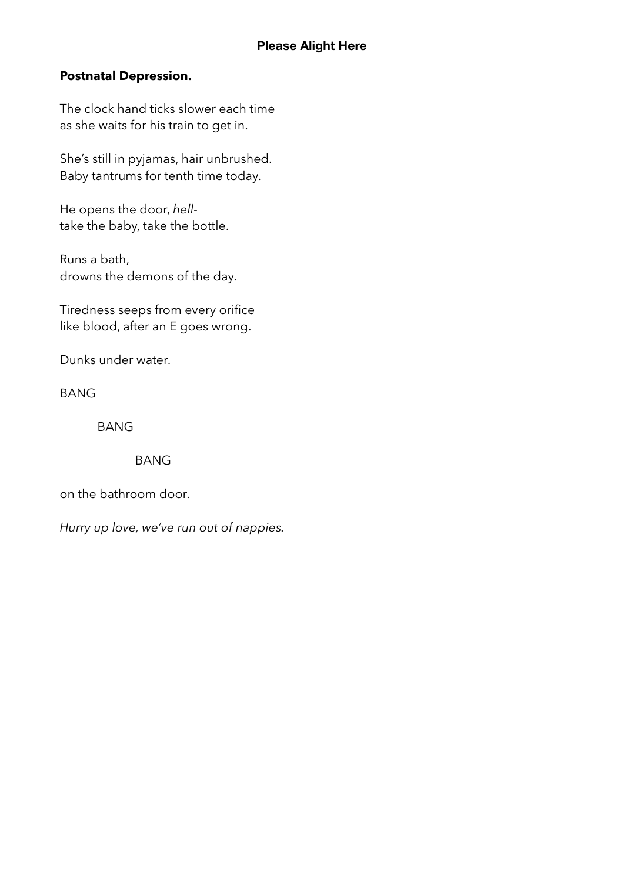**Postnatal Depression.**

The clock hand ticks slower each time  
as she waits for his train to get in.

She's still in pyjamas, hair unbrushed.  
Baby tantrums for tenth time today.

He opens the door, *hell*-  
take the baby, take the bottle.

Runs a bath,  
drowns the demons of the day.

Tiredness seeps from every orifice  
like blood, after an E goes wrong.

Dunks under water.

BANG

BANG

BANG

on the bathroom door.

*Hurry up love, we've run out of nappies.*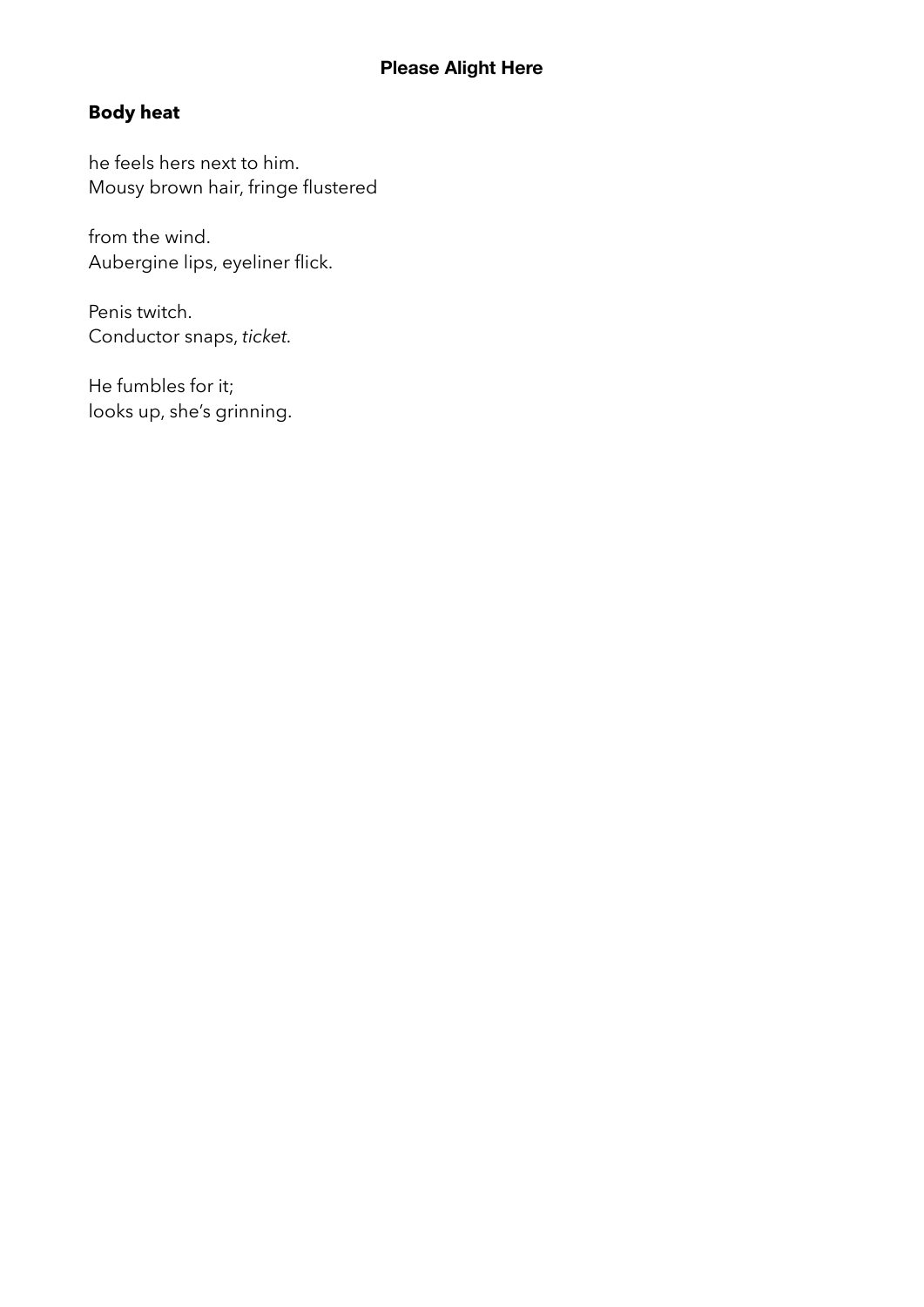## Body heat

he feels hers next to him.
Mousy brown hair, fringe flustered

from the wind.
Aubergine lips, eyeliner flick.

Penis twitch.
Conductor snaps, *ticket*.

He fumbles for it;
looks up, she's grinning.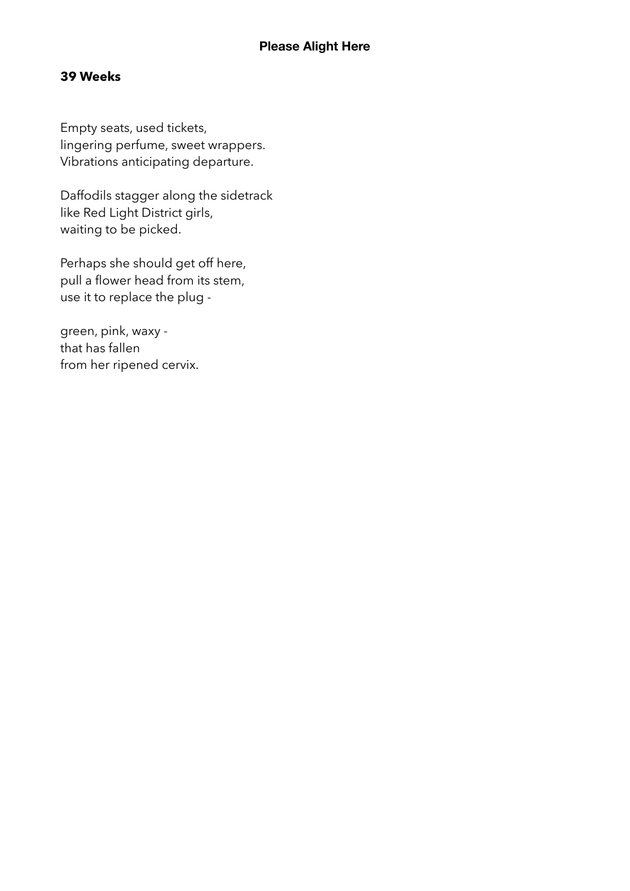**39 Weeks**

Empty seats, used tickets,
lingering perfume, sweet wrappers.
Vibrations anticipating departure.

Daffodils stagger along the sidetrack
like Red Light District girls,
waiting to be picked.

Perhaps she should get off here,
pull a flower head from its stem,
use it to replace the plug -

green, pink, waxy -
that has fallen
from her ripened cervix.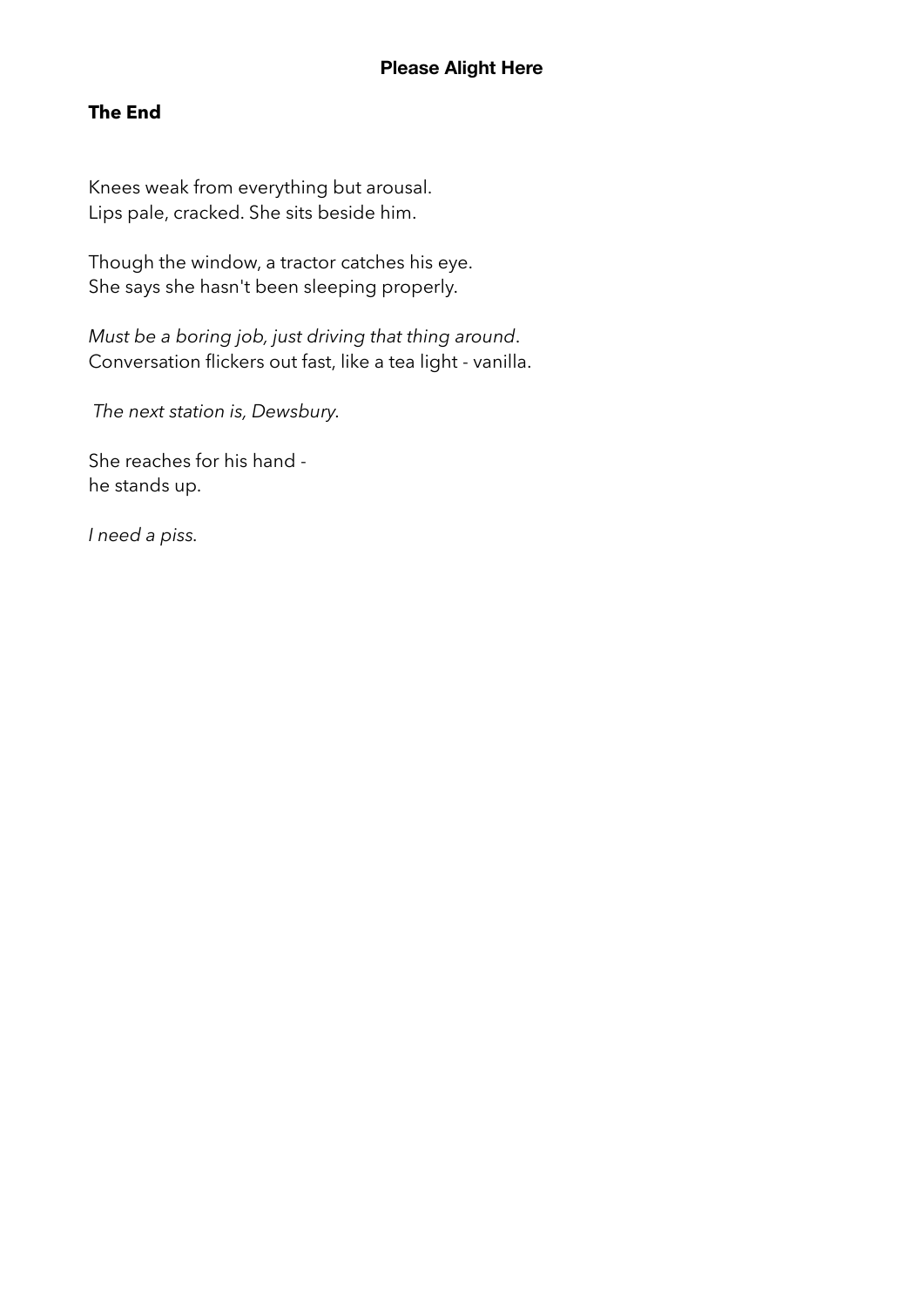## The End

Knees weak from everything but arousal.  
Lips pale, cracked. She sits beside him.

Though the window, a tractor catches his eye.  
She says she hasn't been sleeping properly.

*Must be a boring job, just driving that thing around*.  
Conversation flickers out fast, like a tea light - vanilla.

*The next station is, Dewsbury.*

She reaches for his hand -  
he stands up.

*I need a piss.*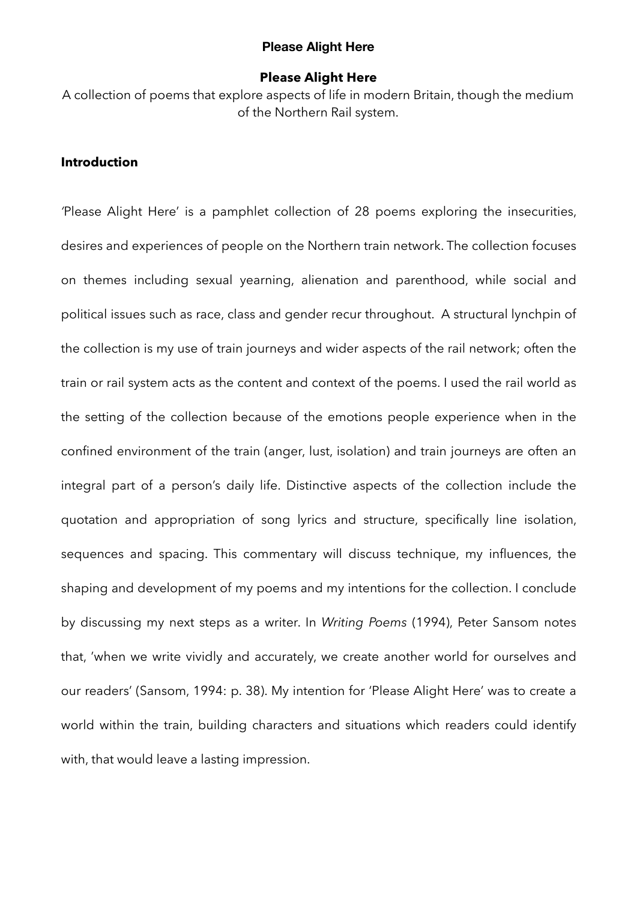# Please Alight Here

A collection of poems that explore aspects of life in modern Britain, though the medium of the Northern Rail system.

## Introduction

'Please Alight Here' is a pamphlet collection of 28 poems exploring the insecurities, desires and experiences of people on the Northern train network. The collection focuses on themes including sexual yearning, alienation and parenthood, while social and political issues such as race, class and gender recur throughout.  A structural lynchpin of the collection is my use of train journeys and wider aspects of the rail network; often the train or rail system acts as the content and context of the poems. I used the rail world as the setting of the collection because of the emotions people experience when in the confined environment of the train (anger, lust, isolation) and train journeys are often an integral part of a person's daily life. Distinctive aspects of the collection include the quotation and appropriation of song lyrics and structure, specifically line isolation, sequences and spacing. This commentary will discuss technique, my influences, the shaping and development of my poems and my intentions for the collection. I conclude by discussing my next steps as a writer. In *Writing Poems* (1994), Peter Sansom notes that, 'when we write vividly and accurately, we create another world for ourselves and our readers' (Sansom, 1994: p. 38). My intention for 'Please Alight Here' was to create a world within the train, building characters and situations which readers could identify with, that would leave a lasting impression.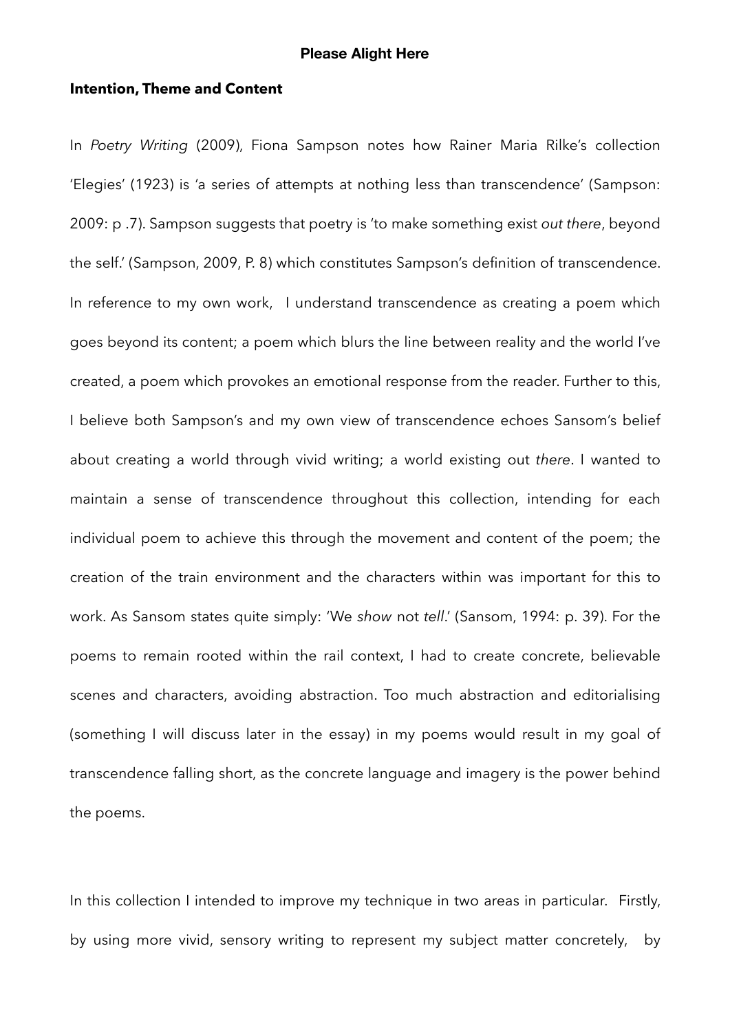**Please Alight Here**

**Intention, Theme and Content**

In *Poetry Writing* (2009), Fiona Sampson notes how Rainer Maria Rilke's collection 'Elegies' (1923) is 'a series of attempts at nothing less than transcendence' (Sampson: 2009: p .7). Sampson suggests that poetry is 'to make something exist *out there*, beyond the self.' (Sampson, 2009, P. 8) which constitutes Sampson's definition of transcendence. In reference to my own work, I understand transcendence as creating a poem which goes beyond its content; a poem which blurs the line between reality and the world I've created, a poem which provokes an emotional response from the reader. Further to this, I believe both Sampson's and my own view of transcendence echoes Sansom's belief about creating a world through vivid writing; a world existing out *there*. I wanted to maintain a sense of transcendence throughout this collection, intending for each individual poem to achieve this through the movement and content of the poem; the creation of the train environment and the characters within was important for this to work. As Sansom states quite simply: 'We *show* not *tell*.' (Sansom, 1994: p. 39). For the poems to remain rooted within the rail context, I had to create concrete, believable scenes and characters, avoiding abstraction. Too much abstraction and editorialising (something I will discuss later in the essay) in my poems would result in my goal of transcendence falling short, as the concrete language and imagery is the power behind the poems.

In this collection I intended to improve my technique in two areas in particular. Firstly, by using more vivid, sensory writing to represent my subject matter concretely, by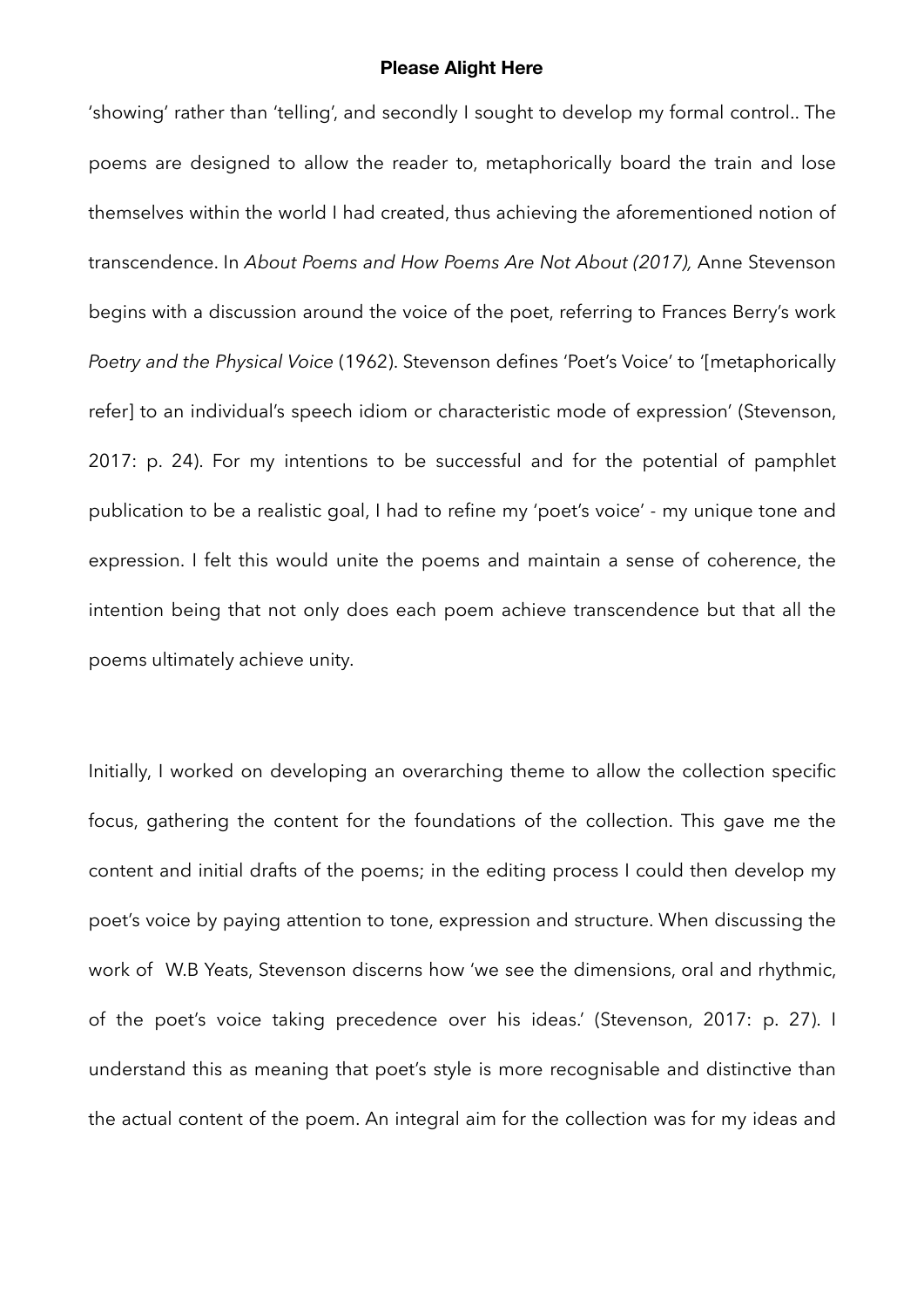'showing' rather than 'telling', and secondly I sought to develop my formal control.. The poems are designed to allow the reader to, metaphorically board the train and lose themselves within the world I had created, thus achieving the aforementioned notion of transcendence. In *About Poems and How Poems Are Not About (2017),* Anne Stevenson begins with a discussion around the voice of the poet, referring to Frances Berry's work *Poetry and the Physical Voice* (1962). Stevenson defines 'Poet's Voice' to '[metaphorically refer] to an individual's speech idiom or characteristic mode of expression' (Stevenson, 2017: p. 24). For my intentions to be successful and for the potential of pamphlet publication to be a realistic goal, I had to refine my 'poet's voice' - my unique tone and expression. I felt this would unite the poems and maintain a sense of coherence, the intention being that not only does each poem achieve transcendence but that all the poems ultimately achieve unity.

Initially, I worked on developing an overarching theme to allow the collection specific focus, gathering the content for the foundations of the collection. This gave me the content and initial drafts of the poems; in the editing process I could then develop my poet's voice by paying attention to tone, expression and structure. When discussing the work of W.B Yeats, Stevenson discerns how 'we see the dimensions, oral and rhythmic, of the poet's voice taking precedence over his ideas.' (Stevenson, 2017: p. 27). I understand this as meaning that poet's style is more recognisable and distinctive than the actual content of the poem. An integral aim for the collection was for my ideas and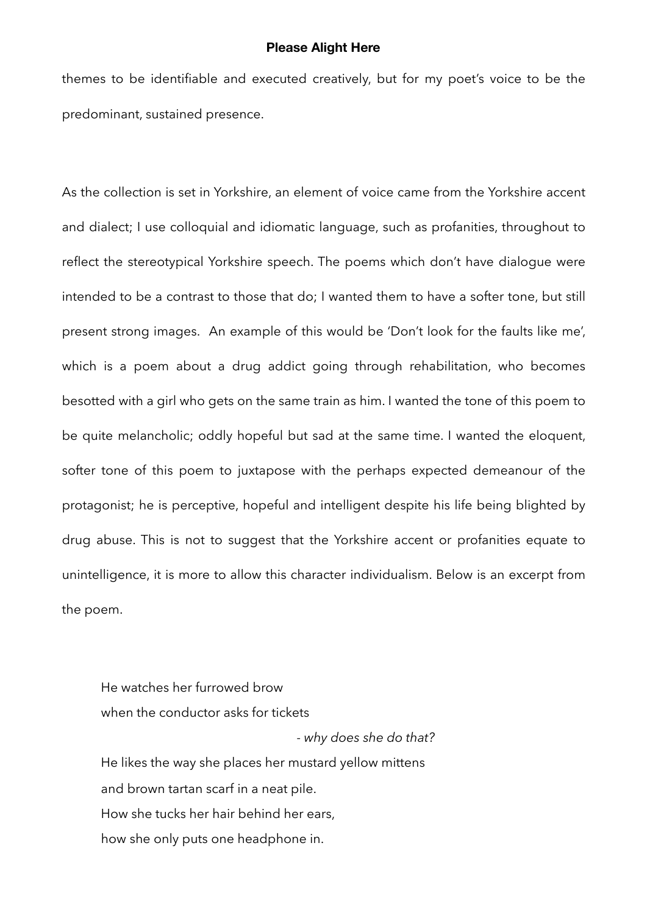themes to be identifiable and executed creatively, but for my poet's voice to be the predominant, sustained presence.

As the collection is set in Yorkshire, an element of voice came from the Yorkshire accent and dialect; I use colloquial and idiomatic language, such as profanities, throughout to reflect the stereotypical Yorkshire speech. The poems which don't have dialogue were intended to be a contrast to those that do; I wanted them to have a softer tone, but still present strong images. An example of this would be 'Don't look for the faults like me', which is a poem about a drug addict going through rehabilitation, who becomes besotted with a girl who gets on the same train as him. I wanted the tone of this poem to be quite melancholic; oddly hopeful but sad at the same time. I wanted the eloquent, softer tone of this poem to juxtapose with the perhaps expected demeanour of the protagonist; he is perceptive, hopeful and intelligent despite his life being blighted by drug abuse. This is not to suggest that the Yorkshire accent or profanities equate to unintelligence, it is more to allow this character individualism. Below is an excerpt from the poem.

> He watches her furrowed brow
> when the conductor asks for tickets
>
> *- why does she do that?*
>
> He likes the way she places her mustard yellow mittens
> and brown tartan scarf in a neat pile.
> How she tucks her hair behind her ears,
> how she only puts one headphone in.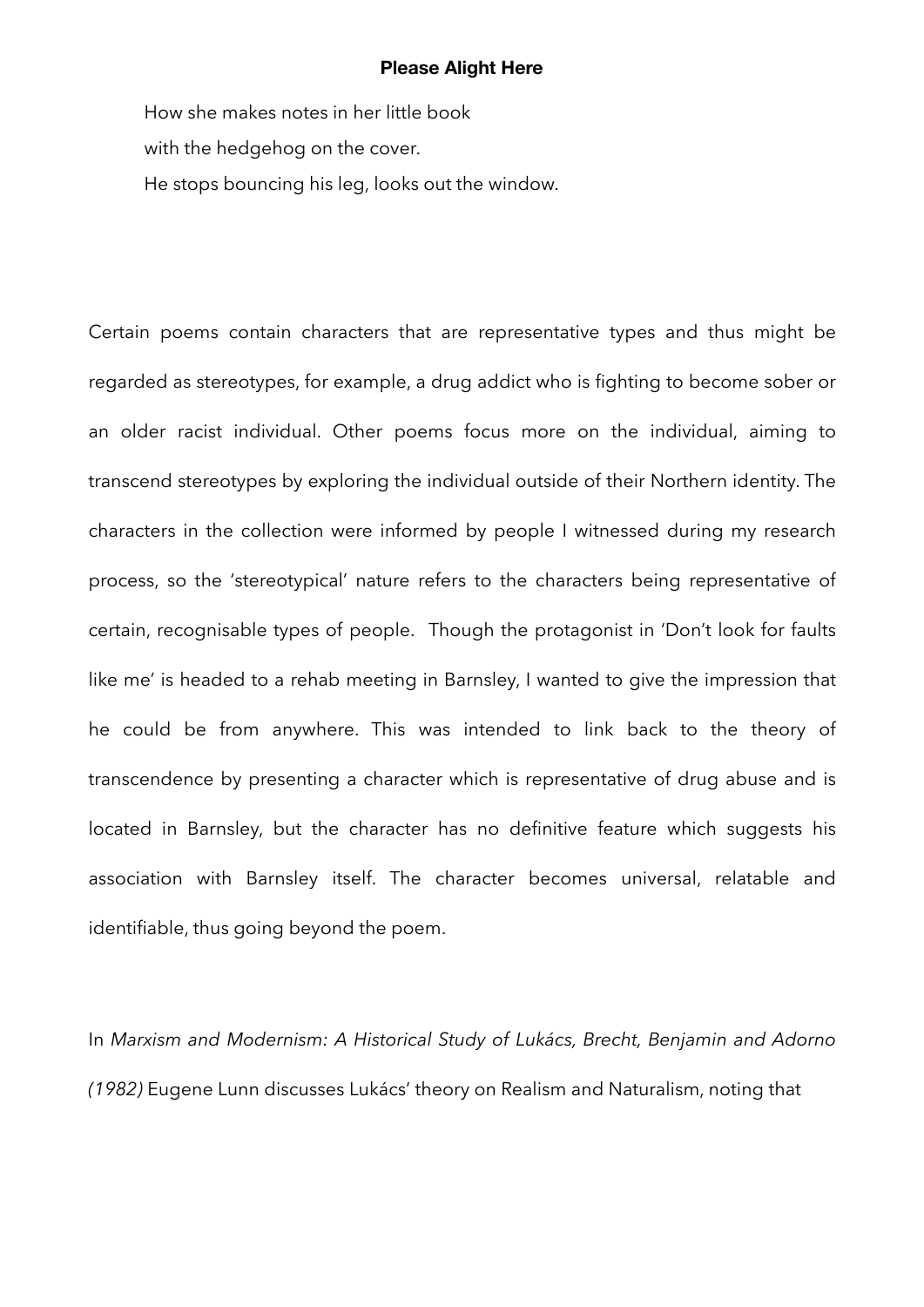**Please Alight Here**

How she makes notes in her little book  
with the hedgehog on the cover.  
He stops bouncing his leg, looks out the window.

Certain poems contain characters that are representative types and thus might be regarded as stereotypes, for example, a drug addict who is fighting to become sober or an older racist individual. Other poems focus more on the individual, aiming to transcend stereotypes by exploring the individual outside of their Northern identity. The characters in the collection were informed by people I witnessed during my research process, so the 'stereotypical' nature refers to the characters being representative of certain, recognisable types of people. Though the protagonist in 'Don't look for faults like me' is headed to a rehab meeting in Barnsley, I wanted to give the impression that he could be from anywhere. This was intended to link back to the theory of transcendence by presenting a character which is representative of drug abuse and is located in Barnsley, but the character has no definitive feature which suggests his association with Barnsley itself. The character becomes universal, relatable and identifiable, thus going beyond the poem.

In *Marxism and Modernism: A Historical Study of Lukács, Brecht, Benjamin and Adorno (1982)* Eugene Lunn discusses Lukács' theory on Realism and Naturalism, noting that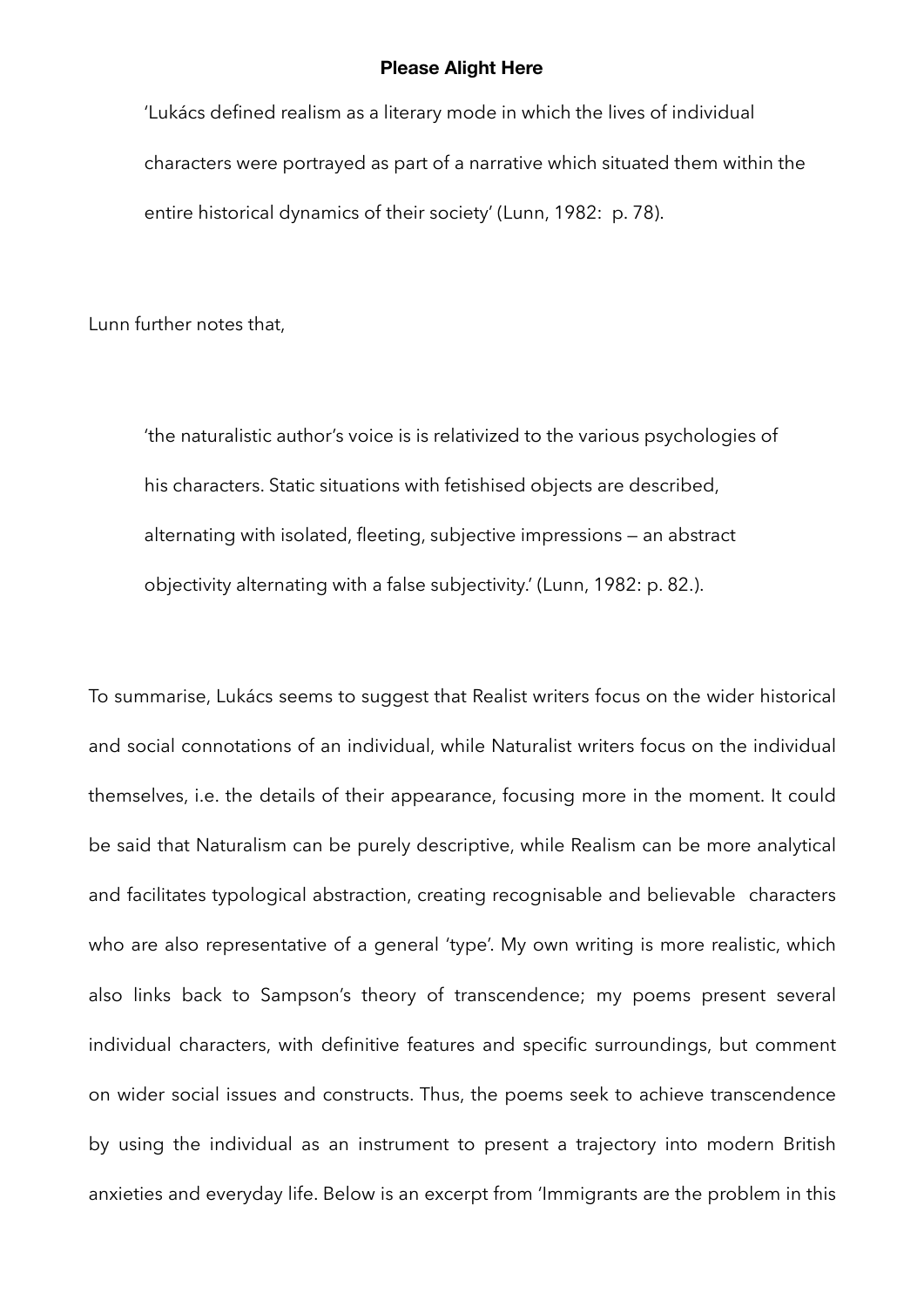**Please Alight Here**

> 'Lukács defined realism as a literary mode in which the lives of individual characters were portrayed as part of a narrative which situated them within the entire historical dynamics of their society' (Lunn, 1982:  p. 78).

Lunn further notes that,

> 'the naturalistic author's voice is is relativized to the various psychologies of his characters. Static situations with fetishised objects are described, alternating with isolated, fleeting, subjective impressions — an abstract objectivity alternating with a false subjectivity.' (Lunn, 1982: p. 82.).

To summarise, Lukács seems to suggest that Realist writers focus on the wider historical and social connotations of an individual, while Naturalist writers focus on the individual themselves, i.e. the details of their appearance, focusing more in the moment. It could be said that Naturalism can be purely descriptive, while Realism can be more analytical and facilitates typological abstraction, creating recognisable and believable  characters who are also representative of a general 'type'. My own writing is more realistic, which also links back to Sampson's theory of transcendence; my poems present several individual characters, with definitive features and specific surroundings, but comment on wider social issues and constructs. Thus, the poems seek to achieve transcendence by using the individual as an instrument to present a trajectory into modern British anxieties and everyday life. Below is an excerpt from 'Immigrants are the problem in this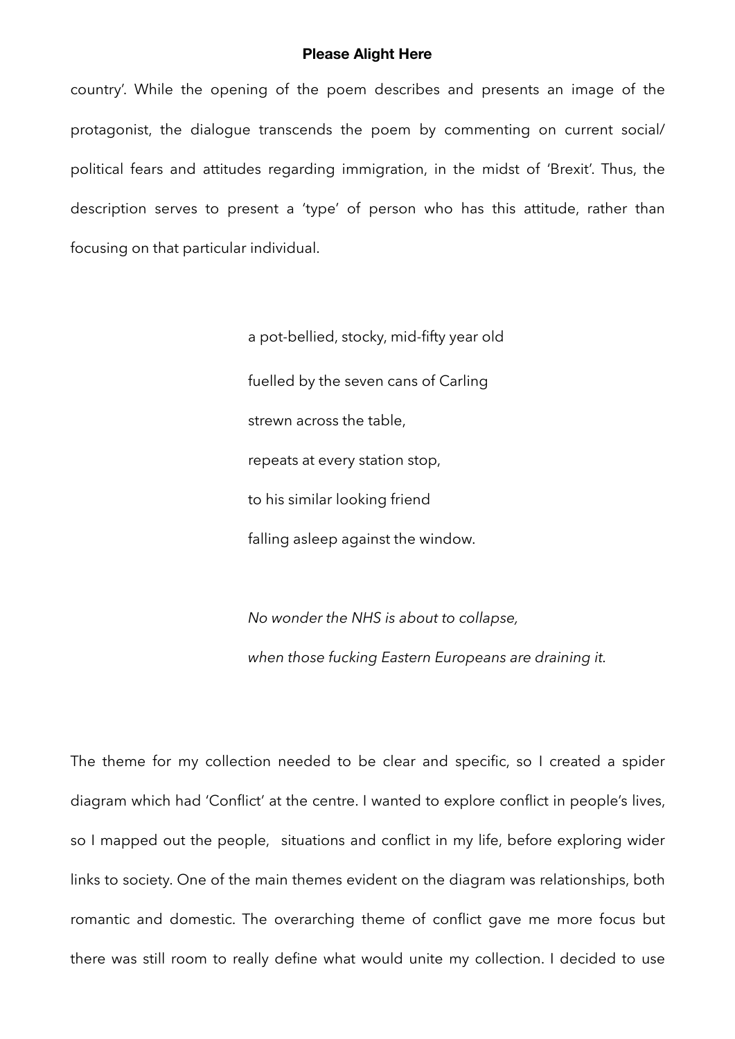country'. While the opening of the poem describes and presents an image of the protagonist, the dialogue transcends the poem by commenting on current social/ political fears and attitudes regarding immigration, in the midst of 'Brexit'. Thus, the description serves to present a 'type' of person who has this attitude, rather than focusing on that particular individual.

> a pot-bellied, stocky, mid-fifty year old
>
> fuelled by the seven cans of Carling
>
> strewn across the table,
>
> repeats at every station stop,
>
> to his similar looking friend
>
> falling asleep against the window.
>
> *No wonder the NHS is about to collapse,*
>
> *when those fucking Eastern Europeans are draining it.*

The theme for my collection needed to be clear and specific, so I created a spider diagram which had 'Conflict' at the centre. I wanted to explore conflict in people's lives, so I mapped out the people, situations and conflict in my life, before exploring wider links to society. One of the main themes evident on the diagram was relationships, both romantic and domestic. The overarching theme of conflict gave me more focus but there was still room to really define what would unite my collection. I decided to use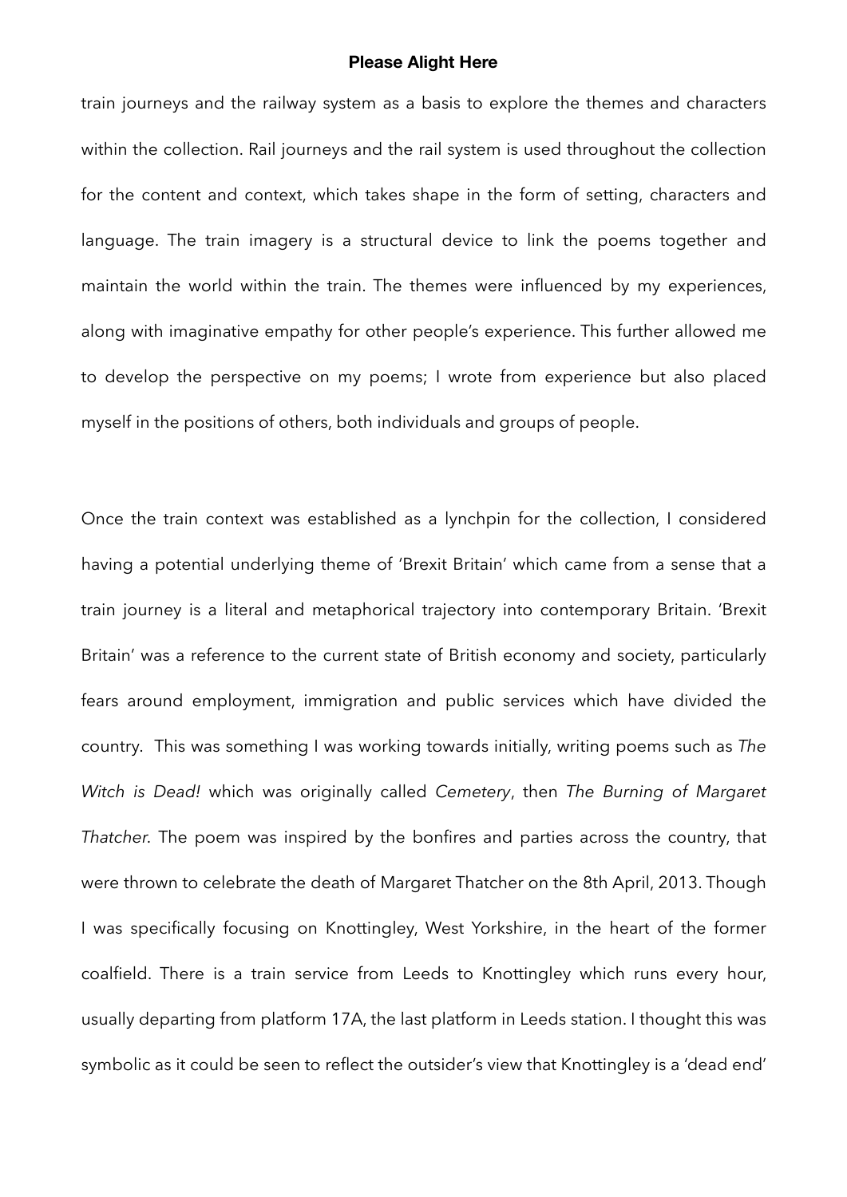train journeys and the railway system as a basis to explore the themes and characters within the collection. Rail journeys and the rail system is used throughout the collection for the content and context, which takes shape in the form of setting, characters and language. The train imagery is a structural device to link the poems together and maintain the world within the train. The themes were influenced by my experiences, along with imaginative empathy for other people's experience. This further allowed me to develop the perspective on my poems; I wrote from experience but also placed myself in the positions of others, both individuals and groups of people.

Once the train context was established as a lynchpin for the collection, I considered having a potential underlying theme of 'Brexit Britain' which came from a sense that a train journey is a literal and metaphorical trajectory into contemporary Britain. 'Brexit Britain' was a reference to the current state of British economy and society, particularly fears around employment, immigration and public services which have divided the country. This was something I was working towards initially, writing poems such as *The Witch is Dead!* which was originally called *Cemetery*, then *The Burning of Margaret Thatcher*. The poem was inspired by the bonfires and parties across the country, that were thrown to celebrate the death of Margaret Thatcher on the 8th April, 2013. Though I was specifically focusing on Knottingley, West Yorkshire, in the heart of the former coalfield. There is a train service from Leeds to Knottingley which runs every hour, usually departing from platform 17A, the last platform in Leeds station. I thought this was symbolic as it could be seen to reflect the outsider's view that Knottingley is a 'dead end'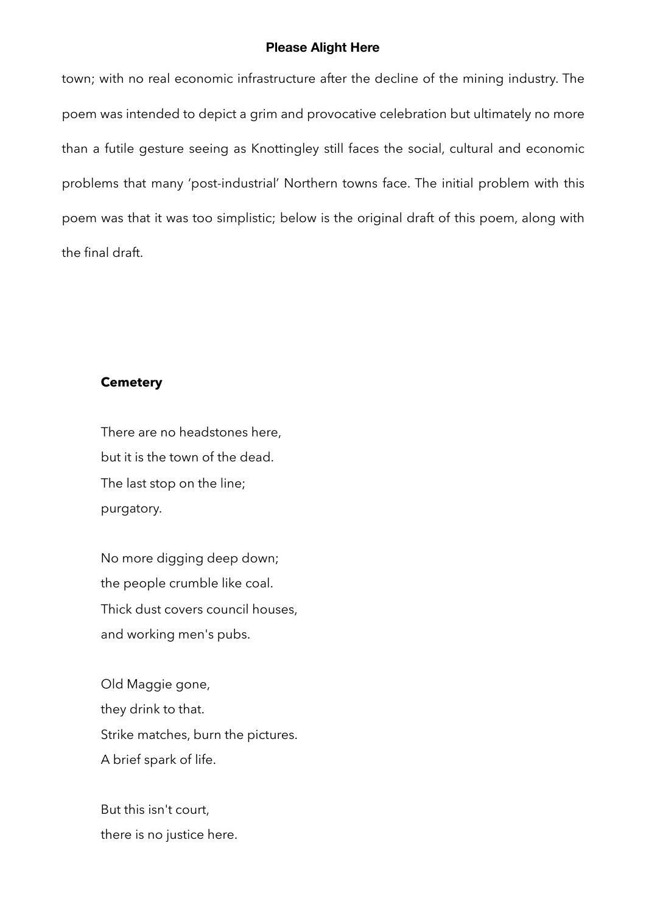town; with no real economic infrastructure after the decline of the mining industry. The poem was intended to depict a grim and provocative celebration but ultimately no more than a futile gesture seeing as Knottingley still faces the social, cultural and economic problems that many 'post-industrial' Northern towns face. The initial problem with this poem was that it was too simplistic; below is the original draft of this poem, along with the final draft.

**Cemetery**

There are no headstones here,  
but it is the town of the dead.  
The last stop on the line;  
purgatory.

No more digging deep down;  
the people crumble like coal.  
Thick dust covers council houses,  
and working men's pubs.

Old Maggie gone,  
they drink to that.  
Strike matches, burn the pictures.  
A brief spark of life.

But this isn't court,  
there is no justice here.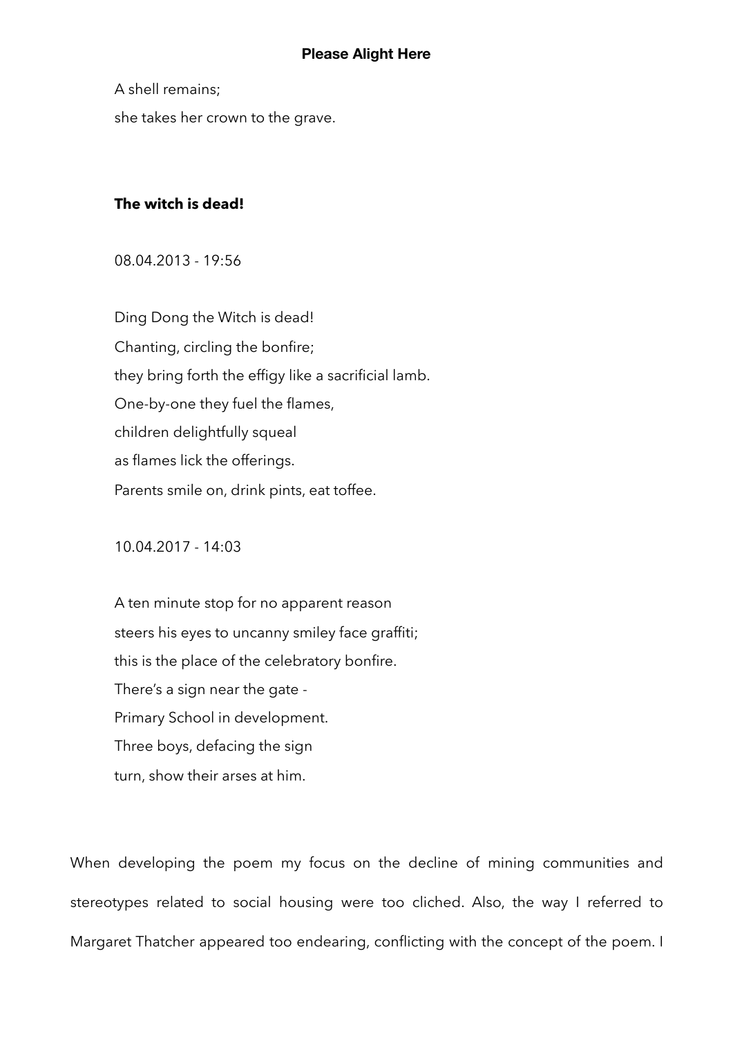A shell remains;
she takes her crown to the grave.

**The witch is dead!**

08.04.2013 - 19:56

Ding Dong the Witch is dead!
Chanting, circling the bonfire;
they bring forth the effigy like a sacrificial lamb.
One-by-one they fuel the flames,
children delightfully squeal
as flames lick the offerings.
Parents smile on, drink pints, eat toffee.

10.04.2017 - 14:03

A ten minute stop for no apparent reason
steers his eyes to uncanny smiley face graffiti;
this is the place of the celebratory bonfire.
There's a sign near the gate -
Primary School in development.
Three boys, defacing the sign
turn, show their arses at him.

When developing the poem my focus on the decline of mining communities and stereotypes related to social housing were too cliched. Also, the way I referred to Margaret Thatcher appeared too endearing, conflicting with the concept of the poem. I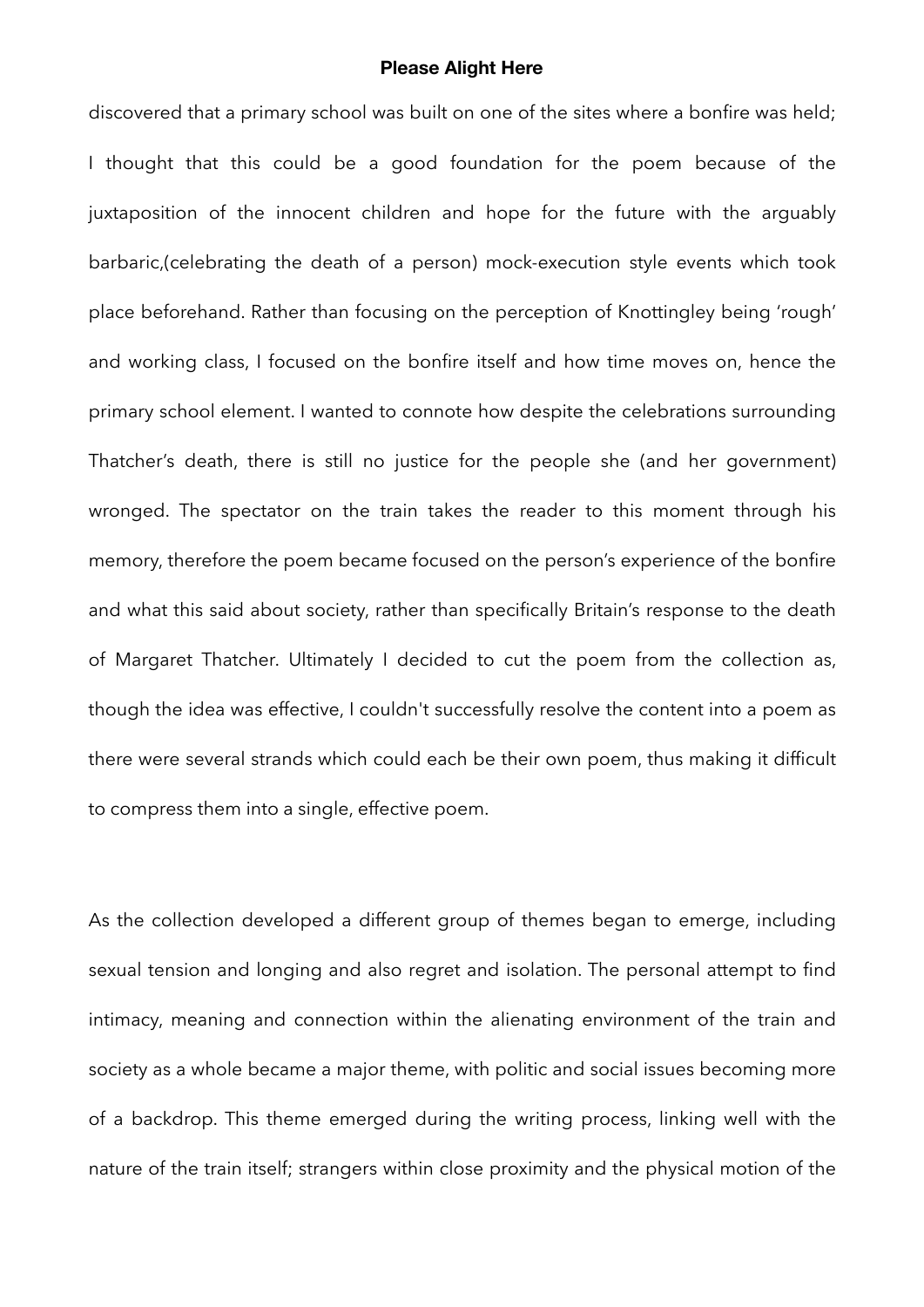discovered that a primary school was built on one of the sites where a bonfire was held; I thought that this could be a good foundation for the poem because of the juxtaposition of the innocent children and hope for the future with the arguably barbaric,(celebrating the death of a person) mock-execution style events which took place beforehand. Rather than focusing on the perception of Knottingley being 'rough' and working class, I focused on the bonfire itself and how time moves on, hence the primary school element. I wanted to connote how despite the celebrations surrounding Thatcher's death, there is still no justice for the people she (and her government) wronged. The spectator on the train takes the reader to this moment through his memory, therefore the poem became focused on the person's experience of the bonfire and what this said about society, rather than specifically Britain's response to the death of Margaret Thatcher. Ultimately I decided to cut the poem from the collection as, though the idea was effective, I couldn't successfully resolve the content into a poem as there were several strands which could each be their own poem, thus making it difficult to compress them into a single, effective poem.

As the collection developed a different group of themes began to emerge, including sexual tension and longing and also regret and isolation. The personal attempt to find intimacy, meaning and connection within the alienating environment of the train and society as a whole became a major theme, with politic and social issues becoming more of a backdrop. This theme emerged during the writing process, linking well with the nature of the train itself; strangers within close proximity and the physical motion of the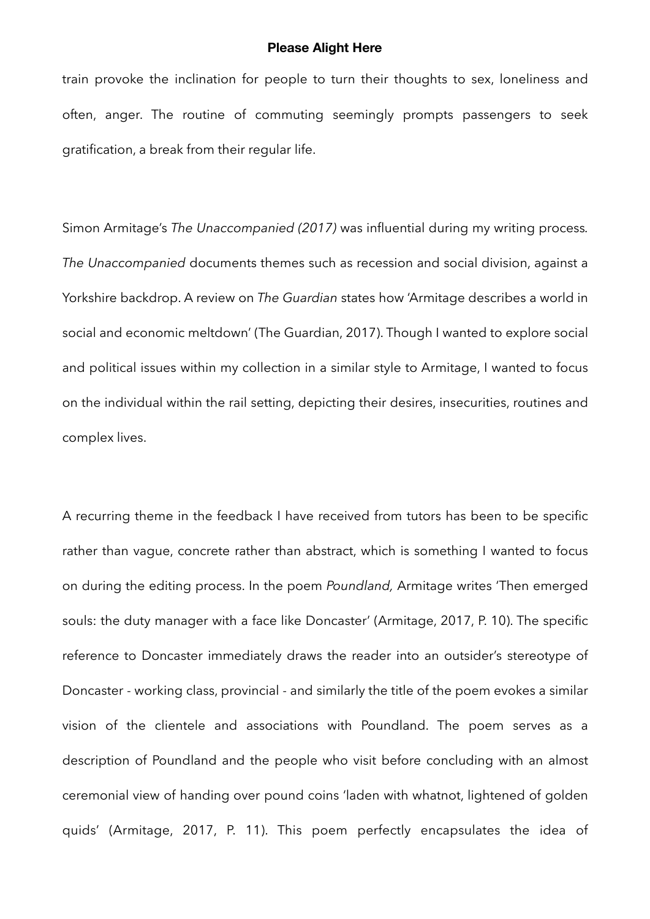train provoke the inclination for people to turn their thoughts to sex, loneliness and often, anger. The routine of commuting seemingly prompts passengers to seek gratification, a break from their regular life.

Simon Armitage's *The Unaccompanied (2017)* was influential during my writing process. *The Unaccompanied* documents themes such as recession and social division, against a Yorkshire backdrop. A review on *The Guardian* states how 'Armitage describes a world in social and economic meltdown' (The Guardian, 2017). Though I wanted to explore social and political issues within my collection in a similar style to Armitage, I wanted to focus on the individual within the rail setting, depicting their desires, insecurities, routines and complex lives.

A recurring theme in the feedback I have received from tutors has been to be specific rather than vague, concrete rather than abstract, which is something I wanted to focus on during the editing process. In the poem *Poundland,* Armitage writes 'Then emerged souls: the duty manager with a face like Doncaster' (Armitage, 2017, P. 10). The specific reference to Doncaster immediately draws the reader into an outsider's stereotype of Doncaster - working class, provincial - and similarly the title of the poem evokes a similar vision of the clientele and associations with Poundland. The poem serves as a description of Poundland and the people who visit before concluding with an almost ceremonial view of handing over pound coins 'laden with whatnot, lightened of golden quids' (Armitage, 2017, P. 11). This poem perfectly encapsulates the idea of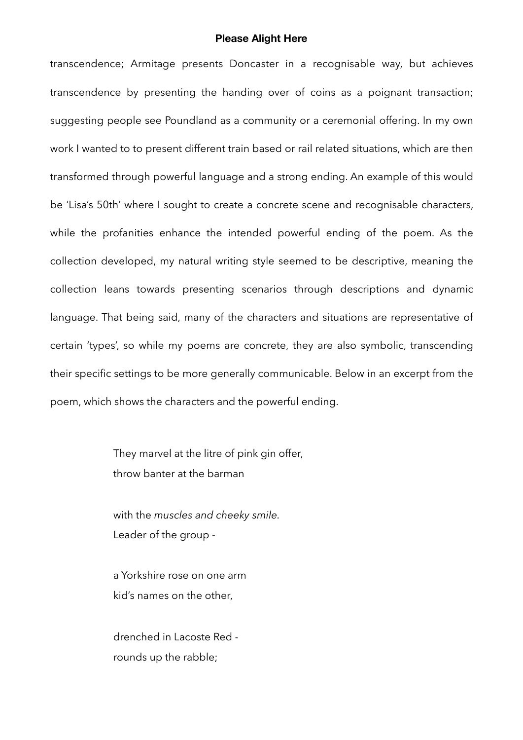transcendence; Armitage presents Doncaster in a recognisable way, but achieves transcendence by presenting the handing over of coins as a poignant transaction; suggesting people see Poundland as a community or a ceremonial offering. In my own work I wanted to to present different train based or rail related situations, which are then transformed through powerful language and a strong ending. An example of this would be 'Lisa's 50th' where I sought to create a concrete scene and recognisable characters, while the profanities enhance the intended powerful ending of the poem. As the collection developed, my natural writing style seemed to be descriptive, meaning the collection leans towards presenting scenarios through descriptions and dynamic language. That being said, many of the characters and situations are representative of certain 'types', so while my poems are concrete, they are also symbolic, transcending their specific settings to be more generally communicable. Below in an excerpt from the poem, which shows the characters and the powerful ending.

> They marvel at the litre of pink gin offer,  
> throw banter at the barman
>
> with the *muscles and cheeky smile*.  
> Leader of the group -
>
> a Yorkshire rose on one arm  
> kid's names on the other,
>
> drenched in Lacoste Red -  
> rounds up the rabble;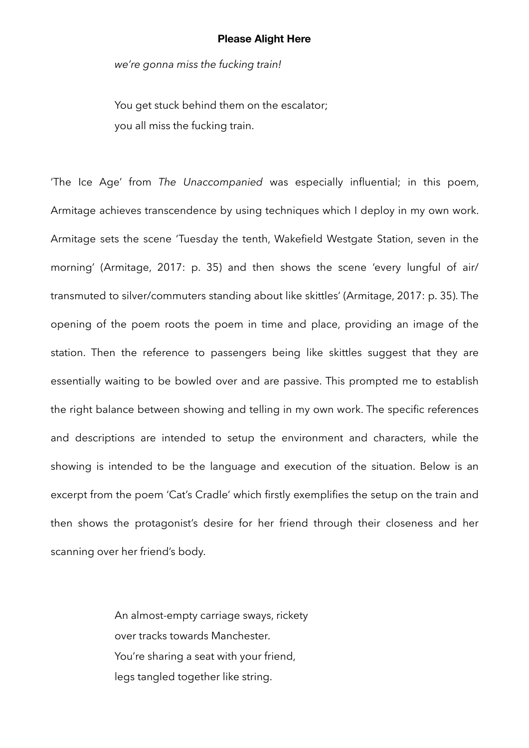**Please Alight Here**

*we're gonna miss the fucking train!*

You get stuck behind them on the escalator;
you all miss the fucking train.

'The Ice Age' from *The Unaccompanied* was especially influential; in this poem, Armitage achieves transcendence by using techniques which I deploy in my own work. Armitage sets the scene 'Tuesday the tenth, Wakefield Westgate Station, seven in the morning' (Armitage, 2017: p. 35) and then shows the scene 'every lungful of air/ transmuted to silver/commuters standing about like skittles' (Armitage, 2017: p. 35). The opening of the poem roots the poem in time and place, providing an image of the station. Then the reference to passengers being like skittles suggest that they are essentially waiting to be bowled over and are passive. This prompted me to establish the right balance between showing and telling in my own work. The specific references and descriptions are intended to setup the environment and characters, while the showing is intended to be the language and execution of the situation. Below is an excerpt from the poem 'Cat's Cradle' which firstly exemplifies the setup on the train and then shows the protagonist's desire for her friend through their closeness and her scanning over her friend's body.

An almost-empty carriage sways, rickety
over tracks towards Manchester.
You're sharing a seat with your friend,
legs tangled together like string.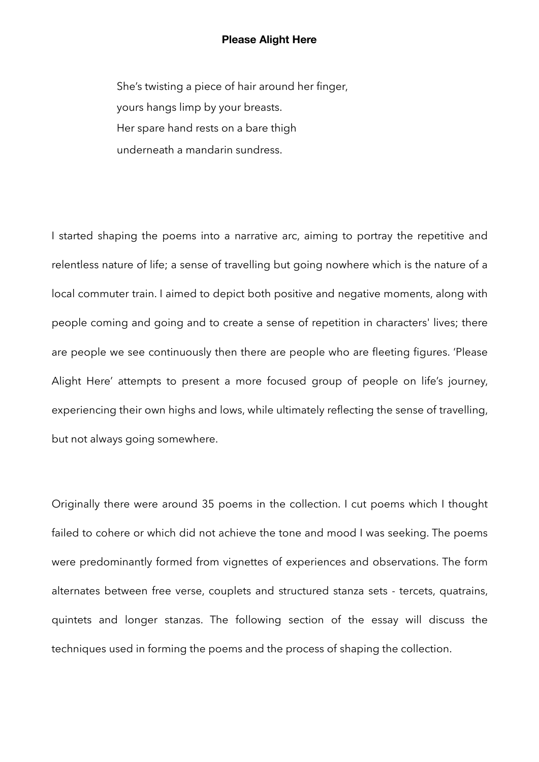**Please Alight Here**

> She's twisting a piece of hair around her finger,
> yours hangs limp by your breasts.
> Her spare hand rests on a bare thigh
> underneath a mandarin sundress.

I started shaping the poems into a narrative arc, aiming to portray the repetitive and relentless nature of life; a sense of travelling but going nowhere which is the nature of a local commuter train. I aimed to depict both positive and negative moments, along with people coming and going and to create a sense of repetition in characters' lives; there are people we see continuously then there are people who are fleeting figures. 'Please Alight Here' attempts to present a more focused group of people on life's journey, experiencing their own highs and lows, while ultimately reflecting the sense of travelling, but not always going somewhere.

Originally there were around 35 poems in the collection. I cut poems which I thought failed to cohere or which did not achieve the tone and mood I was seeking. The poems were predominantly formed from vignettes of experiences and observations. The form alternates between free verse, couplets and structured stanza sets - tercets, quatrains, quintets and longer stanzas. The following section of the essay will discuss the techniques used in forming the poems and the process of shaping the collection.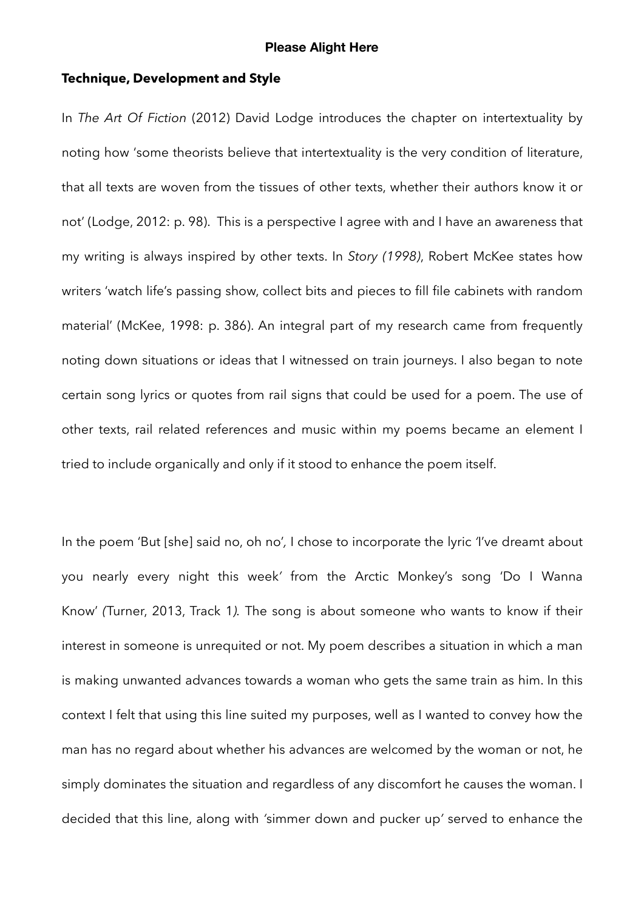**Please Alight Here**

**Technique, Development and Style**

In *The Art Of Fiction* (2012) David Lodge introduces the chapter on intertextuality by noting how 'some theorists believe that intertextuality is the very condition of literature, that all texts are woven from the tissues of other texts, whether their authors know it or not' (Lodge, 2012: p. 98). This is a perspective I agree with and I have an awareness that my writing is always inspired by other texts. In *Story (1998)*, Robert McKee states how writers 'watch life's passing show, collect bits and pieces to fill file cabinets with random material' (McKee, 1998: p. 386). An integral part of my research came from frequently noting down situations or ideas that I witnessed on train journeys. I also began to note certain song lyrics or quotes from rail signs that could be used for a poem. The use of other texts, rail related references and music within my poems became an element I tried to include organically and only if it stood to enhance the poem itself.

In the poem 'But [she] said no, oh no', I chose to incorporate the lyric 'I've dreamt about you nearly every night this week' from the Arctic Monkey's song 'Do I Wanna Know' *(*Turner, 2013, Track 1*).* The song is about someone who wants to know if their interest in someone is unrequited or not. My poem describes a situation in which a man is making unwanted advances towards a woman who gets the same train as him. In this context I felt that using this line suited my purposes, well as I wanted to convey how the man has no regard about whether his advances are welcomed by the woman or not, he simply dominates the situation and regardless of any discomfort he causes the woman. I decided that this line, along with 'simmer down and pucker up' served to enhance the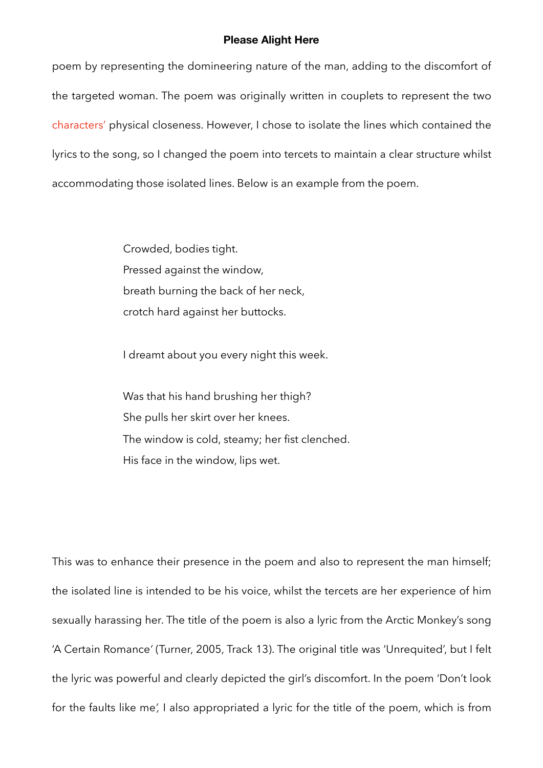**Please Alight Here**

poem by representing the domineering nature of the man, adding to the discomfort of the targeted woman. The poem was originally written in couplets to represent the two characters' physical closeness. However, I chose to isolate the lines which contained the lyrics to the song, so I changed the poem into tercets to maintain a clear structure whilst accommodating those isolated lines. Below is an example from the poem.

> Crowded, bodies tight.
> Pressed against the window,
> breath burning the back of her neck,
> crotch hard against her buttocks.
>
> I dreamt about you every night this week.
>
> Was that his hand brushing her thigh?
> She pulls her skirt over her knees.
> The window is cold, steamy; her fist clenched.
> His face in the window, lips wet.

This was to enhance their presence in the poem and also to represent the man himself; the isolated line is intended to be his voice, whilst the tercets are her experience of him sexually harassing her. The title of the poem is also a lyric from the Arctic Monkey's song 'A Certain Romance' (Turner, 2005, Track 13). The original title was 'Unrequited', but I felt the lyric was powerful and clearly depicted the girl's discomfort. In the poem 'Don't look for the faults like me', I also appropriated a lyric for the title of the poem, which is from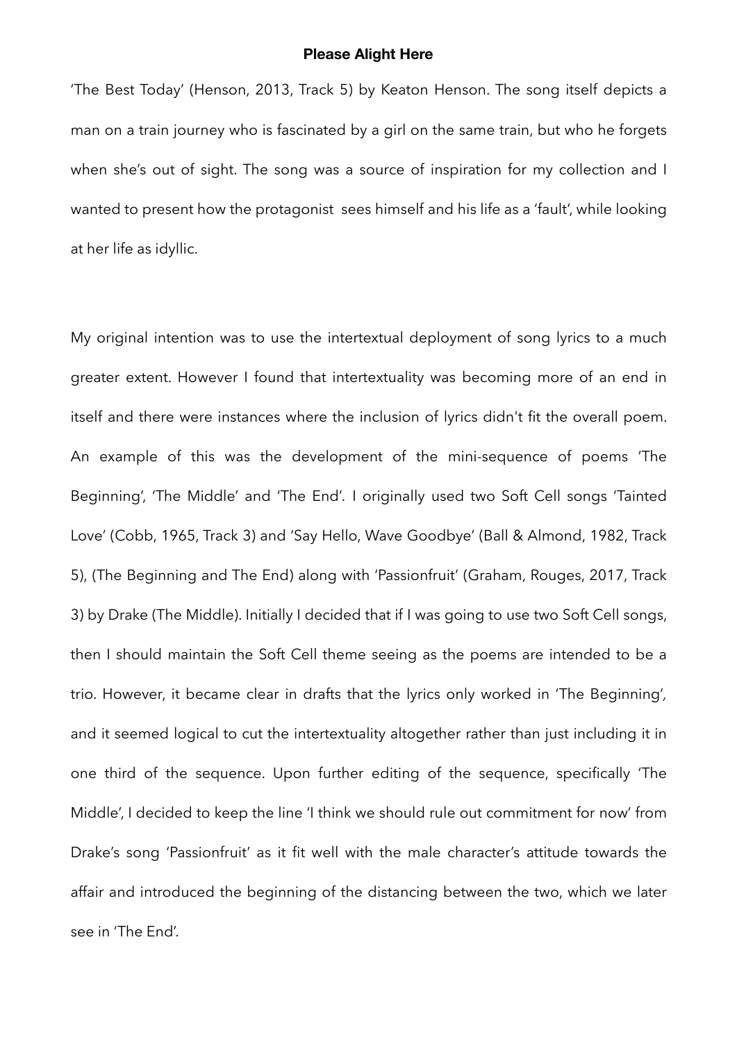**Please Alight Here**

'The Best Today' (Henson, 2013, Track 5) by Keaton Henson. The song itself depicts a man on a train journey who is fascinated by a girl on the same train, but who he forgets when she's out of sight. The song was a source of inspiration for my collection and I wanted to present how the protagonist  sees himself and his life as a 'fault', while looking at her life as idyllic.

My original intention was to use the intertextual deployment of song lyrics to a much greater extent. However I found that intertextuality was becoming more of an end in itself and there were instances where the inclusion of lyrics didn't fit the overall poem. An example of this was the development of the mini-sequence of poems 'The Beginning', 'The Middle' and 'The End'. I originally used two Soft Cell songs 'Tainted Love' (Cobb, 1965, Track 3) and 'Say Hello, Wave Goodbye' (Ball & Almond, 1982, Track 5), (The Beginning and The End) along with 'Passionfruit' (Graham, Rouges, 2017, Track 3) by Drake (The Middle). Initially I decided that if I was going to use two Soft Cell songs, then I should maintain the Soft Cell theme seeing as the poems are intended to be a trio. However, it became clear in drafts that the lyrics only worked in 'The Beginning', and it seemed logical to cut the intertextuality altogether rather than just including it in one third of the sequence. Upon further editing of the sequence, specifically 'The Middle', I decided to keep the line 'I think we should rule out commitment for now' from Drake's song 'Passionfruit' as it fit well with the male character's attitude towards the affair and introduced the beginning of the distancing between the two, which we later see in 'The End'.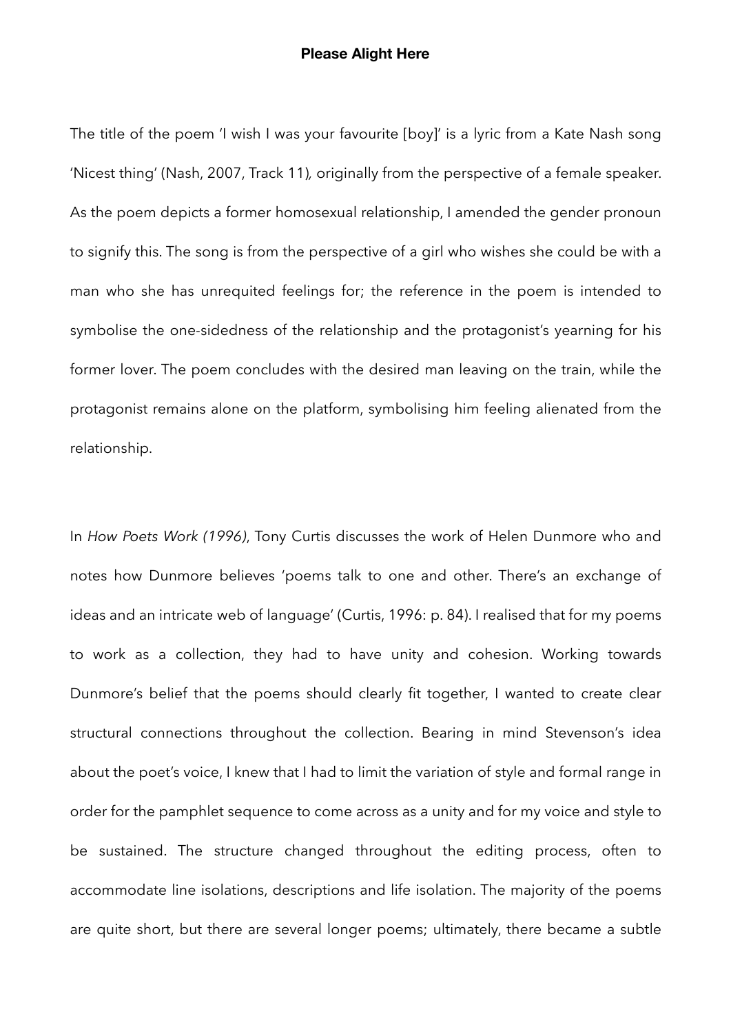**Please Alight Here**

The title of the poem 'I wish I was your favourite [boy]' is a lyric from a Kate Nash song 'Nicest thing' (Nash, 2007, Track 11), originally from the perspective of a female speaker. As the poem depicts a former homosexual relationship, I amended the gender pronoun to signify this. The song is from the perspective of a girl who wishes she could be with a man who she has unrequited feelings for; the reference in the poem is intended to symbolise the one-sidedness of the relationship and the protagonist's yearning for his former lover. The poem concludes with the desired man leaving on the train, while the protagonist remains alone on the platform, symbolising him feeling alienated from the relationship.

In *How Poets Work (1996)*, Tony Curtis discusses the work of Helen Dunmore who and notes how Dunmore believes 'poems talk to one and other. There's an exchange of ideas and an intricate web of language' (Curtis, 1996: p. 84). I realised that for my poems to work as a collection, they had to have unity and cohesion. Working towards Dunmore's belief that the poems should clearly fit together, I wanted to create clear structural connections throughout the collection. Bearing in mind Stevenson's idea about the poet's voice, I knew that I had to limit the variation of style and formal range in order for the pamphlet sequence to come across as a unity and for my voice and style to be sustained. The structure changed throughout the editing process, often to accommodate line isolations, descriptions and life isolation. The majority of the poems are quite short, but there are several longer poems; ultimately, there became a subtle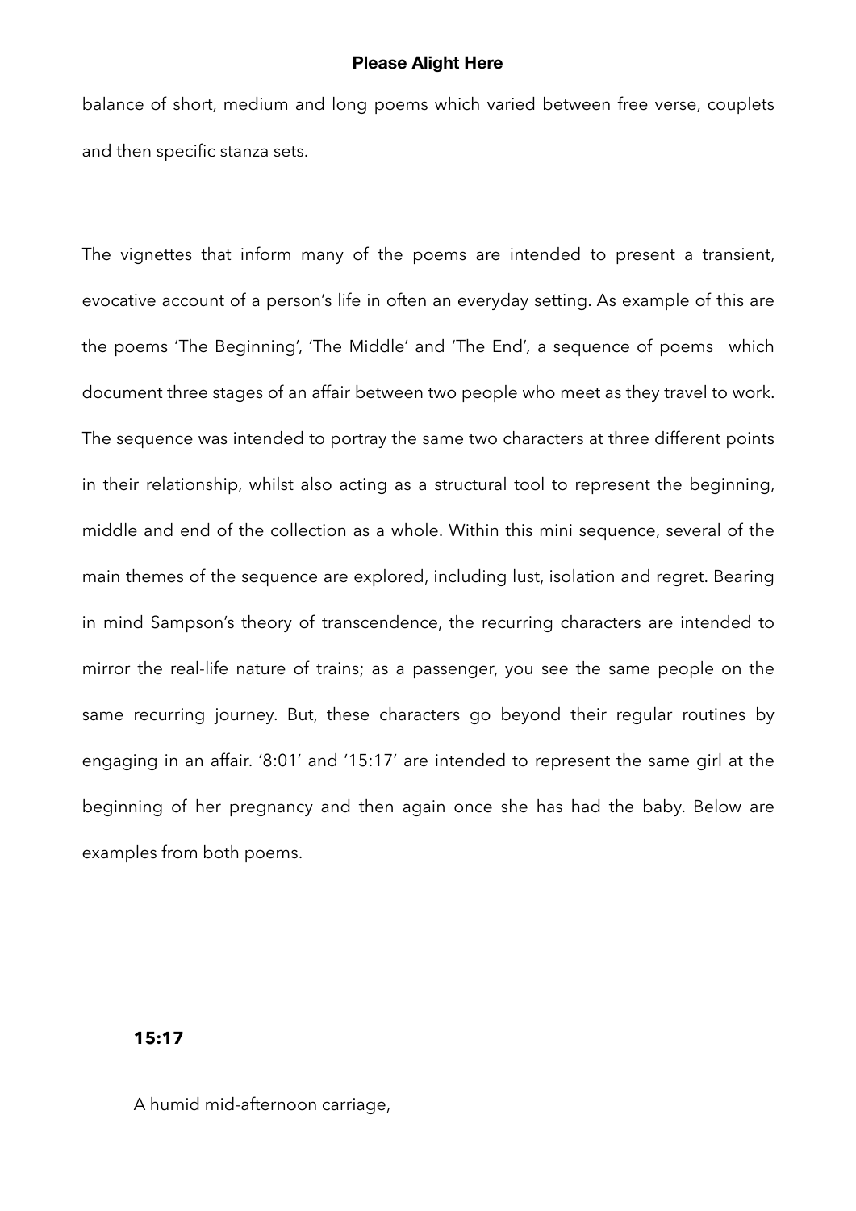balance of short, medium and long poems which varied between free verse, couplets and then specific stanza sets.

The vignettes that inform many of the poems are intended to present a transient, evocative account of a person's life in often an everyday setting. As example of this are the poems 'The Beginning', 'The Middle' and 'The End', a sequence of poems which document three stages of an affair between two people who meet as they travel to work. The sequence was intended to portray the same two characters at three different points in their relationship, whilst also acting as a structural tool to represent the beginning, middle and end of the collection as a whole. Within this mini sequence, several of the main themes of the sequence are explored, including lust, isolation and regret. Bearing in mind Sampson's theory of transcendence, the recurring characters are intended to mirror the real-life nature of trains; as a passenger, you see the same people on the same recurring journey. But, these characters go beyond their regular routines by engaging in an affair. '8:01' and '15:17' are intended to represent the same girl at the beginning of her pregnancy and then again once she has had the baby. Below are examples from both poems.

**15:17**

A humid mid-afternoon carriage,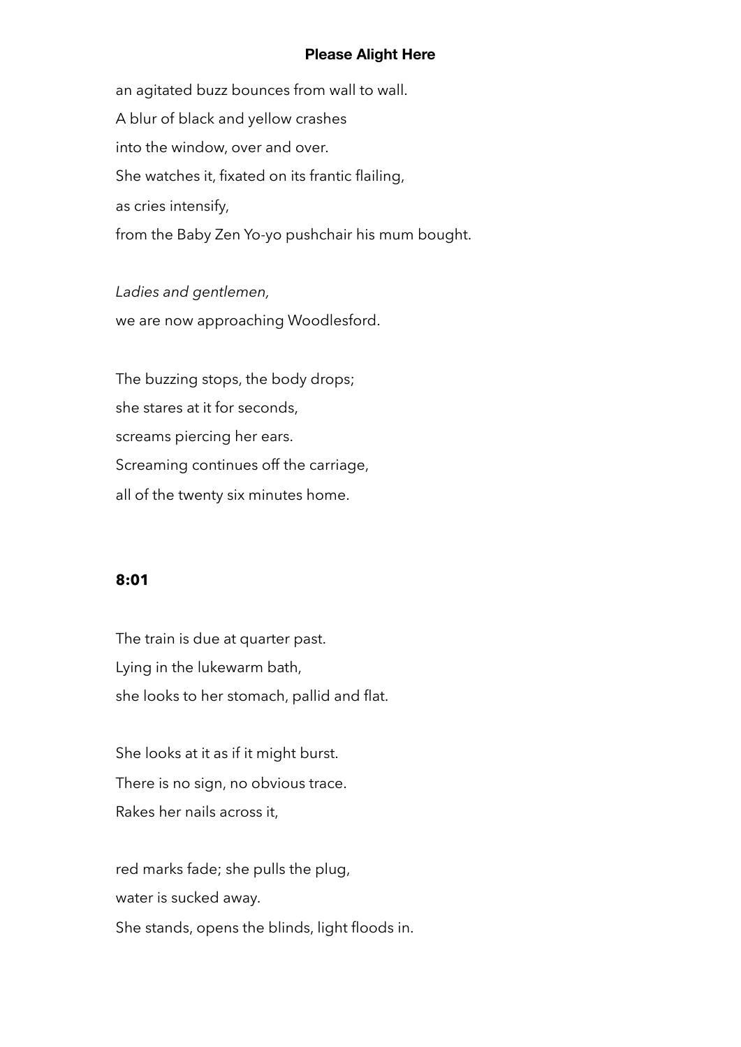**Please Alight Here**

an agitated buzz bounces from wall to wall.
A blur of black and yellow crashes
into the window, over and over.
She watches it, fixated on its frantic flailing,
as cries intensify,
from the Baby Zen Yo-yo pushchair his mum bought.

*Ladies and gentlemen,*
we are now approaching Woodlesford.

The buzzing stops, the body drops;
she stares at it for seconds,
screams piercing her ears.
Screaming continues off the carriage,
all of the twenty six minutes home.

## 8:01

The train is due at quarter past.
Lying in the lukewarm bath,
she looks to her stomach, pallid and flat.

She looks at it as if it might burst.
There is no sign, no obvious trace.
Rakes her nails across it,

red marks fade; she pulls the plug,
water is sucked away.
She stands, opens the blinds, light floods in.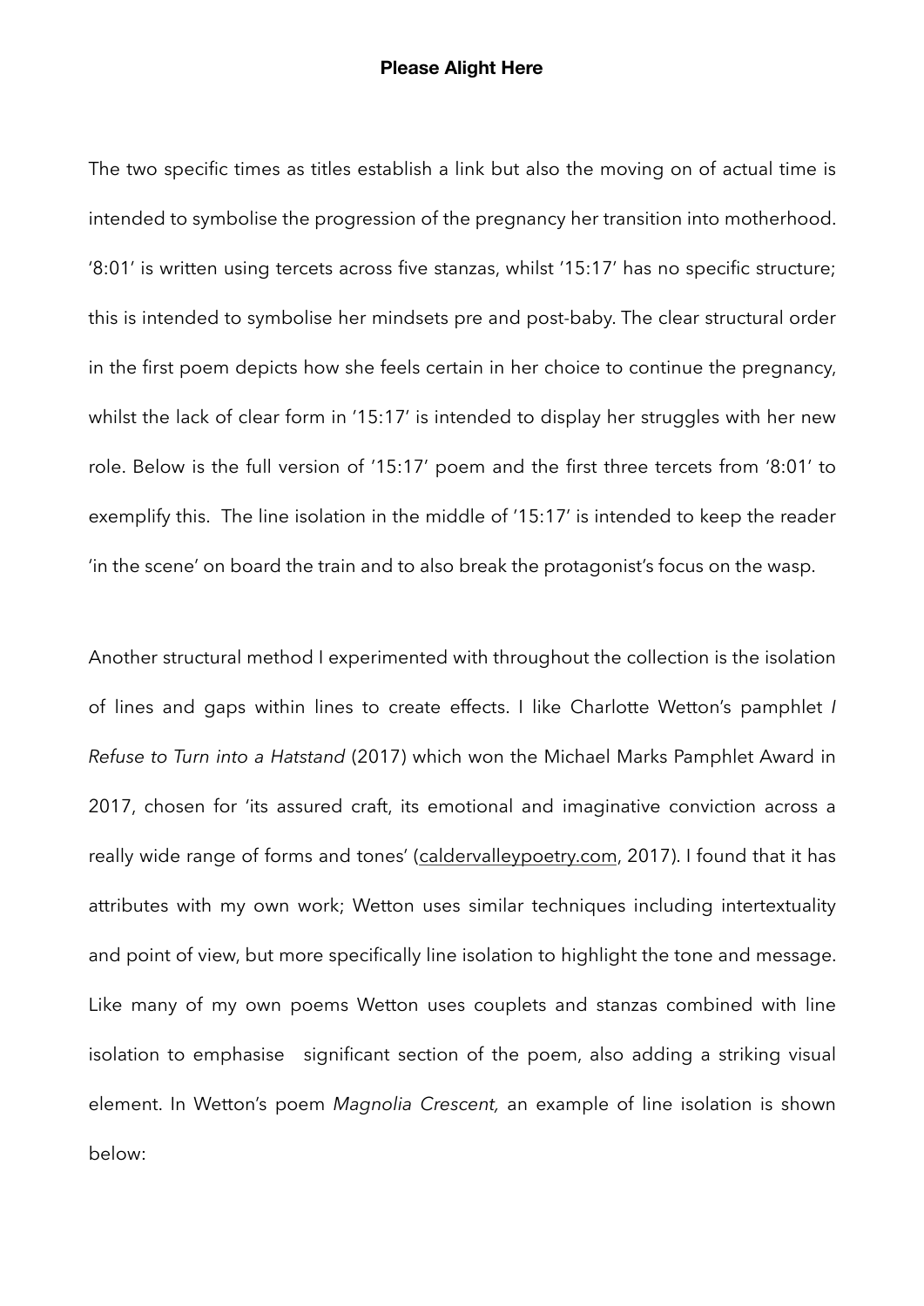**Please Alight Here**

The two specific times as titles establish a link but also the moving on of actual time is intended to symbolise the progression of the pregnancy her transition into motherhood. '8:01' is written using tercets across five stanzas, whilst '15:17' has no specific structure; this is intended to symbolise her mindsets pre and post-baby. The clear structural order in the first poem depicts how she feels certain in her choice to continue the pregnancy, whilst the lack of clear form in '15:17' is intended to display her struggles with her new role. Below is the full version of '15:17' poem and the first three tercets from '8:01' to exemplify this. The line isolation in the middle of '15:17' is intended to keep the reader 'in the scene' on board the train and to also break the protagonist's focus on the wasp.

Another structural method I experimented with throughout the collection is the isolation of lines and gaps within lines to create effects. I like Charlotte Wetton's pamphlet *I Refuse to Turn into a Hatstand* (2017) which won the Michael Marks Pamphlet Award in 2017, chosen for 'its assured craft, its emotional and imaginative conviction across a really wide range of forms and tones' (caldervalleypoetry.com, 2017). I found that it has attributes with my own work; Wetton uses similar techniques including intertextuality and point of view, but more specifically line isolation to highlight the tone and message. Like many of my own poems Wetton uses couplets and stanzas combined with line isolation to emphasise significant section of the poem, also adding a striking visual element. In Wetton's poem *Magnolia Crescent,* an example of line isolation is shown below: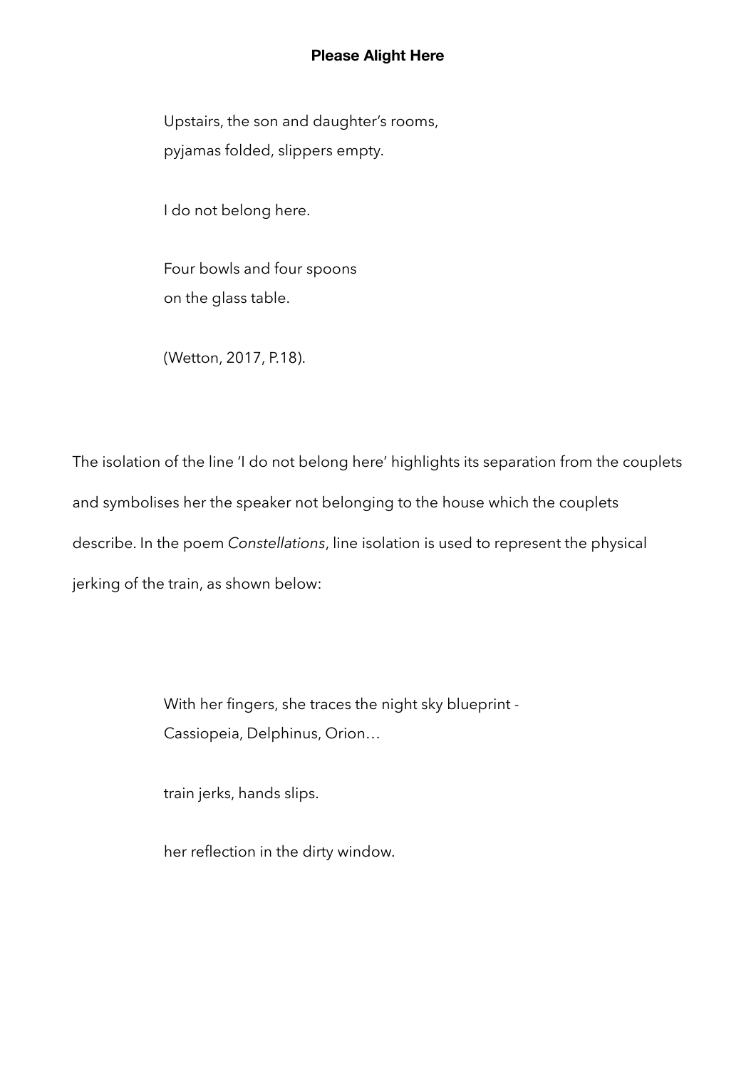**Please Alight Here**

> Upstairs, the son and daughter's rooms,
> pyjamas folded, slippers empty.
>
> I do not belong here.
>
> Four bowls and four spoons
> on the glass table.
>
> (Wetton, 2017, P.18).

The isolation of the line 'I do not belong here' highlights its separation from the couplets and symbolises her the speaker not belonging to the house which the couplets describe. In the poem *Constellations*, line isolation is used to represent the physical jerking of the train, as shown below:

> With her fingers, she traces the night sky blueprint -
> Cassiopeia, Delphinus, Orion…
>
> train jerks, hands slips.
>
> her reflection in the dirty window.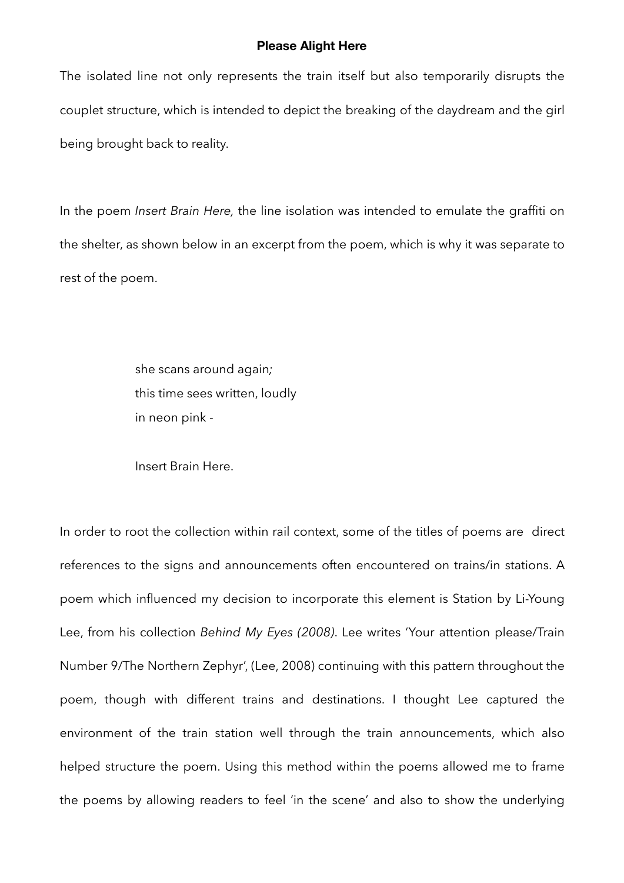**Please Alight Here**

The isolated line not only represents the train itself but also temporarily disrupts the couplet structure, which is intended to depict the breaking of the daydream and the girl being brought back to reality.

In the poem *Insert Brain Here,* the line isolation was intended to emulate the graffiti on the shelter, as shown below in an excerpt from the poem, which is why it was separate to rest of the poem.

> she scans around again*;*
> this time sees written, loudly
> in neon pink -
>
> Insert Brain Here.

In order to root the collection within rail context, some of the titles of poems are direct references to the signs and announcements often encountered on trains/in stations. A poem which influenced my decision to incorporate this element is Station by Li-Young Lee, from his collection *Behind My Eyes (2008)*. Lee writes 'Your attention please/Train Number 9/The Northern Zephyr', (Lee, 2008) continuing with this pattern throughout the poem, though with different trains and destinations. I thought Lee captured the environment of the train station well through the train announcements, which also helped structure the poem. Using this method within the poems allowed me to frame the poems by allowing readers to feel 'in the scene' and also to show the underlying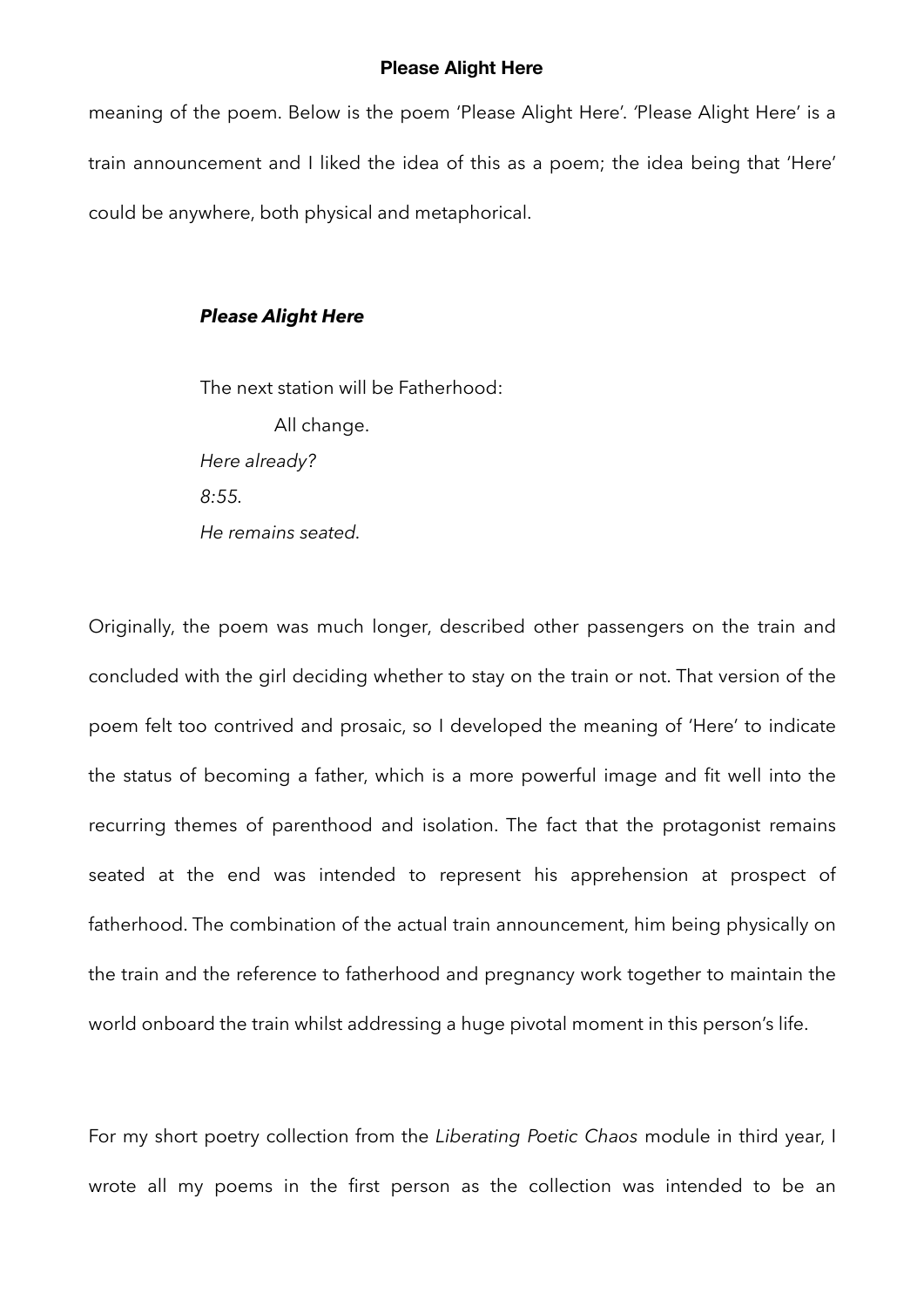meaning of the poem. Below is the poem 'Please Alight Here'. 'Please Alight Here' is a train announcement and I liked the idea of this as a poem; the idea being that 'Here' could be anywhere, both physical and metaphorical.

***Please Alight Here***

The next station will be Fatherhood:

All change.

*Here already?*

*8:55.*

*He remains seated.*

Originally, the poem was much longer, described other passengers on the train and concluded with the girl deciding whether to stay on the train or not. That version of the poem felt too contrived and prosaic, so I developed the meaning of 'Here' to indicate the status of becoming a father, which is a more powerful image and fit well into the recurring themes of parenthood and isolation. The fact that the protagonist remains seated at the end was intended to represent his apprehension at prospect of fatherhood. The combination of the actual train announcement, him being physically on the train and the reference to fatherhood and pregnancy work together to maintain the world onboard the train whilst addressing a huge pivotal moment in this person's life.

For my short poetry collection from the *Liberating Poetic Chaos* module in third year, I wrote all my poems in the first person as the collection was intended to be an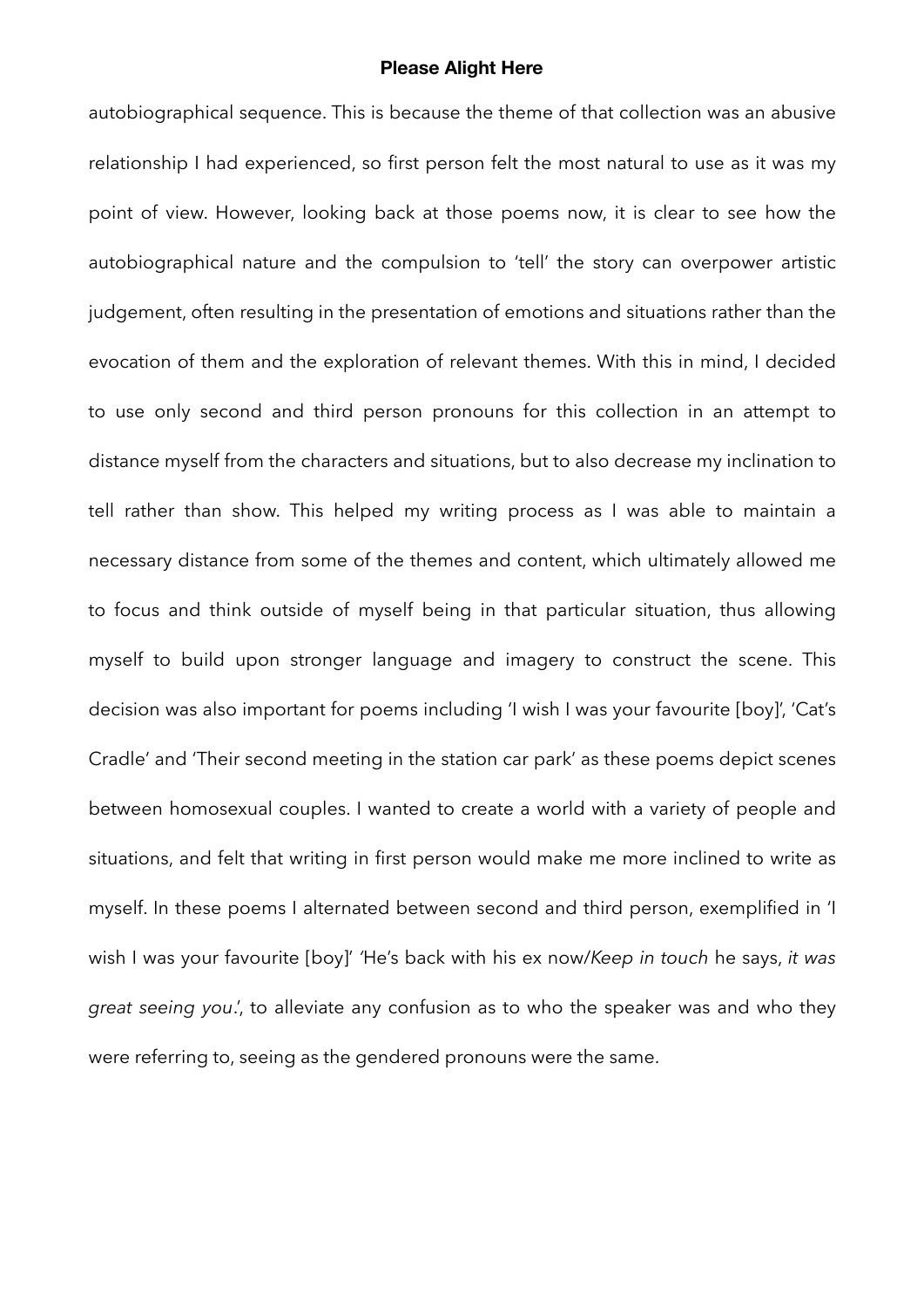autobiographical sequence. This is because the theme of that collection was an abusive relationship I had experienced, so first person felt the most natural to use as it was my point of view. However, looking back at those poems now, it is clear to see how the autobiographical nature and the compulsion to 'tell' the story can overpower artistic judgement, often resulting in the presentation of emotions and situations rather than the evocation of them and the exploration of relevant themes. With this in mind, I decided to use only second and third person pronouns for this collection in an attempt to distance myself from the characters and situations, but to also decrease my inclination to tell rather than show. This helped my writing process as I was able to maintain a necessary distance from some of the themes and content, which ultimately allowed me to focus and think outside of myself being in that particular situation, thus allowing myself to build upon stronger language and imagery to construct the scene. This decision was also important for poems including 'I wish I was your favourite [boy]', 'Cat's Cradle' and 'Their second meeting in the station car park' as these poems depict scenes between homosexual couples. I wanted to create a world with a variety of people and situations, and felt that writing in first person would make me more inclined to write as myself. In these poems I alternated between second and third person, exemplified in 'I wish I was your favourite [boy]' 'He's back with his ex now/*Keep in touch* he says, *it was great seeing you*.', to alleviate any confusion as to who the speaker was and who they were referring to, seeing as the gendered pronouns were the same.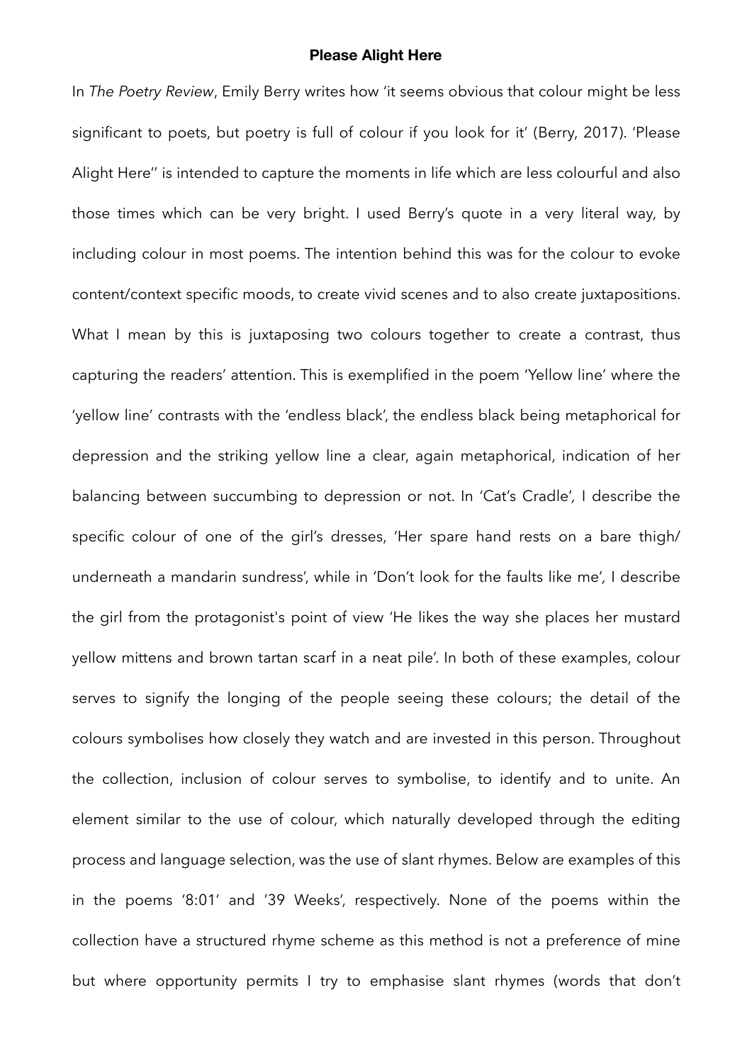**Please Alight Here**

In *The Poetry Review*, Emily Berry writes how 'it seems obvious that colour might be less significant to poets, but poetry is full of colour if you look for it' (Berry, 2017). 'Please Alight Here'' is intended to capture the moments in life which are less colourful and also those times which can be very bright. I used Berry's quote in a very literal way, by including colour in most poems. The intention behind this was for the colour to evoke content/context specific moods, to create vivid scenes and to also create juxtapositions. What I mean by this is juxtaposing two colours together to create a contrast, thus capturing the readers' attention. This is exemplified in the poem 'Yellow line' where the 'yellow line' contrasts with the 'endless black', the endless black being metaphorical for depression and the striking yellow line a clear, again metaphorical, indication of her balancing between succumbing to depression or not. In 'Cat's Cradle', I describe the specific colour of one of the girl's dresses, 'Her spare hand rests on a bare thigh/ underneath a mandarin sundress', while in 'Don't look for the faults like me', I describe the girl from the protagonist's point of view 'He likes the way she places her mustard yellow mittens and brown tartan scarf in a neat pile'. In both of these examples, colour serves to signify the longing of the people seeing these colours; the detail of the colours symbolises how closely they watch and are invested in this person. Throughout the collection, inclusion of colour serves to symbolise, to identify and to unite. An element similar to the use of colour, which naturally developed through the editing process and language selection, was the use of slant rhymes. Below are examples of this in the poems '8:01' and '39 Weeks', respectively. None of the poems within the collection have a structured rhyme scheme as this method is not a preference of mine but where opportunity permits I try to emphasise slant rhymes (words that don't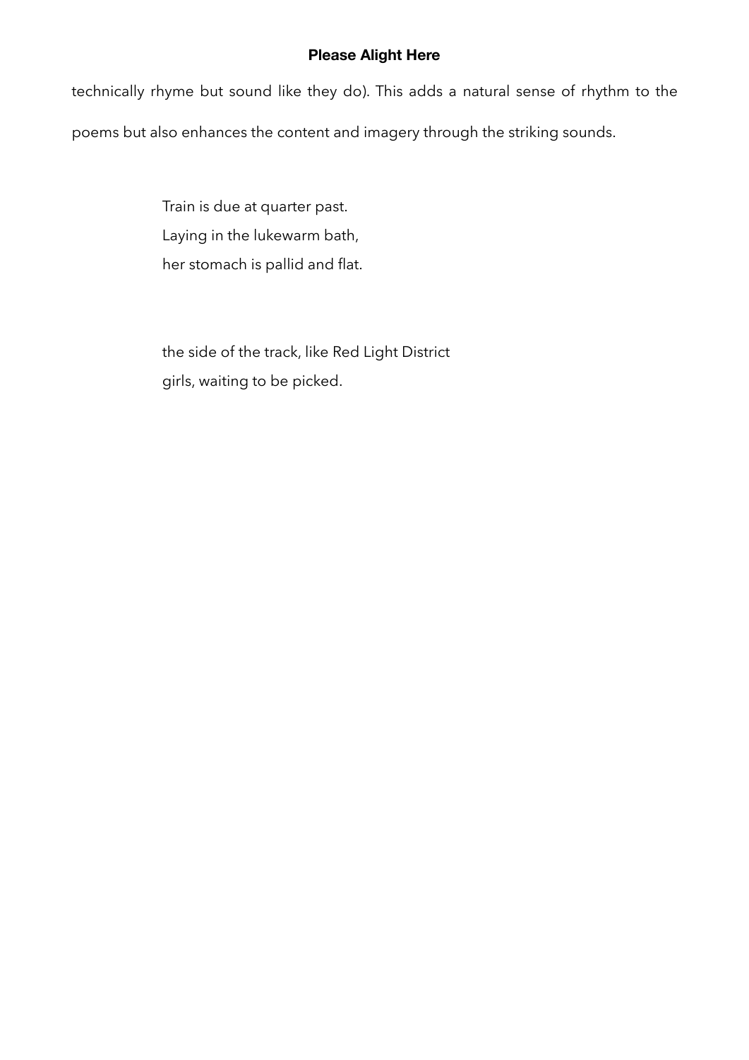technically rhyme but sound like they do). This adds a natural sense of rhythm to the poems but also enhances the content and imagery through the striking sounds.

> Train is due at quarter past.
> Laying in the lukewarm bath,
> her stomach is pallid and flat.

> the side of the track, like Red Light District
> girls, waiting to be picked.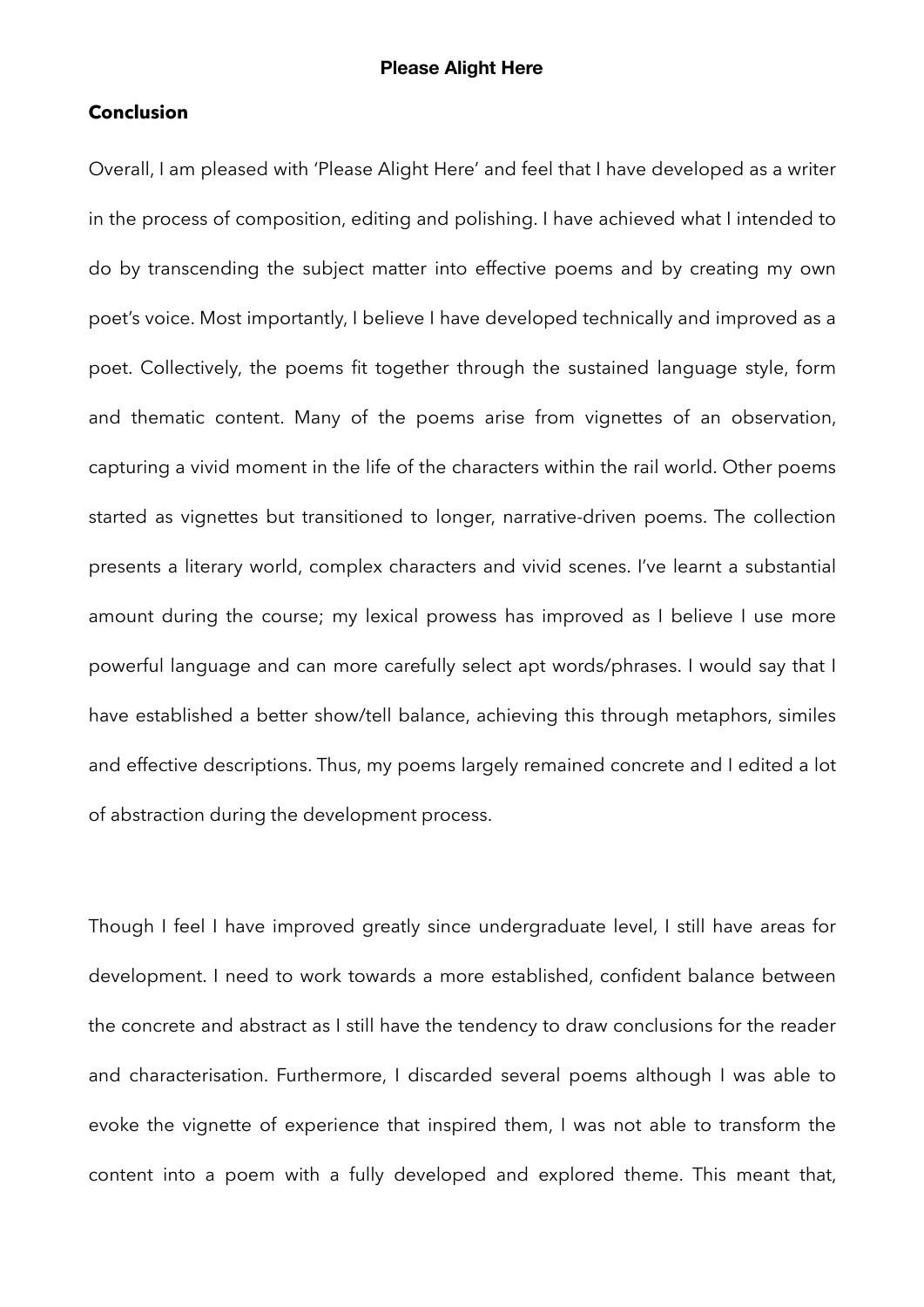**Please Alight Here**

## Conclusion

Overall, I am pleased with 'Please Alight Here' and feel that I have developed as a writer in the process of composition, editing and polishing. I have achieved what I intended to do by transcending the subject matter into effective poems and by creating my own poet's voice. Most importantly, I believe I have developed technically and improved as a poet. Collectively, the poems fit together through the sustained language style, form and thematic content. Many of the poems arise from vignettes of an observation, capturing a vivid moment in the life of the characters within the rail world. Other poems started as vignettes but transitioned to longer, narrative-driven poems. The collection presents a literary world, complex characters and vivid scenes. I've learnt a substantial amount during the course; my lexical prowess has improved as I believe I use more powerful language and can more carefully select apt words/phrases. I would say that I have established a better show/tell balance, achieving this through metaphors, similes and effective descriptions. Thus, my poems largely remained concrete and I edited a lot of abstraction during the development process.

Though I feel I have improved greatly since undergraduate level, I still have areas for development. I need to work towards a more established, confident balance between the concrete and abstract as I still have the tendency to draw conclusions for the reader and characterisation. Furthermore, I discarded several poems although I was able to evoke the vignette of experience that inspired them, I was not able to transform the content into a poem with a fully developed and explored theme. This meant that,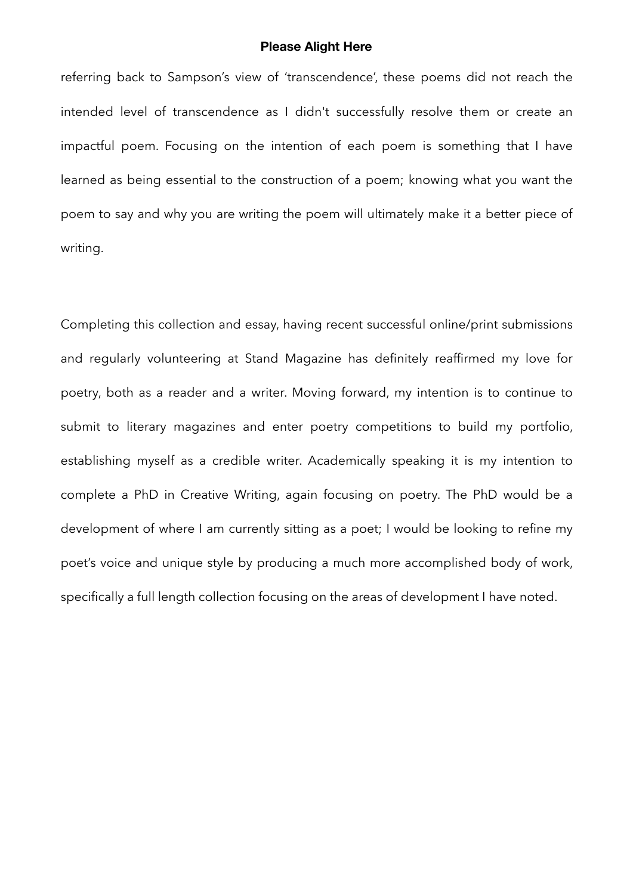referring back to Sampson's view of 'transcendence', these poems did not reach the intended level of transcendence as I didn't successfully resolve them or create an impactful poem. Focusing on the intention of each poem is something that I have learned as being essential to the construction of a poem; knowing what you want the poem to say and why you are writing the poem will ultimately make it a better piece of writing.

Completing this collection and essay, having recent successful online/print submissions and regularly volunteering at Stand Magazine has definitely reaffirmed my love for poetry, both as a reader and a writer. Moving forward, my intention is to continue to submit to literary magazines and enter poetry competitions to build my portfolio, establishing myself as a credible writer. Academically speaking it is my intention to complete a PhD in Creative Writing, again focusing on poetry. The PhD would be a development of where I am currently sitting as a poet; I would be looking to refine my poet's voice and unique style by producing a much more accomplished body of work, specifically a full length collection focusing on the areas of development I have noted.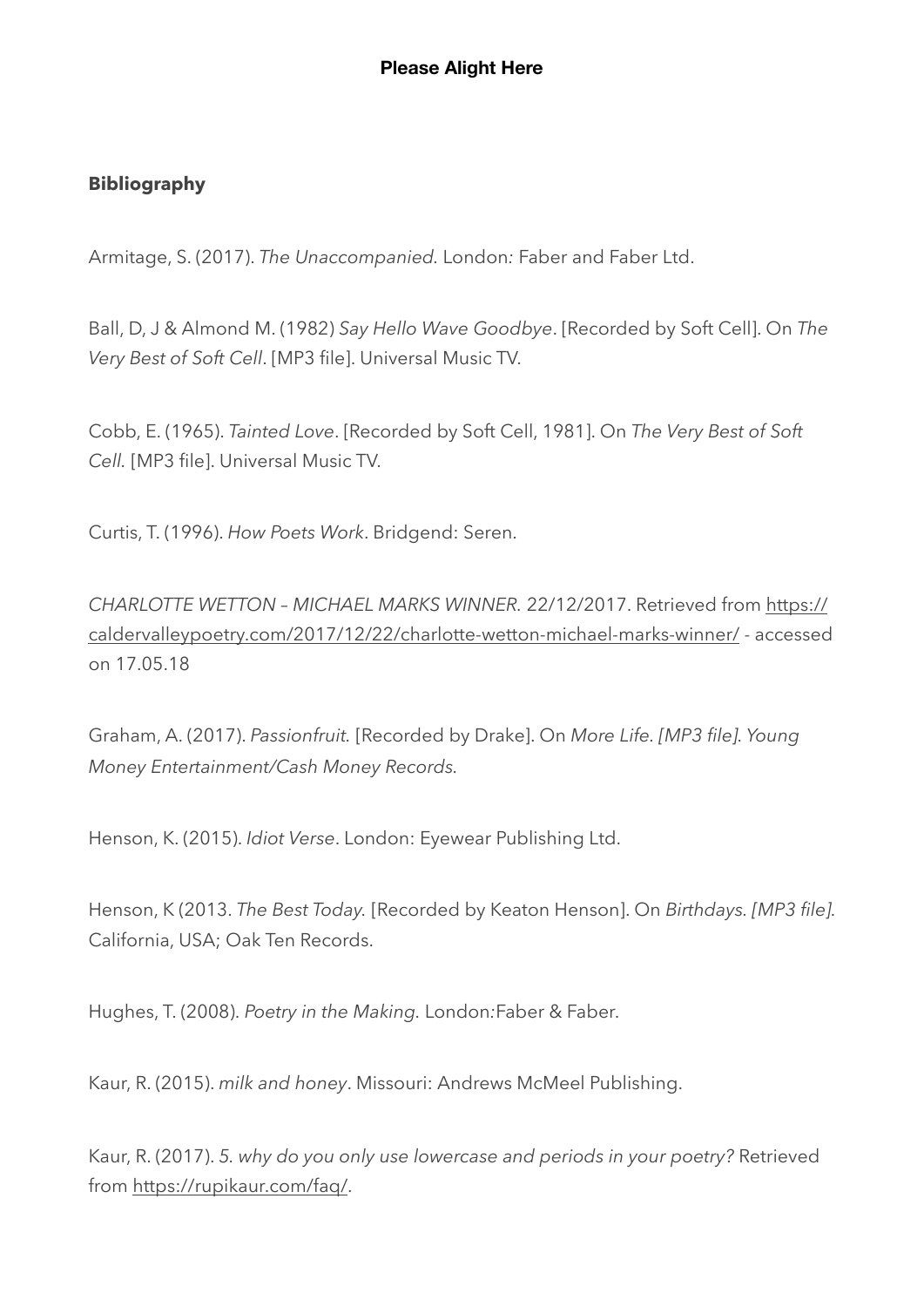**Bibliography**

Armitage, S. (2017). *The Unaccompanied.* London*:* Faber and Faber Ltd.

Ball, D, J & Almond M. (1982) *Say Hello Wave Goodbye*. [Recorded by Soft Cell]. On *The Very Best of Soft Cell*. [MP3 file]. Universal Music TV.

Cobb, E. (1965). *Tainted Love*. [Recorded by Soft Cell, 1981]. On *The Very Best of Soft Cell.* [MP3 file]. Universal Music TV.

Curtis, T. (1996). *How Poets Work*. Bridgend: Seren.

*CHARLOTTE WETTON – MICHAEL MARKS WINNER.* 22/12/2017. Retrieved from https://caldervalleypoetry.com/2017/12/22/charlotte-wetton-michael-marks-winner/ - accessed on 17.05.18

Graham, A. (2017). *Passionfruit.* [Recorded by Drake]. On *More Life. [MP3 file]. Young Money Entertainment/Cash Money Records*.

Henson, K. (2015). *Idiot Verse*. London: Eyewear Publishing Ltd.

Henson, K (2013. *The Best Today.* [Recorded by Keaton Henson]. On *Birthdays. [MP3 file].* California, USA; Oak Ten Records.

Hughes, T. (2008). *Poetry in the Making.* London:Faber & Faber.

Kaur, R. (2015). *milk and honey*. Missouri: Andrews McMeel Publishing.

Kaur, R. (2017). *5. why do you only use lowercase and periods in your poetry?* Retrieved from https://rupikaur.com/faq/.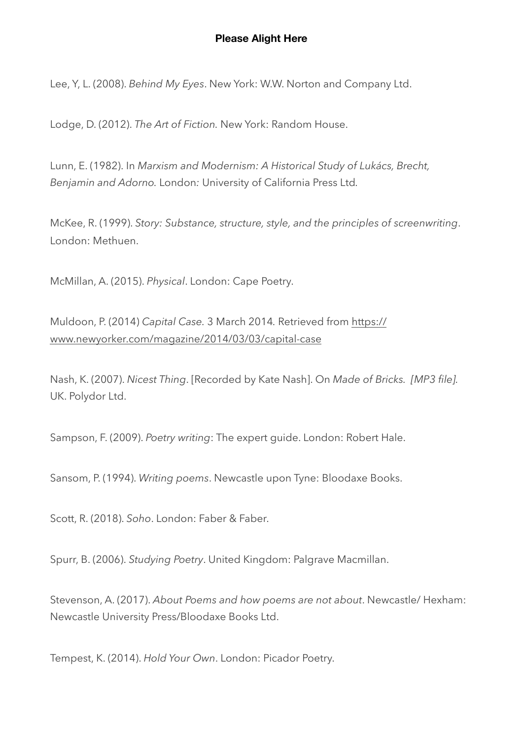**Please Alight Here**

Lee, Y, L. (2008). *Behind My Eyes*. New York: W.W. Norton and Company Ltd.

Lodge, D. (2012). *The Art of Fiction.* New York: Random House.

Lunn, E. (1982). In *Marxism and Modernism: A Historical Study of Lukács, Brecht, Benjamin and Adorno.* London: University of California Press Ltd.

McKee, R. (1999). *Story: Substance, structure, style, and the principles of screenwriting*. London: Methuen.

McMillan, A. (2015). *Physical*. London: Cape Poetry.

Muldoon, P. (2014) *Capital Case.* 3 March 2014. Retrieved from https://www.newyorker.com/magazine/2014/03/03/capital-case

Nash, K. (2007). *Nicest Thing*. [Recorded by Kate Nash]. On *Made of Bricks. [MP3 file]*. UK. Polydor Ltd.

Sampson, F. (2009). *Poetry writing*: The expert guide. London: Robert Hale.

Sansom, P. (1994). *Writing poems*. Newcastle upon Tyne: Bloodaxe Books.

Scott, R. (2018). *Soho*. London: Faber & Faber.

Spurr, B. (2006). *Studying Poetry*. United Kingdom: Palgrave Macmillan.

Stevenson, A. (2017). *About Poems and how poems are not about*. Newcastle/ Hexham: Newcastle University Press/Bloodaxe Books Ltd.

Tempest, K. (2014). *Hold Your Own*. London: Picador Poetry.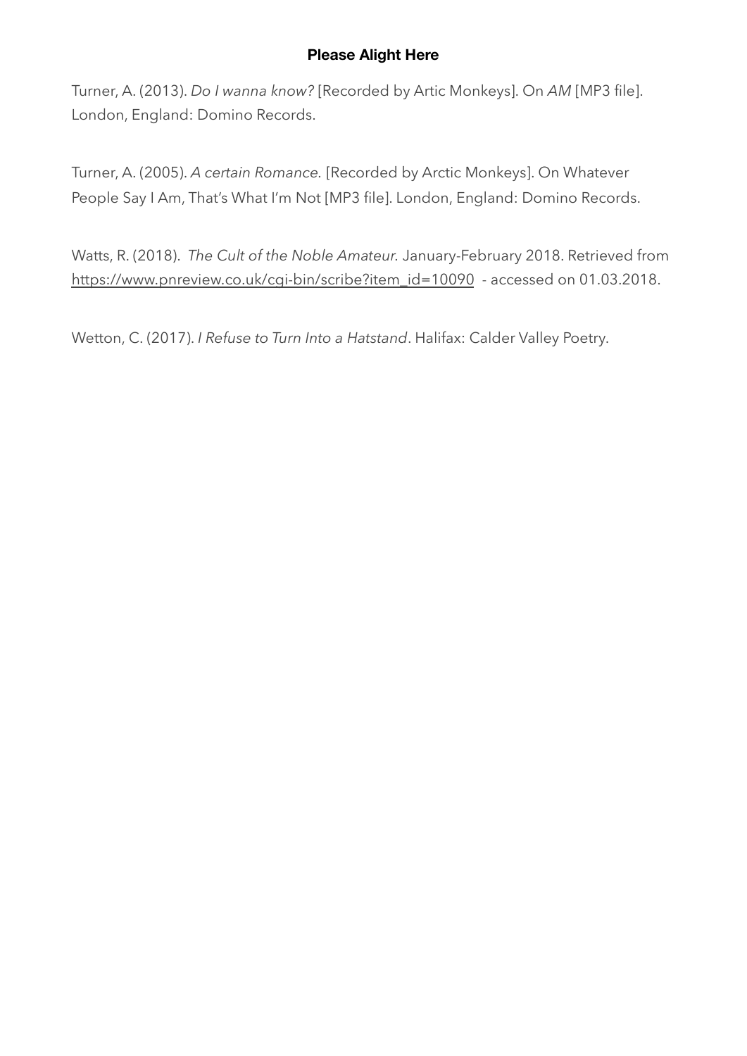**Please Alight Here**

Turner, A. (2013). *Do I wanna know?* [Recorded by Artic Monkeys]. On *AM* [MP3 file]. London, England: Domino Records.

Turner, A. (2005). *A certain Romance.* [Recorded by Arctic Monkeys]. On Whatever People Say I Am, That's What I'm Not [MP3 file]. London, England: Domino Records.

Watts, R. (2018). *The Cult of the Noble Amateur.* January-February 2018. Retrieved from https://www.pnreview.co.uk/cgi-bin/scribe?item_id=10090 - accessed on 01.03.2018.

Wetton, C. (2017). *I Refuse to Turn Into a Hatstand*. Halifax: Calder Valley Poetry.